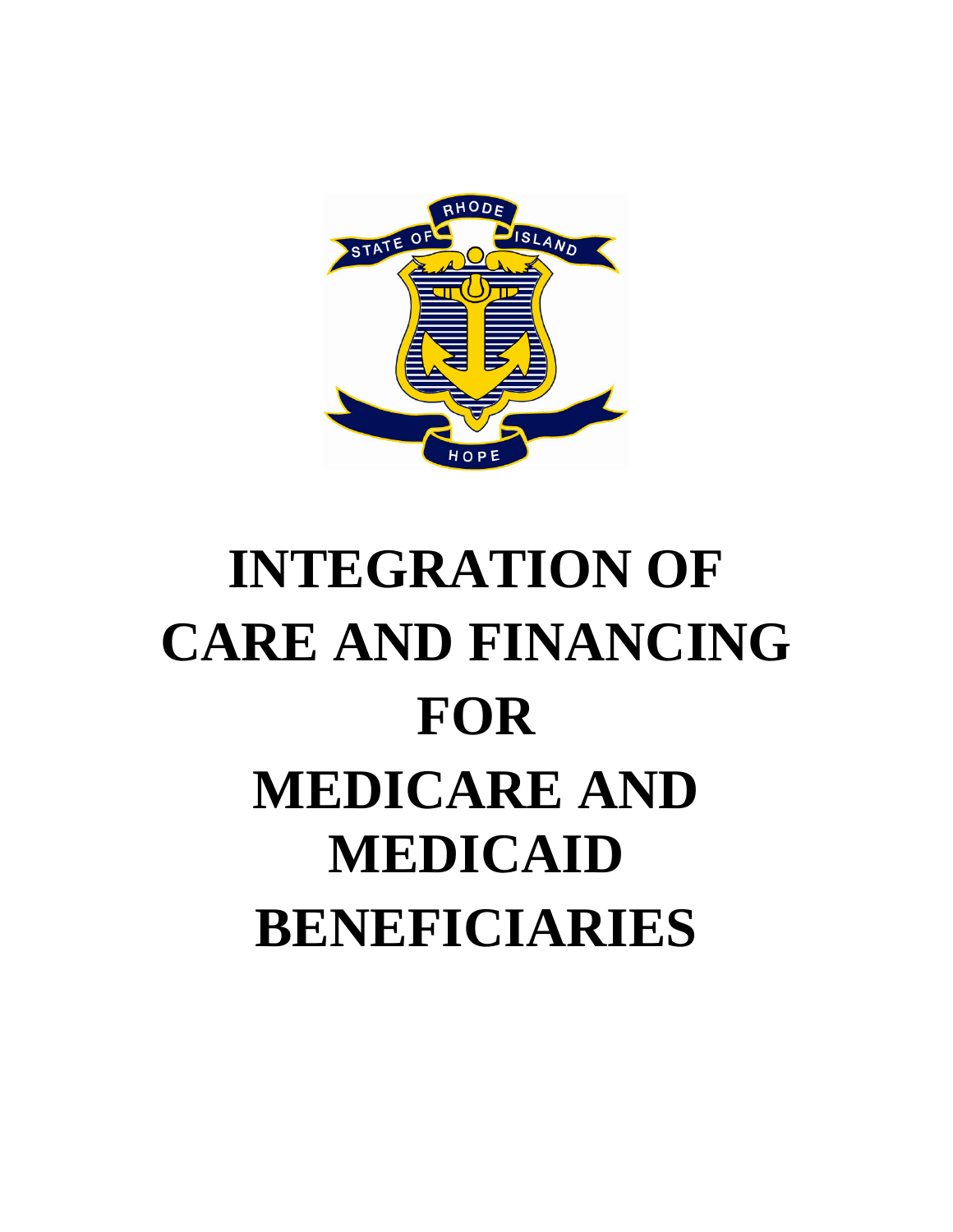# INTEGRATION OF CARE AND FINANCING FOR MEDICARE AND MEDICAID BENEFICIARIES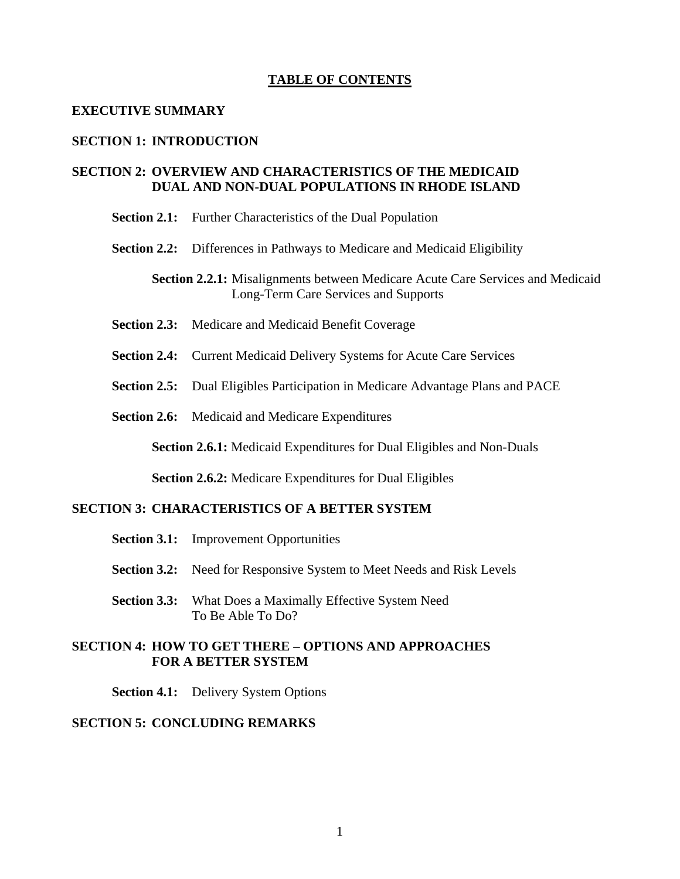# TABLE OF CONTENTS

**EXECUTIVE SUMMARY**

**SECTION 1: INTRODUCTION**

**SECTION 2: OVERVIEW AND CHARACTERISTICS OF THE MEDICAID DUAL AND NON-DUAL POPULATIONS IN RHODE ISLAND**

- **Section 2.1:** Further Characteristics of the Dual Population
- **Section 2.2:** Differences in Pathways to Medicare and Medicaid Eligibility
  - **Section 2.2.1:** Misalignments between Medicare Acute Care Services and Medicaid Long-Term Care Services and Supports
- **Section 2.3:** Medicare and Medicaid Benefit Coverage
- **Section 2.4:** Current Medicaid Delivery Systems for Acute Care Services
- **Section 2.5:** Dual Eligibles Participation in Medicare Advantage Plans and PACE
- **Section 2.6:** Medicaid and Medicare Expenditures
  - **Section 2.6.1:** Medicaid Expenditures for Dual Eligibles and Non-Duals
  - **Section 2.6.2:** Medicare Expenditures for Dual Eligibles

**SECTION 3: CHARACTERISTICS OF A BETTER SYSTEM**

- **Section 3.1:** Improvement Opportunities
- **Section 3.2:** Need for Responsive System to Meet Needs and Risk Levels
- **Section 3.3:** What Does a Maximally Effective System Need To Be Able To Do?

**SECTION 4: HOW TO GET THERE – OPTIONS AND APPROACHES FOR A BETTER SYSTEM**

- **Section 4.1:** Delivery System Options

**SECTION 5: CONCLUDING REMARKS**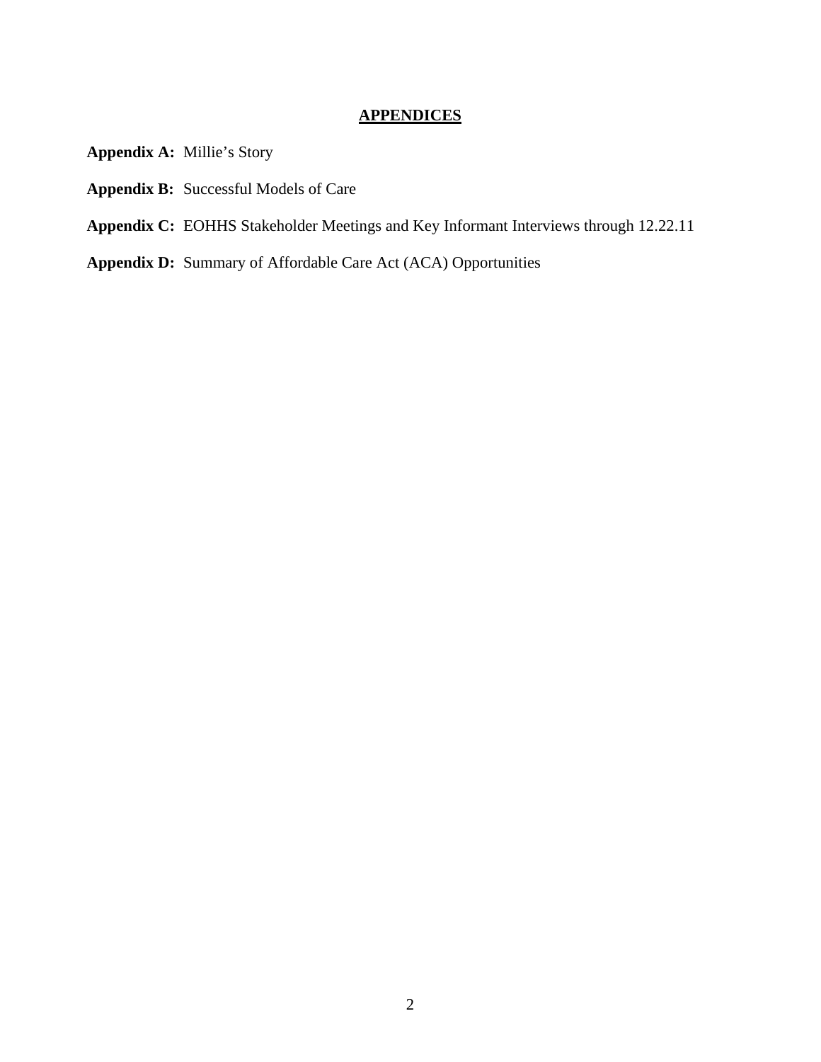# APPENDICES

**Appendix A:** Millie's Story

**Appendix B:** Successful Models of Care

**Appendix C:** EOHHS Stakeholder Meetings and Key Informant Interviews through 12.22.11

**Appendix D:** Summary of Affordable Care Act (ACA) Opportunities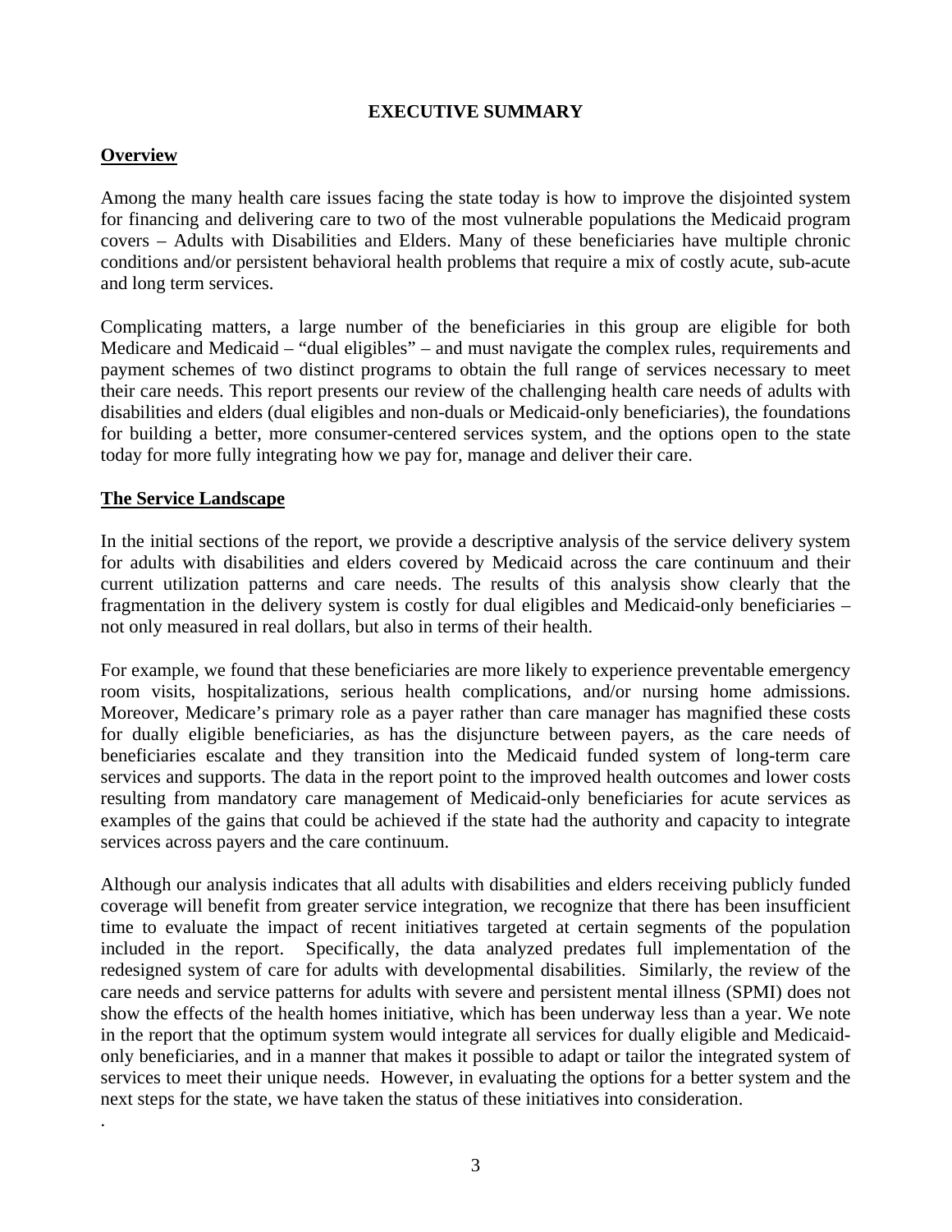# EXECUTIVE SUMMARY

## Overview

Among the many health care issues facing the state today is how to improve the disjointed system for financing and delivering care to two of the most vulnerable populations the Medicaid program covers – Adults with Disabilities and Elders. Many of these beneficiaries have multiple chronic conditions and/or persistent behavioral health problems that require a mix of costly acute, sub-acute and long term services.

Complicating matters, a large number of the beneficiaries in this group are eligible for both Medicare and Medicaid – "dual eligibles" – and must navigate the complex rules, requirements and payment schemes of two distinct programs to obtain the full range of services necessary to meet their care needs. This report presents our review of the challenging health care needs of adults with disabilities and elders (dual eligibles and non-duals or Medicaid-only beneficiaries), the foundations for building a better, more consumer-centered services system, and the options open to the state today for more fully integrating how we pay for, manage and deliver their care.

## The Service Landscape

In the initial sections of the report, we provide a descriptive analysis of the service delivery system for adults with disabilities and elders covered by Medicaid across the care continuum and their current utilization patterns and care needs. The results of this analysis show clearly that the fragmentation in the delivery system is costly for dual eligibles and Medicaid-only beneficiaries – not only measured in real dollars, but also in terms of their health.

For example, we found that these beneficiaries are more likely to experience preventable emergency room visits, hospitalizations, serious health complications, and/or nursing home admissions. Moreover, Medicare's primary role as a payer rather than care manager has magnified these costs for dually eligible beneficiaries, as has the disjuncture between payers, as the care needs of beneficiaries escalate and they transition into the Medicaid funded system of long-term care services and supports. The data in the report point to the improved health outcomes and lower costs resulting from mandatory care management of Medicaid-only beneficiaries for acute services as examples of the gains that could be achieved if the state had the authority and capacity to integrate services across payers and the care continuum.

Although our analysis indicates that all adults with disabilities and elders receiving publicly funded coverage will benefit from greater service integration, we recognize that there has been insufficient time to evaluate the impact of recent initiatives targeted at certain segments of the population included in the report. Specifically, the data analyzed predates full implementation of the redesigned system of care for adults with developmental disabilities. Similarly, the review of the care needs and service patterns for adults with severe and persistent mental illness (SPMI) does not show the effects of the health homes initiative, which has been underway less than a year. We note in the report that the optimum system would integrate all services for dually eligible and Medicaid-only beneficiaries, and in a manner that makes it possible to adapt or tailor the integrated system of services to meet their unique needs. However, in evaluating the options for a better system and the next steps for the state, we have taken the status of these initiatives into consideration.

.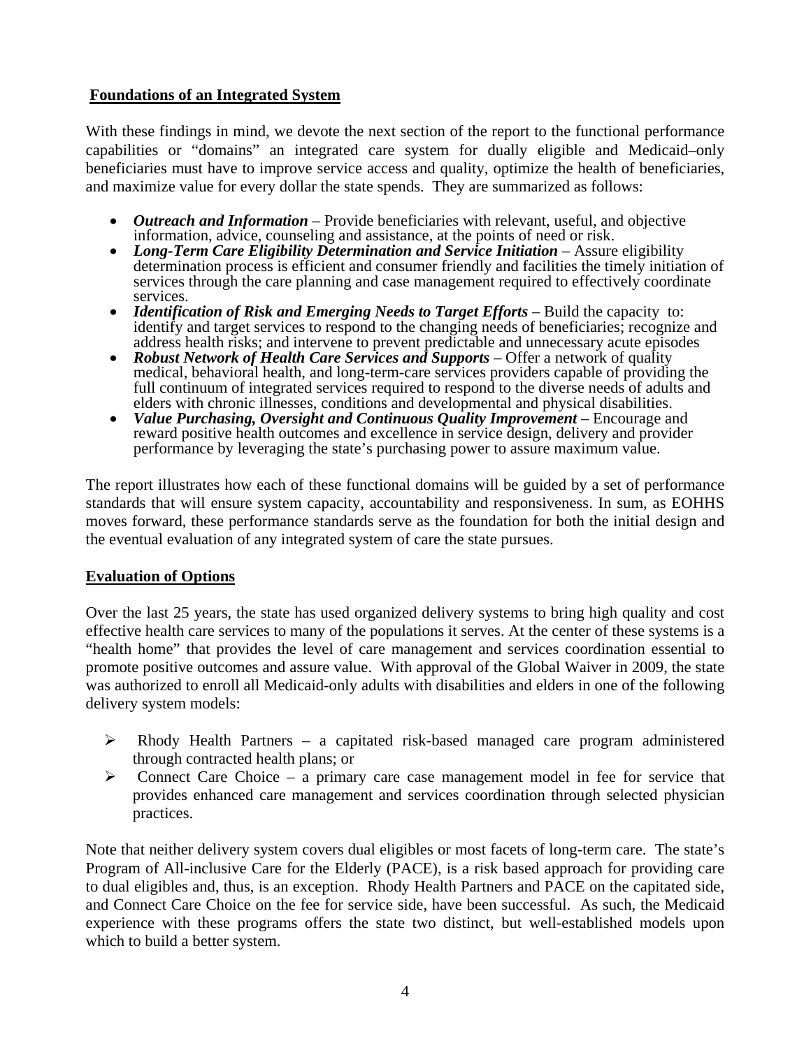**Foundations of an Integrated System**

With these findings in mind, we devote the next section of the report to the functional performance capabilities or "domains" an integrated care system for dually eligible and Medicaid–only beneficiaries must have to improve service access and quality, optimize the health of beneficiaries, and maximize value for every dollar the state spends. They are summarized as follows:

- ***Outreach and Information*** – Provide beneficiaries with relevant, useful, and objective information, advice, counseling and assistance, at the points of need or risk.
- ***Long-Term Care Eligibility Determination and Service Initiation*** – Assure eligibility determination process is efficient and consumer friendly and facilities the timely initiation of services through the care planning and case management required to effectively coordinate services.
- ***Identification of Risk and Emerging Needs to Target Efforts*** – Build the capacity to: identify and target services to respond to the changing needs of beneficiaries; recognize and address health risks; and intervene to prevent predictable and unnecessary acute episodes
- ***Robust Network of Health Care Services and Supports*** – Offer a network of quality medical, behavioral health, and long-term-care services providers capable of providing the full continuum of integrated services required to respond to the diverse needs of adults and elders with chronic illnesses, conditions and developmental and physical disabilities.
- ***Value Purchasing, Oversight and Continuous Quality Improvement*** – Encourage and reward positive health outcomes and excellence in service design, delivery and provider performance by leveraging the state's purchasing power to assure maximum value.

The report illustrates how each of these functional domains will be guided by a set of performance standards that will ensure system capacity, accountability and responsiveness. In sum, as EOHHS moves forward, these performance standards serve as the foundation for both the initial design and the eventual evaluation of any integrated system of care the state pursues.

**Evaluation of Options**

Over the last 25 years, the state has used organized delivery systems to bring high quality and cost effective health care services to many of the populations it serves. At the center of these systems is a "health home" that provides the level of care management and services coordination essential to promote positive outcomes and assure value. With approval of the Global Waiver in 2009, the state was authorized to enroll all Medicaid-only adults with disabilities and elders in one of the following delivery system models:

- Rhody Health Partners – a capitated risk-based managed care program administered through contracted health plans; or
- Connect Care Choice – a primary care case management model in fee for service that provides enhanced care management and services coordination through selected physician practices.

Note that neither delivery system covers dual eligibles or most facets of long-term care. The state's Program of All-inclusive Care for the Elderly (PACE), is a risk based approach for providing care to dual eligibles and, thus, is an exception. Rhody Health Partners and PACE on the capitated side, and Connect Care Choice on the fee for service side, have been successful. As such, the Medicaid experience with these programs offers the state two distinct, but well-established models upon which to build a better system.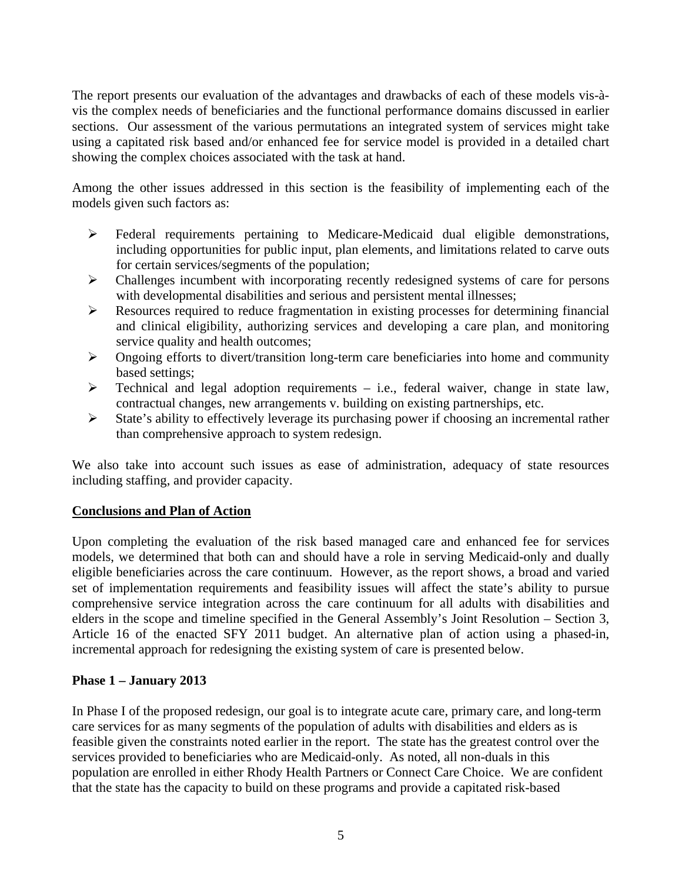The report presents our evaluation of the advantages and drawbacks of each of these models vis-à-vis the complex needs of beneficiaries and the functional performance domains discussed in earlier sections. Our assessment of the various permutations an integrated system of services might take using a capitated risk based and/or enhanced fee for service model is provided in a detailed chart showing the complex choices associated with the task at hand.

Among the other issues addressed in this section is the feasibility of implementing each of the models given such factors as:

- Federal requirements pertaining to Medicare-Medicaid dual eligible demonstrations, including opportunities for public input, plan elements, and limitations related to carve outs for certain services/segments of the population;
- Challenges incumbent with incorporating recently redesigned systems of care for persons with developmental disabilities and serious and persistent mental illnesses;
- Resources required to reduce fragmentation in existing processes for determining financial and clinical eligibility, authorizing services and developing a care plan, and monitoring service quality and health outcomes;
- Ongoing efforts to divert/transition long-term care beneficiaries into home and community based settings;
- Technical and legal adoption requirements – i.e., federal waiver, change in state law, contractual changes, new arrangements v. building on existing partnerships, etc.
- State's ability to effectively leverage its purchasing power if choosing an incremental rather than comprehensive approach to system redesign.

We also take into account such issues as ease of administration, adequacy of state resources including staffing, and provider capacity.

**Conclusions and Plan of Action**

Upon completing the evaluation of the risk based managed care and enhanced fee for services models, we determined that both can and should have a role in serving Medicaid-only and dually eligible beneficiaries across the care continuum. However, as the report shows, a broad and varied set of implementation requirements and feasibility issues will affect the state's ability to pursue comprehensive service integration across the care continuum for all adults with disabilities and elders in the scope and timeline specified in the General Assembly's Joint Resolution – Section 3, Article 16 of the enacted SFY 2011 budget. An alternative plan of action using a phased-in, incremental approach for redesigning the existing system of care is presented below.

**Phase 1 – January 2013**

In Phase I of the proposed redesign, our goal is to integrate acute care, primary care, and long-term care services for as many segments of the population of adults with disabilities and elders as is feasible given the constraints noted earlier in the report. The state has the greatest control over the services provided to beneficiaries who are Medicaid-only. As noted, all non-duals in this population are enrolled in either Rhody Health Partners or Connect Care Choice. We are confident that the state has the capacity to build on these programs and provide a capitated risk-based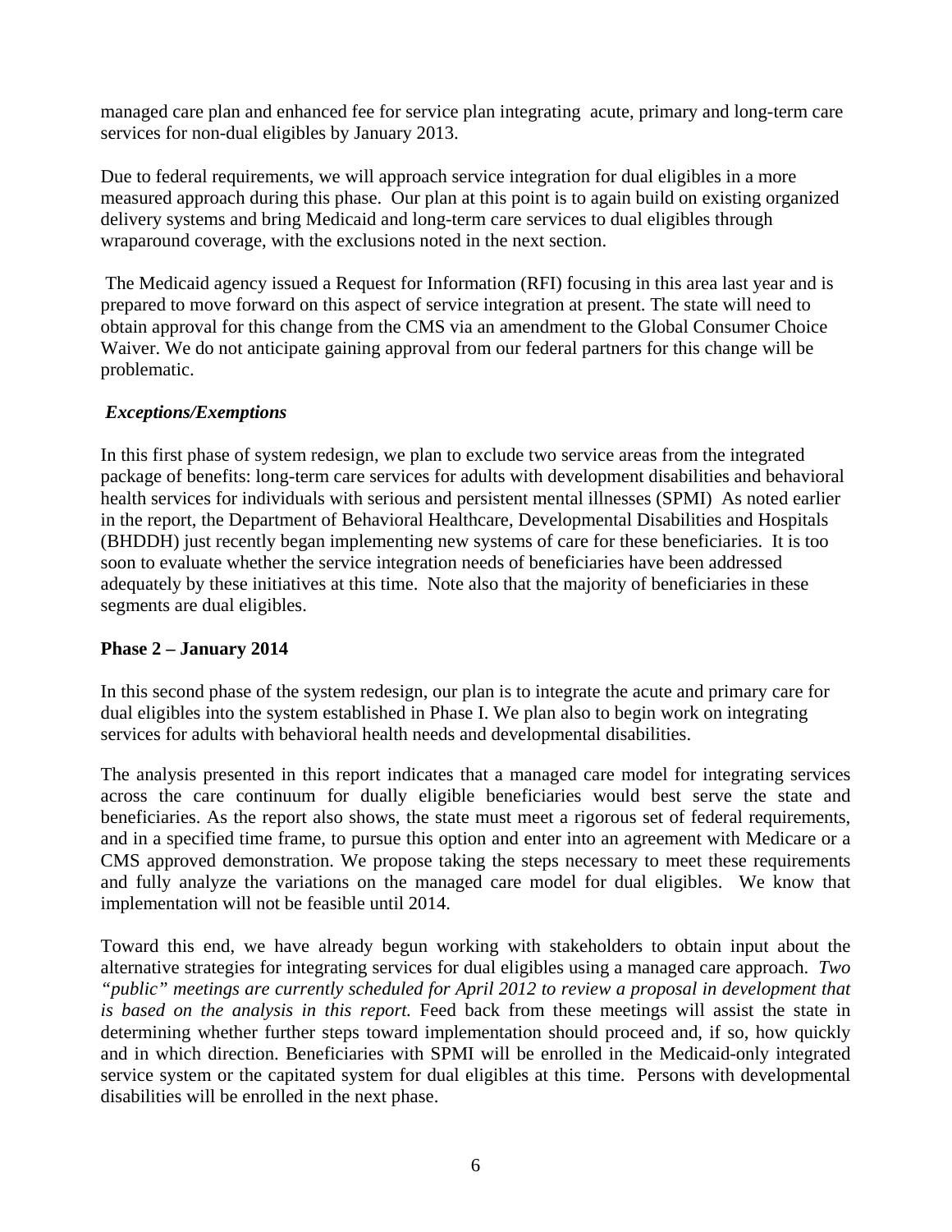managed care plan and enhanced fee for service plan integrating acute, primary and long-term care services for non-dual eligibles by January 2013.

Due to federal requirements, we will approach service integration for dual eligibles in a more measured approach during this phase. Our plan at this point is to again build on existing organized delivery systems and bring Medicaid and long-term care services to dual eligibles through wraparound coverage, with the exclusions noted in the next section.

The Medicaid agency issued a Request for Information (RFI) focusing in this area last year and is prepared to move forward on this aspect of service integration at present. The state will need to obtain approval for this change from the CMS via an amendment to the Global Consumer Choice Waiver. We do not anticipate gaining approval from our federal partners for this change will be problematic.

***Exceptions/Exemptions***

In this first phase of system redesign, we plan to exclude two service areas from the integrated package of benefits: long-term care services for adults with development disabilities and behavioral health services for individuals with serious and persistent mental illnesses (SPMI) As noted earlier in the report, the Department of Behavioral Healthcare, Developmental Disabilities and Hospitals (BHDDH) just recently began implementing new systems of care for these beneficiaries. It is too soon to evaluate whether the service integration needs of beneficiaries have been addressed adequately by these initiatives at this time. Note also that the majority of beneficiaries in these segments are dual eligibles.

**Phase 2 – January 2014**

In this second phase of the system redesign, our plan is to integrate the acute and primary care for dual eligibles into the system established in Phase I. We plan also to begin work on integrating services for adults with behavioral health needs and developmental disabilities.

The analysis presented in this report indicates that a managed care model for integrating services across the care continuum for dually eligible beneficiaries would best serve the state and beneficiaries. As the report also shows, the state must meet a rigorous set of federal requirements, and in a specified time frame, to pursue this option and enter into an agreement with Medicare or a CMS approved demonstration. We propose taking the steps necessary to meet these requirements and fully analyze the variations on the managed care model for dual eligibles. We know that implementation will not be feasible until 2014.

Toward this end, we have already begun working with stakeholders to obtain input about the alternative strategies for integrating services for dual eligibles using a managed care approach. *Two "public" meetings are currently scheduled for April 2012 to review a proposal in development that is based on the analysis in this report.* Feed back from these meetings will assist the state in determining whether further steps toward implementation should proceed and, if so, how quickly and in which direction. Beneficiaries with SPMI will be enrolled in the Medicaid-only integrated service system or the capitated system for dual eligibles at this time. Persons with developmental disabilities will be enrolled in the next phase.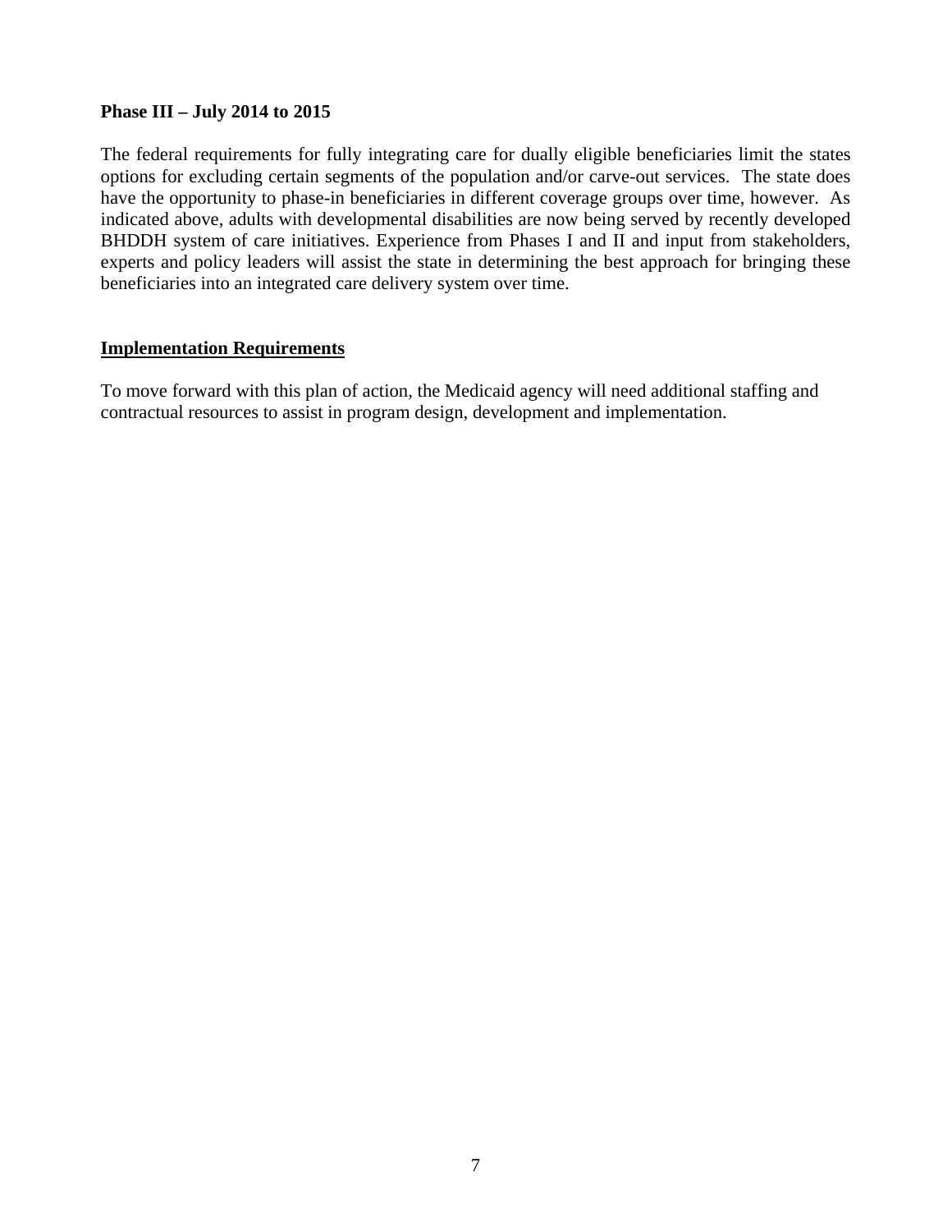**Phase III – July 2014 to 2015**

The federal requirements for fully integrating care for dually eligible beneficiaries limit the states options for excluding certain segments of the population and/or carve-out services. The state does have the opportunity to phase-in beneficiaries in different coverage groups over time, however. As indicated above, adults with developmental disabilities are now being served by recently developed BHDDH system of care initiatives. Experience from Phases I and II and input from stakeholders, experts and policy leaders will assist the state in determining the best approach for bringing these beneficiaries into an integrated care delivery system over time.

## Implementation Requirements

To move forward with this plan of action, the Medicaid agency will need additional staffing and contractual resources to assist in program design, development and implementation.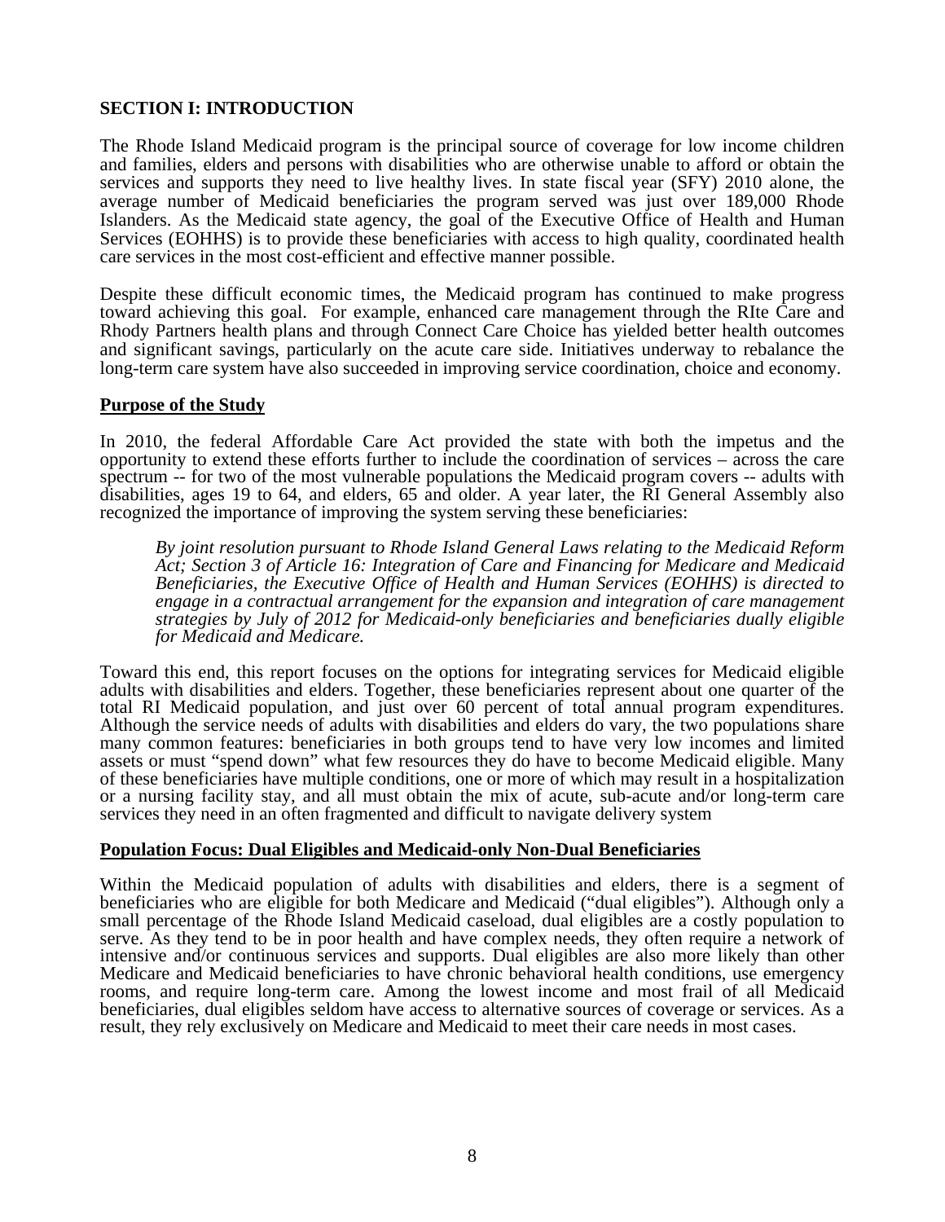## SECTION I: INTRODUCTION

The Rhode Island Medicaid program is the principal source of coverage for low income children and families, elders and persons with disabilities who are otherwise unable to afford or obtain the services and supports they need to live healthy lives. In state fiscal year (SFY) 2010 alone, the average number of Medicaid beneficiaries the program served was just over 189,000 Rhode Islanders. As the Medicaid state agency, the goal of the Executive Office of Health and Human Services (EOHHS) is to provide these beneficiaries with access to high quality, coordinated health care services in the most cost-efficient and effective manner possible.

Despite these difficult economic times, the Medicaid program has continued to make progress toward achieving this goal. For example, enhanced care management through the RIte Care and Rhody Partners health plans and through Connect Care Choice has yielded better health outcomes and significant savings, particularly on the acute care side. Initiatives underway to rebalance the long-term care system have also succeeded in improving service coordination, choice and economy.

### Purpose of the Study

In 2010, the federal Affordable Care Act provided the state with both the impetus and the opportunity to extend these efforts further to include the coordination of services – across the care spectrum -- for two of the most vulnerable populations the Medicaid program covers -- adults with disabilities, ages 19 to 64, and elders, 65 and older. A year later, the RI General Assembly also recognized the importance of improving the system serving these beneficiaries:

> *By joint resolution pursuant to Rhode Island General Laws relating to the Medicaid Reform Act; Section 3 of Article 16: Integration of Care and Financing for Medicare and Medicaid Beneficiaries, the Executive Office of Health and Human Services (EOHHS) is directed to engage in a contractual arrangement for the expansion and integration of care management strategies by July of 2012 for Medicaid-only beneficiaries and beneficiaries dually eligible for Medicaid and Medicare.*

Toward this end, this report focuses on the options for integrating services for Medicaid eligible adults with disabilities and elders. Together, these beneficiaries represent about one quarter of the total RI Medicaid population, and just over 60 percent of total annual program expenditures. Although the service needs of adults with disabilities and elders do vary, the two populations share many common features: beneficiaries in both groups tend to have very low incomes and limited assets or must "spend down" what few resources they do have to become Medicaid eligible. Many of these beneficiaries have multiple conditions, one or more of which may result in a hospitalization or a nursing facility stay, and all must obtain the mix of acute, sub-acute and/or long-term care services they need in an often fragmented and difficult to navigate delivery system

### Population Focus: Dual Eligibles and Medicaid-only Non-Dual Beneficiaries

Within the Medicaid population of adults with disabilities and elders, there is a segment of beneficiaries who are eligible for both Medicare and Medicaid ("dual eligibles"). Although only a small percentage of the Rhode Island Medicaid caseload, dual eligibles are a costly population to serve. As they tend to be in poor health and have complex needs, they often require a network of intensive and/or continuous services and supports. Dual eligibles are also more likely than other Medicare and Medicaid beneficiaries to have chronic behavioral health conditions, use emergency rooms, and require long-term care. Among the lowest income and most frail of all Medicaid beneficiaries, dual eligibles seldom have access to alternative sources of coverage or services. As a result, they rely exclusively on Medicare and Medicaid to meet their care needs in most cases.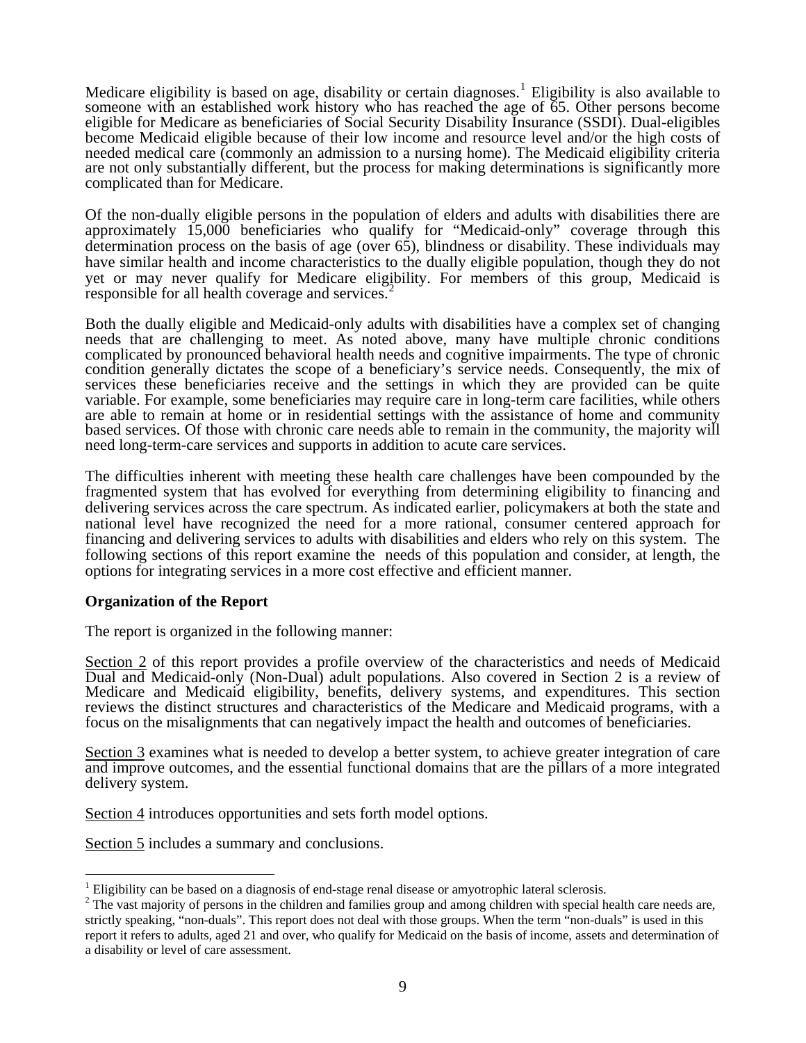Medicare eligibility is based on age, disability or certain diagnoses.[1] Eligibility is also available to someone with an established work history who has reached the age of 65. Other persons become eligible for Medicare as beneficiaries of Social Security Disability Insurance (SSDI). Dual-eligibles become Medicaid eligible because of their low income and resource level and/or the high costs of needed medical care (commonly an admission to a nursing home). The Medicaid eligibility criteria are not only substantially different, but the process for making determinations is significantly more complicated than for Medicare.

Of the non-dually eligible persons in the population of elders and adults with disabilities there are approximately 15,000 beneficiaries who qualify for "Medicaid-only" coverage through this determination process on the basis of age (over 65), blindness or disability. These individuals may have similar health and income characteristics to the dually eligible population, though they do not yet or may never qualify for Medicare eligibility. For members of this group, Medicaid is responsible for all health coverage and services.[2]

Both the dually eligible and Medicaid-only adults with disabilities have a complex set of changing needs that are challenging to meet. As noted above, many have multiple chronic conditions complicated by pronounced behavioral health needs and cognitive impairments. The type of chronic condition generally dictates the scope of a beneficiary's service needs. Consequently, the mix of services these beneficiaries receive and the settings in which they are provided can be quite variable. For example, some beneficiaries may require care in long-term care facilities, while others are able to remain at home or in residential settings with the assistance of home and community based services. Of those with chronic care needs able to remain in the community, the majority will need long-term-care services and supports in addition to acute care services.

The difficulties inherent with meeting these health care challenges have been compounded by the fragmented system that has evolved for everything from determining eligibility to financing and delivering services across the care spectrum. As indicated earlier, policymakers at both the state and national level have recognized the need for a more rational, consumer centered approach for financing and delivering services to adults with disabilities and elders who rely on this system. The following sections of this report examine the needs of this population and consider, at length, the options for integrating services in a more cost effective and efficient manner.

**Organization of the Report**

The report is organized in the following manner:

Section 2 of this report provides a profile overview of the characteristics and needs of Medicaid Dual and Medicaid-only (Non-Dual) adult populations. Also covered in Section 2 is a review of Medicare and Medicaid eligibility, benefits, delivery systems, and expenditures. This section reviews the distinct structures and characteristics of the Medicare and Medicaid programs, with a focus on the misalignments that can negatively impact the health and outcomes of beneficiaries.

Section 3 examines what is needed to develop a better system, to achieve greater integration of care and improve outcomes, and the essential functional domains that are the pillars of a more integrated delivery system.

Section 4 introduces opportunities and sets forth model options.

Section 5 includes a summary and conclusions.

---

[1] Eligibility can be based on a diagnosis of end-stage renal disease or amyotrophic lateral sclerosis.

[2] The vast majority of persons in the children and families group and among children with special health care needs are, strictly speaking, "non-duals". This report does not deal with those groups. When the term "non-duals" is used in this report it refers to adults, aged 21 and over, who qualify for Medicaid on the basis of income, assets and determination of a disability or level of care assessment.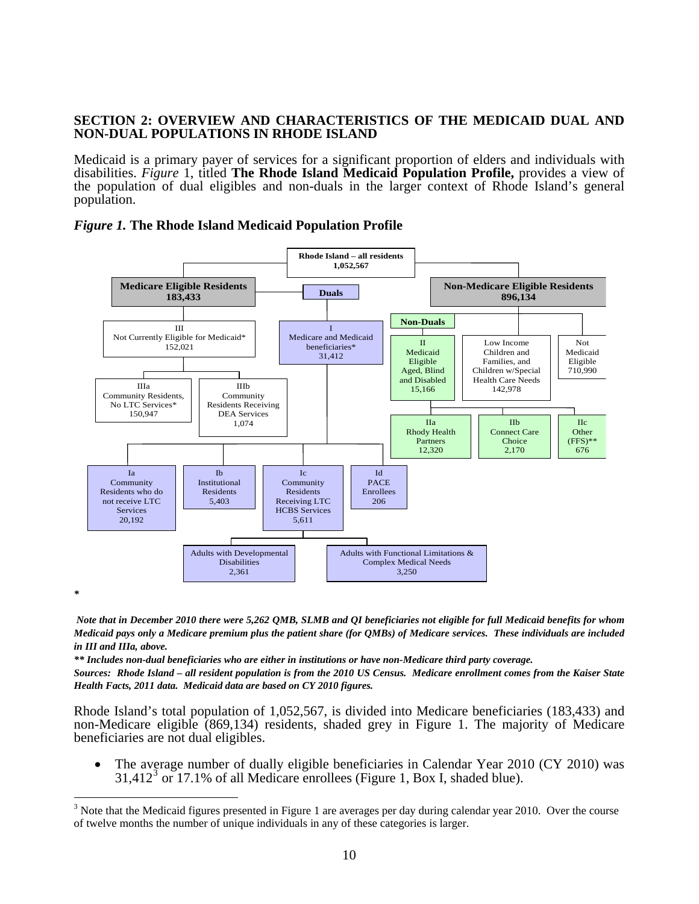**SECTION 2: OVERVIEW AND CHARACTERISTICS OF THE MEDICAID DUAL AND NON-DUAL POPULATIONS IN RHODE ISLAND**

Medicaid is a primary payer of services for a significant proportion of elders and individuals with disabilities. *Figure* 1, titled **The Rhode Island Medicaid Population Profile,** provides a view of the population of dual eligibles and non-duals in the larger context of Rhode Island's general population.

***Figure 1.*** **The Rhode Island Medicaid Population Profile**

**Rhode Island – all residents 1,052,567**

- **Medicare Eligible Residents 183,433**
  - III Not Currently Eligible for Medicaid* 152,021
    - IIIa Community Residents, No LTC Services* 150,947
    - IIIb Community Residents Receiving DEA Services 1,074
  - **Duals**
    - I Medicare and Medicaid beneficiaries* 31,412
      - Ia Community Residents who do not receive LTC Services 20,192
      - Ib Institutional Residents 5,403
      - Ic Community Residents Receiving LTC HCBS Services 5,611
        - Adults with Developmental Disabilities 2,361
        - Adults with Functional Limitations & Complex Medical Needs 3,250
      - Id PACE Enrollees 206
- **Non-Medicare Eligible Residents 896,134**
  - **Non-Duals**
    - II Medicaid Eligible Aged, Blind and Disabled 15,166
      - IIa Rhody Health Partners 12,320
      - IIb Connect Care Choice 2,170
      - IIc Other (FFS)** 676
  - Low Income Children and Families, and Children w/Special Health Care Needs 142,978
  - Not Medicaid Eligible 710,990

\*

***Note that in December 2010 there were 5,262 QMB, SLMB and QI beneficiaries not eligible for full Medicaid benefits for whom Medicaid pays only a Medicare premium plus the patient share (for QMBs) of Medicare services. These individuals are included in III and IIIa, above.***

***\*\* Includes non-dual beneficiaries who are either in institutions or have non-Medicare third party coverage.***

***Sources: Rhode Island – all resident population is from the 2010 US Census. Medicare enrollment comes from the Kaiser State Health Facts, 2011 data. Medicaid data are based on CY 2010 figures.***

Rhode Island's total population of 1,052,567, is divided into Medicare beneficiaries (183,433) and non-Medicare eligible (869,134) residents, shaded grey in Figure 1. The majority of Medicare beneficiaries are not dual eligibles.

- The average number of dually eligible beneficiaries in Calendar Year 2010 (CY 2010) was 31,412[3] or 17.1% of all Medicare enrollees (Figure 1, Box I, shaded blue).

[3] Note that the Medicaid figures presented in Figure 1 are averages per day during calendar year 2010. Over the course of twelve months the number of unique individuals in any of these categories is larger.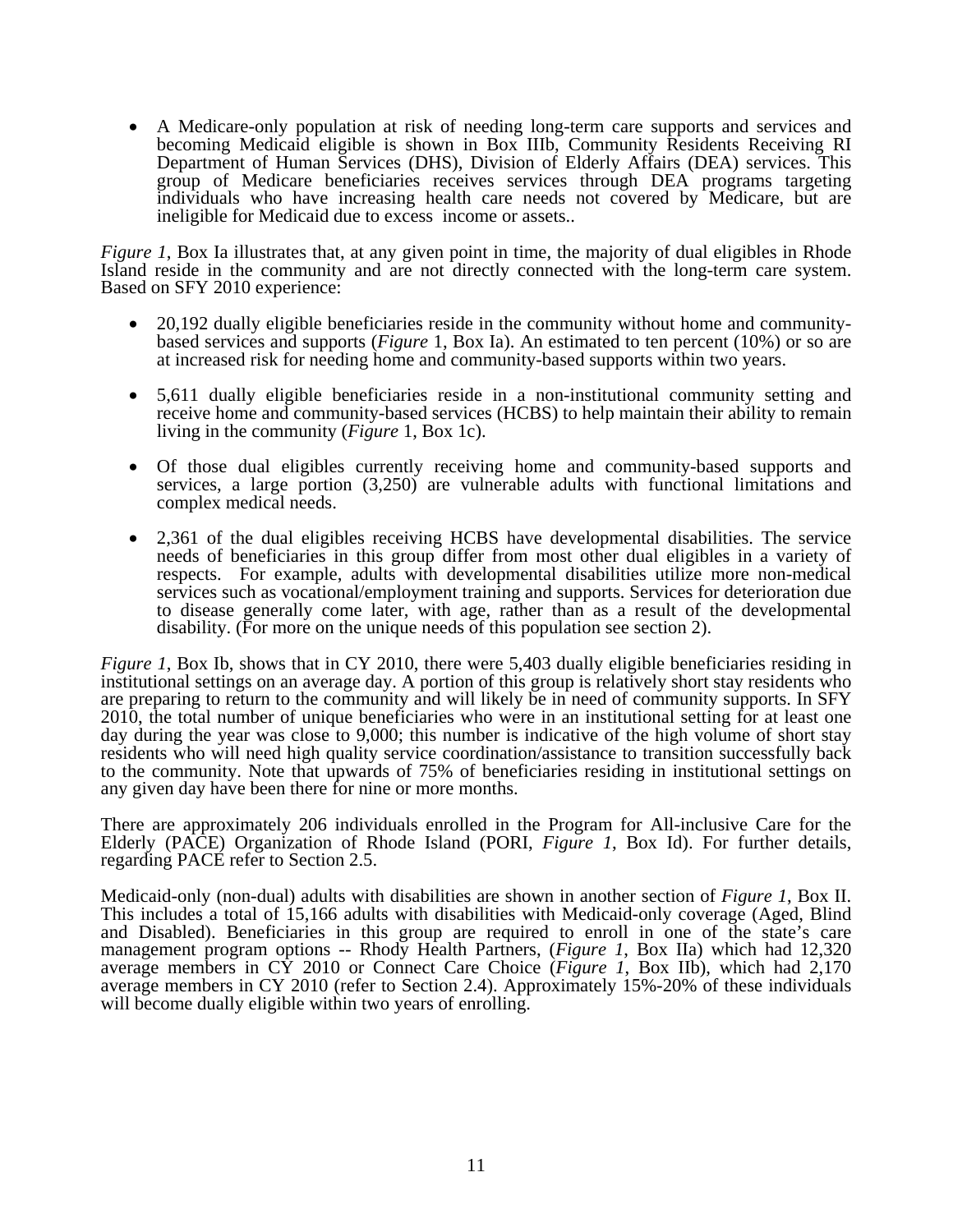- A Medicare-only population at risk of needing long-term care supports and services and becoming Medicaid eligible is shown in Box IIIb, Community Residents Receiving RI Department of Human Services (DHS), Division of Elderly Affairs (DEA) services. This group of Medicare beneficiaries receives services through DEA programs targeting individuals who have increasing health care needs not covered by Medicare, but are ineligible for Medicaid due to excess income or assets..

*Figure 1*, Box Ia illustrates that, at any given point in time, the majority of dual eligibles in Rhode Island reside in the community and are not directly connected with the long-term care system. Based on SFY 2010 experience:

- 20,192 dually eligible beneficiaries reside in the community without home and community-based services and supports (*Figure* 1, Box Ia). An estimated to ten percent (10%) or so are at increased risk for needing home and community-based supports within two years.

- 5,611 dually eligible beneficiaries reside in a non-institutional community setting and receive home and community-based services (HCBS) to help maintain their ability to remain living in the community (*Figure* 1, Box 1c).

- Of those dual eligibles currently receiving home and community-based supports and services, a large portion (3,250) are vulnerable adults with functional limitations and complex medical needs.

- 2,361 of the dual eligibles receiving HCBS have developmental disabilities. The service needs of beneficiaries in this group differ from most other dual eligibles in a variety of respects. For example, adults with developmental disabilities utilize more non-medical services such as vocational/employment training and supports. Services for deterioration due to disease generally come later, with age, rather than as a result of the developmental disability. (For more on the unique needs of this population see section 2).

*Figure 1*, Box Ib, shows that in CY 2010, there were 5,403 dually eligible beneficiaries residing in institutional settings on an average day. A portion of this group is relatively short stay residents who are preparing to return to the community and will likely be in need of community supports. In SFY 2010, the total number of unique beneficiaries who were in an institutional setting for at least one day during the year was close to 9,000; this number is indicative of the high volume of short stay residents who will need high quality service coordination/assistance to transition successfully back to the community. Note that upwards of 75% of beneficiaries residing in institutional settings on any given day have been there for nine or more months.

There are approximately 206 individuals enrolled in the Program for All-inclusive Care for the Elderly (PACE) Organization of Rhode Island (PORI, *Figure 1*, Box Id). For further details, regarding PACE refer to Section 2.5.

Medicaid-only (non-dual) adults with disabilities are shown in another section of *Figure 1*, Box II. This includes a total of 15,166 adults with disabilities with Medicaid-only coverage (Aged, Blind and Disabled). Beneficiaries in this group are required to enroll in one of the state's care management program options -- Rhody Health Partners, (*Figure 1*, Box IIa) which had 12,320 average members in CY 2010 or Connect Care Choice (*Figure 1*, Box IIb), which had 2,170 average members in CY 2010 (refer to Section 2.4). Approximately 15%-20% of these individuals will become dually eligible within two years of enrolling.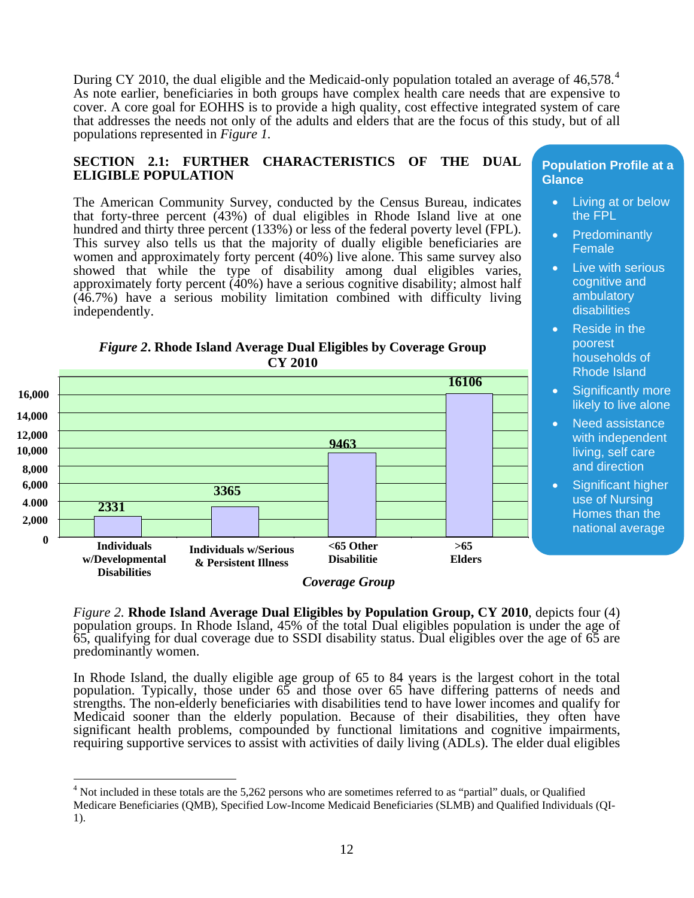During CY 2010, the dual eligible and the Medicaid-only population totaled an average of 46,578.[4] As note earlier, beneficiaries in both groups have complex health care needs that are expensive to cover. A core goal for EOHHS is to provide a high quality, cost effective integrated system of care that addresses the needs not only of the adults and elders that are the focus of this study, but of all populations represented in *Figure 1.*

## SECTION 2.1: FURTHER CHARACTERISTICS OF THE DUAL ELIGIBLE POPULATION

The American Community Survey, conducted by the Census Bureau, indicates that forty-three percent (43%) of dual eligibles in Rhode Island live at one hundred and thirty three percent (133%) or less of the federal poverty level (FPL). This survey also tells us that the majority of dually eligible beneficiaries are women and approximately forty percent (40%) live alone. This same survey also showed that while the type of disability among dual eligibles varies, approximately forty percent (40%) have a serious cognitive disability; almost half (46.7%) have a serious mobility limitation combined with difficulty living independently.

**Population Profile at a Glance**

- Living at or below the FPL
- Predominantly Female
- Live with serious cognitive and ambulatory disabilities
- Reside in the poorest households of Rhode Island
- Significantly more likely to live alone
- Need assistance with independent living, self care and direction
- Significant higher use of Nursing Homes than the national average

*Figure 2*. **Rhode Island Average Dual Eligibles by Coverage Group CY 2010**

| Coverage Group | Average Dual Eligibles |
|---|---|
| Individuals w/Developmental Disabilities | 2331 |
| Individuals w/Serious & Persistent Illness | 3365 |
| <65 Other Disabilitie | 9463 |
| >65 Elders | 16106 |

*Figure 2.* **Rhode Island Average Dual Eligibles by Population Group, CY 2010**, depicts four (4) population groups. In Rhode Island, 45% of the total Dual eligibles population is under the age of 65, qualifying for dual coverage due to SSDI disability status. Dual eligibles over the age of 65 are predominantly women.

In Rhode Island, the dually eligible age group of 65 to 84 years is the largest cohort in the total population. Typically, those under 65 and those over 65 have differing patterns of needs and strengths. The non-elderly beneficiaries with disabilities tend to have lower incomes and qualify for Medicaid sooner than the elderly population. Because of their disabilities, they often have significant health problems, compounded by functional limitations and cognitive impairments, requiring supportive services to assist with activities of daily living (ADLs). The elder dual eligibles

[4] Not included in these totals are the 5,262 persons who are sometimes referred to as "partial" duals, or Qualified Medicare Beneficiaries (QMB), Specified Low-Income Medicaid Beneficiaries (SLMB) and Qualified Individuals (QI-1).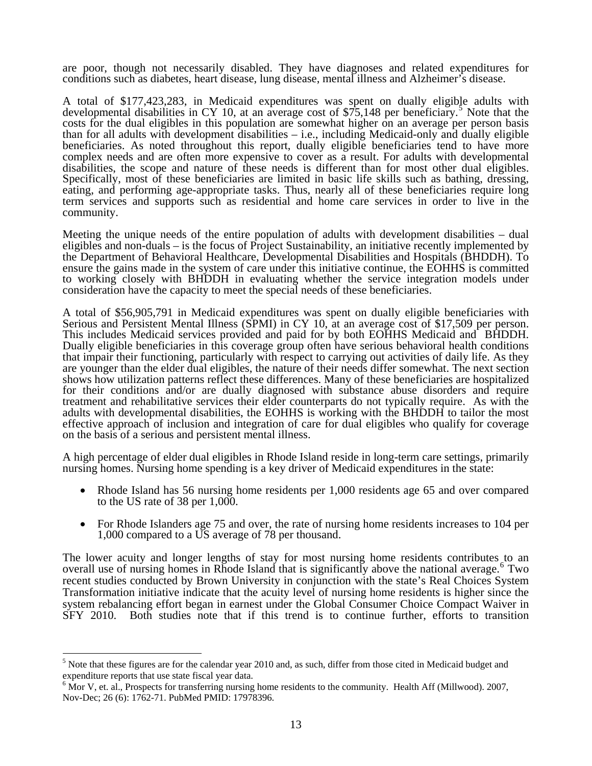are poor, though not necessarily disabled. They have diagnoses and related expenditures for conditions such as diabetes, heart disease, lung disease, mental illness and Alzheimer's disease.

A total of $177,423,283, in Medicaid expenditures was spent on dually eligible adults with developmental disabilities in CY 10, at an average cost of $75,148 per beneficiary.[5] Note that the costs for the dual eligibles in this population are somewhat higher on an average per person basis than for all adults with development disabilities – i.e., including Medicaid-only and dually eligible beneficiaries. As noted throughout this report, dually eligible beneficiaries tend to have more complex needs and are often more expensive to cover as a result. For adults with developmental disabilities, the scope and nature of these needs is different than for most other dual eligibles. Specifically, most of these beneficiaries are limited in basic life skills such as bathing, dressing, eating, and performing age-appropriate tasks. Thus, nearly all of these beneficiaries require long term services and supports such as residential and home care services in order to live in the community.

Meeting the unique needs of the entire population of adults with development disabilities – dual eligibles and non-duals – is the focus of Project Sustainability, an initiative recently implemented by the Department of Behavioral Healthcare, Developmental Disabilities and Hospitals (BHDDH). To ensure the gains made in the system of care under this initiative continue, the EOHHS is committed to working closely with BHDDH in evaluating whether the service integration models under consideration have the capacity to meet the special needs of these beneficiaries.

A total of $56,905,791 in Medicaid expenditures was spent on dually eligible beneficiaries with Serious and Persistent Mental Illness (SPMI) in CY 10, at an average cost of $17,509 per person. This includes Medicaid services provided and paid for by both EOHHS Medicaid and BHDDH. Dually eligible beneficiaries in this coverage group often have serious behavioral health conditions that impair their functioning, particularly with respect to carrying out activities of daily life. As they are younger than the elder dual eligibles, the nature of their needs differ somewhat. The next section shows how utilization patterns reflect these differences. Many of these beneficiaries are hospitalized for their conditions and/or are dually diagnosed with substance abuse disorders and require treatment and rehabilitative services their elder counterparts do not typically require. As with the adults with developmental disabilities, the EOHHS is working with the BHDDH to tailor the most effective approach of inclusion and integration of care for dual eligibles who qualify for coverage on the basis of a serious and persistent mental illness.

A high percentage of elder dual eligibles in Rhode Island reside in long-term care settings, primarily nursing homes. Nursing home spending is a key driver of Medicaid expenditures in the state:

- Rhode Island has 56 nursing home residents per 1,000 residents age 65 and over compared to the US rate of 38 per 1,000.
- For Rhode Islanders age 75 and over, the rate of nursing home residents increases to 104 per 1,000 compared to a US average of 78 per thousand.

The lower acuity and longer lengths of stay for most nursing home residents contributes to an overall use of nursing homes in Rhode Island that is significantly above the national average.[6] Two recent studies conducted by Brown University in conjunction with the state's Real Choices System Transformation initiative indicate that the acuity level of nursing home residents is higher since the system rebalancing effort began in earnest under the Global Consumer Choice Compact Waiver in SFY 2010. Both studies note that if this trend is to continue further, efforts to transition

[5] Note that these figures are for the calendar year 2010 and, as such, differ from those cited in Medicaid budget and expenditure reports that use state fiscal year data.

[6] Mor V, et. al., Prospects for transferring nursing home residents to the community. Health Aff (Millwood). 2007, Nov-Dec; 26 (6): 1762-71. PubMed PMID: 17978396.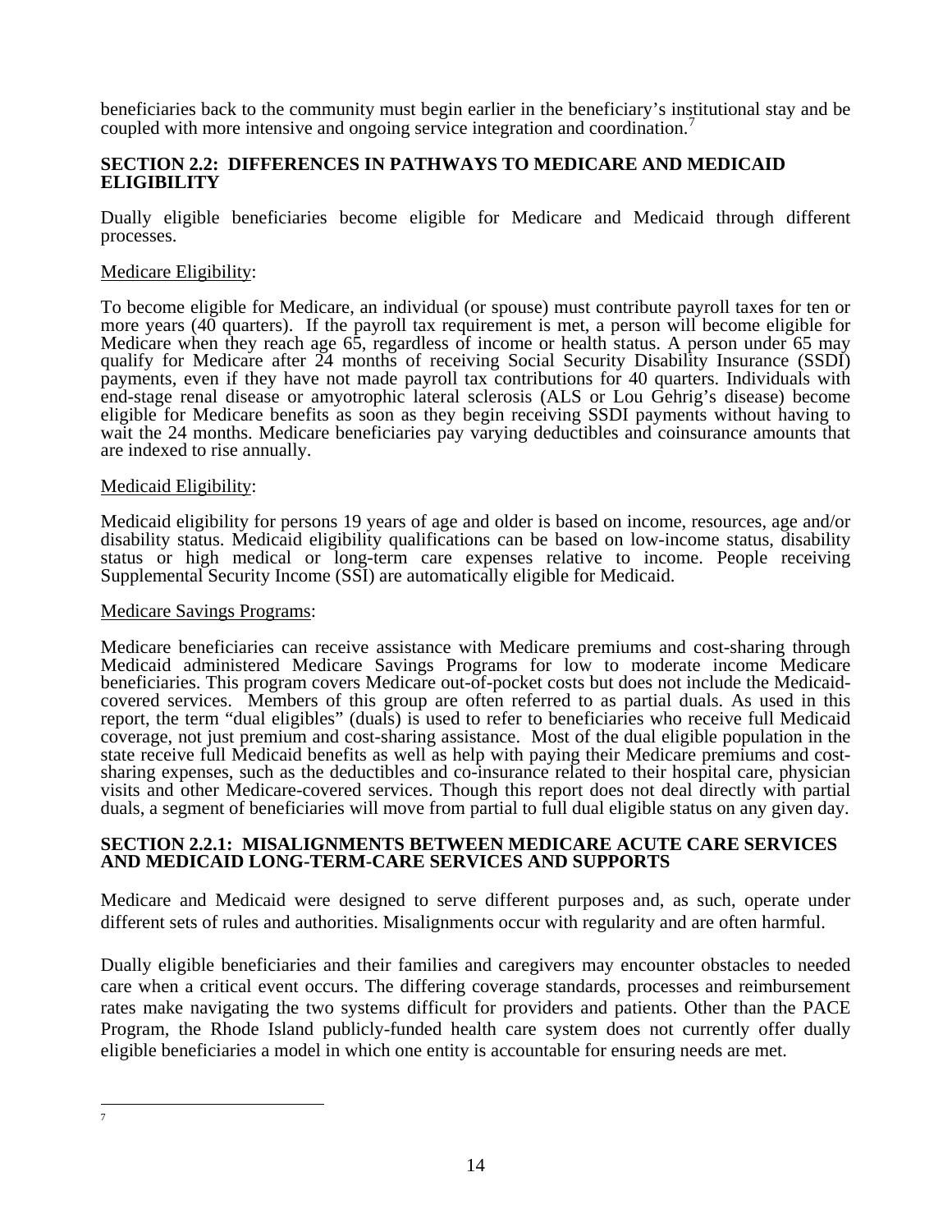beneficiaries back to the community must begin earlier in the beneficiary's institutional stay and be coupled with more intensive and ongoing service integration and coordination.[7]

## SECTION 2.2: DIFFERENCES IN PATHWAYS TO MEDICARE AND MEDICAID ELIGIBILITY

Dually eligible beneficiaries become eligible for Medicare and Medicaid through different processes.

Medicare Eligibility:

To become eligible for Medicare, an individual (or spouse) must contribute payroll taxes for ten or more years (40 quarters). If the payroll tax requirement is met, a person will become eligible for Medicare when they reach age 65, regardless of income or health status. A person under 65 may qualify for Medicare after 24 months of receiving Social Security Disability Insurance (SSDI) payments, even if they have not made payroll tax contributions for 40 quarters. Individuals with end-stage renal disease or amyotrophic lateral sclerosis (ALS or Lou Gehrig's disease) become eligible for Medicare benefits as soon as they begin receiving SSDI payments without having to wait the 24 months. Medicare beneficiaries pay varying deductibles and coinsurance amounts that are indexed to rise annually.

Medicaid Eligibility:

Medicaid eligibility for persons 19 years of age and older is based on income, resources, age and/or disability status. Medicaid eligibility qualifications can be based on low-income status, disability status or high medical or long-term care expenses relative to income. People receiving Supplemental Security Income (SSI) are automatically eligible for Medicaid.

Medicare Savings Programs:

Medicare beneficiaries can receive assistance with Medicare premiums and cost-sharing through Medicaid administered Medicare Savings Programs for low to moderate income Medicare beneficiaries. This program covers Medicare out-of-pocket costs but does not include the Medicaid-covered services. Members of this group are often referred to as partial duals. As used in this report, the term "dual eligibles" (duals) is used to refer to beneficiaries who receive full Medicaid coverage, not just premium and cost-sharing assistance. Most of the dual eligible population in the state receive full Medicaid benefits as well as help with paying their Medicare premiums and cost-sharing expenses, such as the deductibles and co-insurance related to their hospital care, physician visits and other Medicare-covered services. Though this report does not deal directly with partial duals, a segment of beneficiaries will move from partial to full dual eligible status on any given day.

### SECTION 2.2.1: MISALIGNMENTS BETWEEN MEDICARE ACUTE CARE SERVICES AND MEDICAID LONG-TERM-CARE SERVICES AND SUPPORTS

Medicare and Medicaid were designed to serve different purposes and, as such, operate under different sets of rules and authorities. Misalignments occur with regularity and are often harmful.

Dually eligible beneficiaries and their families and caregivers may encounter obstacles to needed care when a critical event occurs. The differing coverage standards, processes and reimbursement rates make navigating the two systems difficult for providers and patients. Other than the PACE Program, the Rhode Island publicly-funded health care system does not currently offer dually eligible beneficiaries a model in which one entity is accountable for ensuring needs are met.

---

[7]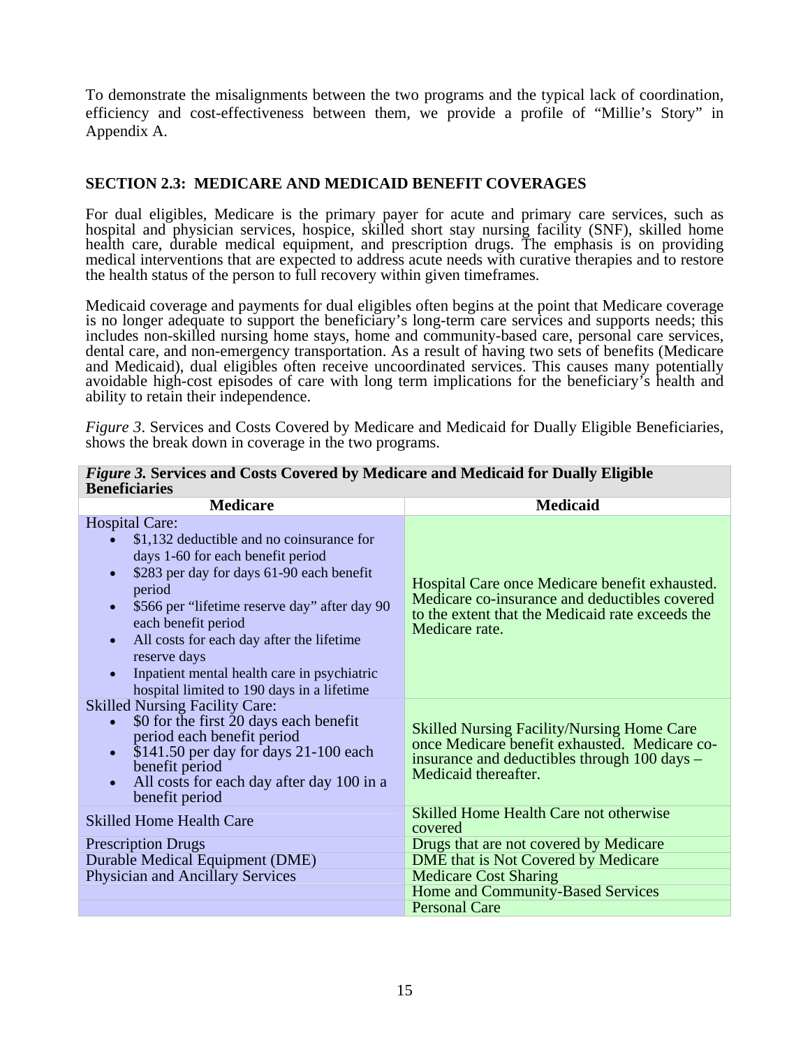To demonstrate the misalignments between the two programs and the typical lack of coordination, efficiency and cost-effectiveness between them, we provide a profile of "Millie's Story" in Appendix A.

## SECTION 2.3: MEDICARE AND MEDICAID BENEFIT COVERAGES

For dual eligibles, Medicare is the primary payer for acute and primary care services, such as hospital and physician services, hospice, skilled short stay nursing facility (SNF), skilled home health care, durable medical equipment, and prescription drugs. The emphasis is on providing medical interventions that are expected to address acute needs with curative therapies and to restore the health status of the person to full recovery within given timeframes.

Medicaid coverage and payments for dual eligibles often begins at the point that Medicare coverage is no longer adequate to support the beneficiary's long-term care services and supports needs; this includes non-skilled nursing home stays, home and community-based care, personal care services, dental care, and non-emergency transportation. As a result of having two sets of benefits (Medicare and Medicaid), dual eligibles often receive uncoordinated services. This causes many potentially avoidable high-cost episodes of care with long term implications for the beneficiary's health and ability to retain their independence.

*Figure 3*. Services and Costs Covered by Medicare and Medicaid for Dually Eligible Beneficiaries, shows the break down in coverage in the two programs.

***Figure 3.* Services and Costs Covered by Medicare and Medicaid for Dually Eligible Beneficiaries**

| Medicare | Medicaid |
|---|---|
| Hospital Care:<br>• $1,132 deductible and no coinsurance for days 1-60 for each benefit period<br>• $283 per day for days 61-90 each benefit period<br>• $566 per "lifetime reserve day" after day 90 each benefit period<br>• All costs for each day after the lifetime reserve days<br>• Inpatient mental health care in psychiatric hospital limited to 190 days in a lifetime | Hospital Care once Medicare benefit exhausted. Medicare co-insurance and deductibles covered to the extent that the Medicaid rate exceeds the Medicare rate. |
| Skilled Nursing Facility Care:<br>• $0 for the first 20 days each benefit period each benefit period<br>• $141.50 per day for days 21-100 each benefit period<br>• All costs for each day after day 100 in a benefit period | Skilled Nursing Facility/Nursing Home Care once Medicare benefit exhausted. Medicare co-insurance and deductibles through 100 days – Medicaid thereafter. |
| Skilled Home Health Care | Skilled Home Health Care not otherwise covered |
| Prescription Drugs | Drugs that are not covered by Medicare |
| Durable Medical Equipment (DME) | DME that is Not Covered by Medicare |
| Physician and Ancillary Services | Medicare Cost Sharing |
| | Home and Community-Based Services |
| | Personal Care |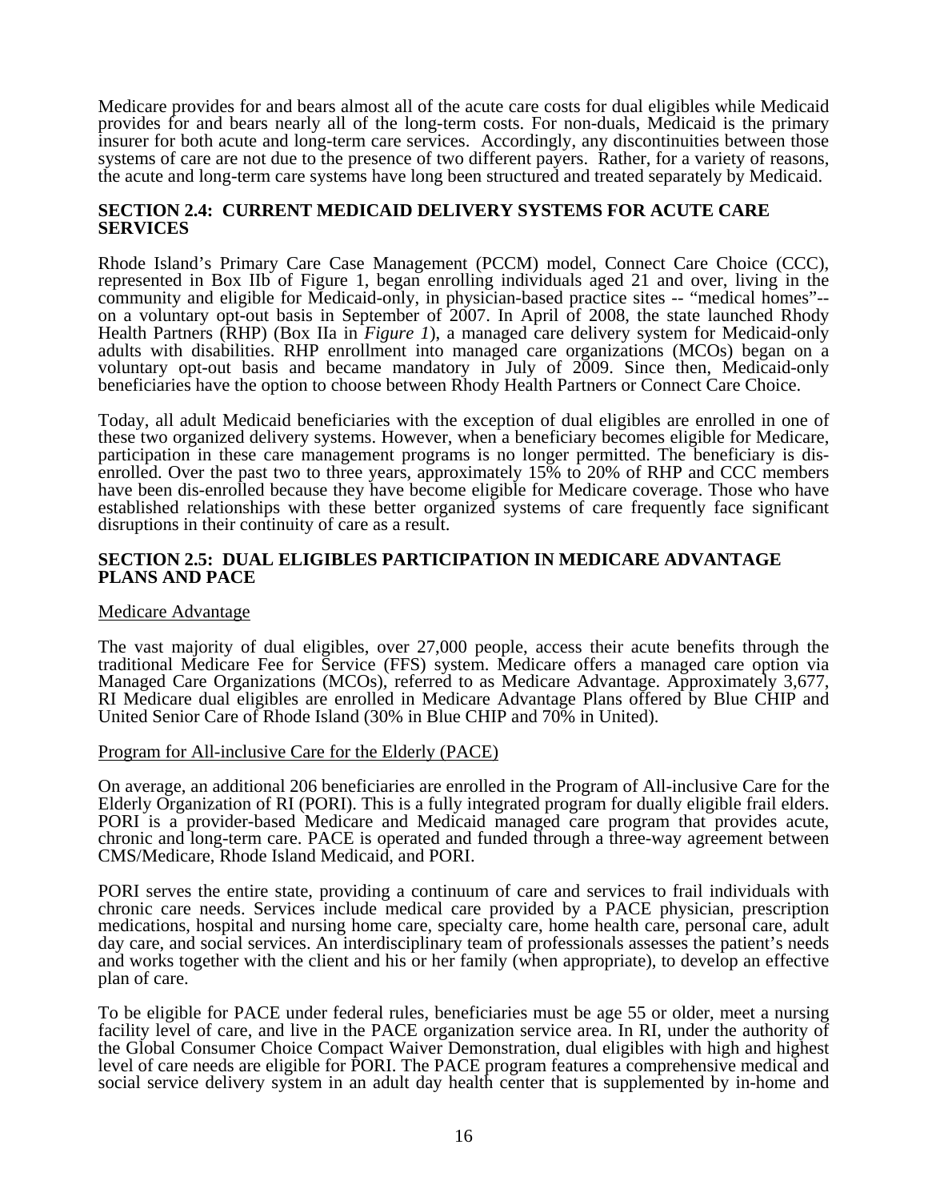Medicare provides for and bears almost all of the acute care costs for dual eligibles while Medicaid provides for and bears nearly all of the long-term costs. For non-duals, Medicaid is the primary insurer for both acute and long-term care services. Accordingly, any discontinuities between those systems of care are not due to the presence of two different payers. Rather, for a variety of reasons, the acute and long-term care systems have long been structured and treated separately by Medicaid.

## SECTION 2.4: CURRENT MEDICAID DELIVERY SYSTEMS FOR ACUTE CARE SERVICES

Rhode Island's Primary Care Case Management (PCCM) model, Connect Care Choice (CCC), represented in Box IIb of Figure 1, began enrolling individuals aged 21 and over, living in the community and eligible for Medicaid-only, in physician-based practice sites -- "medical homes"-- on a voluntary opt-out basis in September of 2007. In April of 2008, the state launched Rhody Health Partners (RHP) (Box IIa in *Figure 1*), a managed care delivery system for Medicaid-only adults with disabilities. RHP enrollment into managed care organizations (MCOs) began on a voluntary opt-out basis and became mandatory in July of 2009. Since then, Medicaid-only beneficiaries have the option to choose between Rhody Health Partners or Connect Care Choice.

Today, all adult Medicaid beneficiaries with the exception of dual eligibles are enrolled in one of these two organized delivery systems. However, when a beneficiary becomes eligible for Medicare, participation in these care management programs is no longer permitted. The beneficiary is dis-enrolled. Over the past two to three years, approximately 15% to 20% of RHP and CCC members have been dis-enrolled because they have become eligible for Medicare coverage. Those who have established relationships with these better organized systems of care frequently face significant disruptions in their continuity of care as a result.

## SECTION 2.5: DUAL ELIGIBLES PARTICIPATION IN MEDICARE ADVANTAGE PLANS AND PACE

Medicare Advantage

The vast majority of dual eligibles, over 27,000 people, access their acute benefits through the traditional Medicare Fee for Service (FFS) system. Medicare offers a managed care option via Managed Care Organizations (MCOs), referred to as Medicare Advantage. Approximately 3,677, RI Medicare dual eligibles are enrolled in Medicare Advantage Plans offered by Blue CHIP and United Senior Care of Rhode Island (30% in Blue CHIP and 70% in United).

Program for All-inclusive Care for the Elderly (PACE)

On average, an additional 206 beneficiaries are enrolled in the Program of All-inclusive Care for the Elderly Organization of RI (PORI). This is a fully integrated program for dually eligible frail elders. PORI is a provider-based Medicare and Medicaid managed care program that provides acute, chronic and long-term care. PACE is operated and funded through a three-way agreement between CMS/Medicare, Rhode Island Medicaid, and PORI.

PORI serves the entire state, providing a continuum of care and services to frail individuals with chronic care needs. Services include medical care provided by a PACE physician, prescription medications, hospital and nursing home care, specialty care, home health care, personal care, adult day care, and social services. An interdisciplinary team of professionals assesses the patient's needs and works together with the client and his or her family (when appropriate), to develop an effective plan of care.

To be eligible for PACE under federal rules, beneficiaries must be age 55 or older, meet a nursing facility level of care, and live in the PACE organization service area. In RI, under the authority of the Global Consumer Choice Compact Waiver Demonstration, dual eligibles with high and highest level of care needs are eligible for PORI. The PACE program features a comprehensive medical and social service delivery system in an adult day health center that is supplemented by in-home and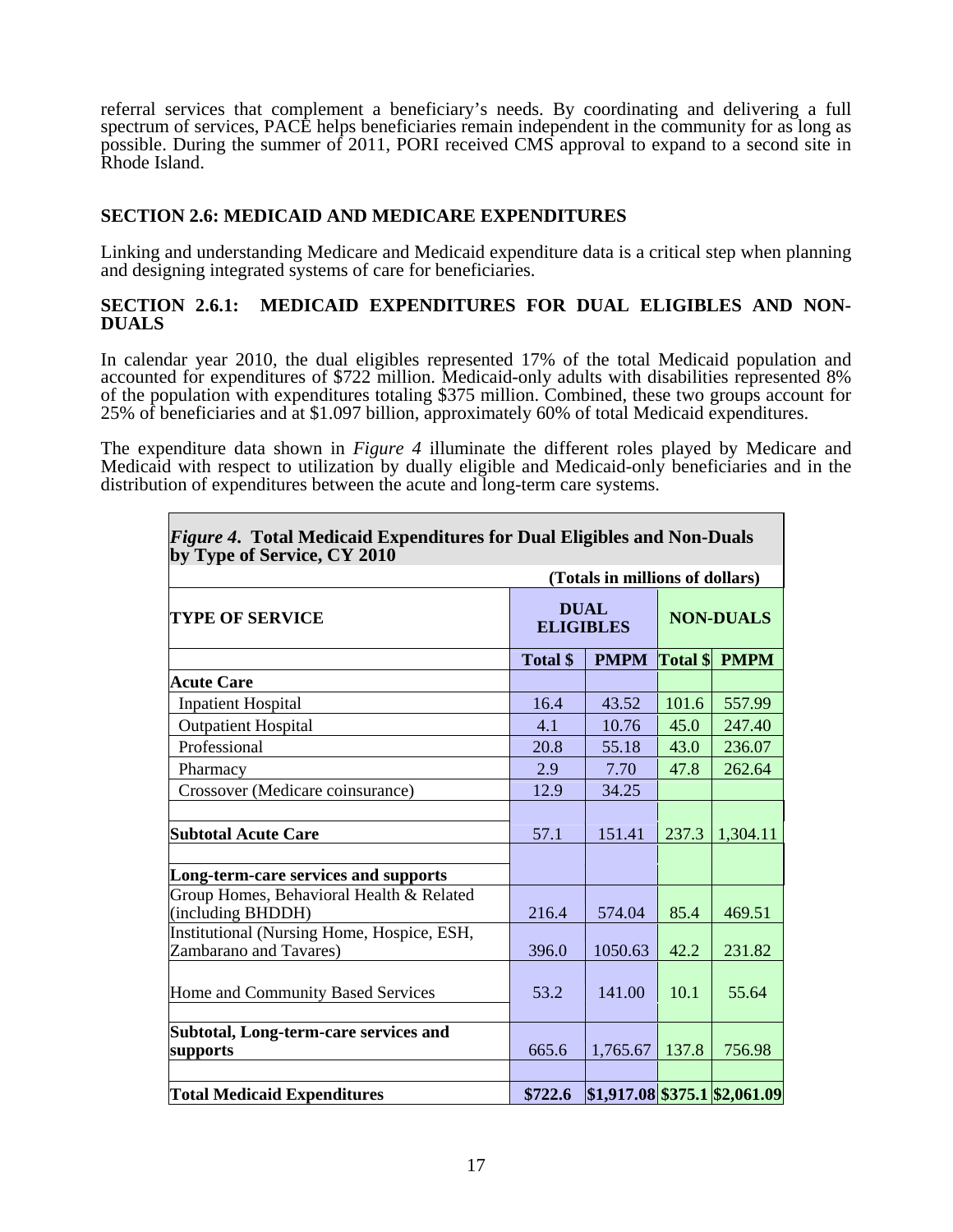referral services that complement a beneficiary's needs. By coordinating and delivering a full spectrum of services, PACE helps beneficiaries remain independent in the community for as long as possible. During the summer of 2011, PORI received CMS approval to expand to a second site in Rhode Island.

### SECTION 2.6: MEDICAID AND MEDICARE EXPENDITURES

Linking and understanding Medicare and Medicaid expenditure data is a critical step when planning and designing integrated systems of care for beneficiaries.

#### SECTION 2.6.1: MEDICAID EXPENDITURES FOR DUAL ELIGIBLES AND NON-DUALS

In calendar year 2010, the dual eligibles represented 17% of the total Medicaid population and accounted for expenditures of $722 million. Medicaid-only adults with disabilities represented 8% of the population with expenditures totaling $375 million. Combined, these two groups account for 25% of beneficiaries and at $1.097 billion, approximately 60% of total Medicaid expenditures.

The expenditure data shown in *Figure 4* illuminate the different roles played by Medicare and Medicaid with respect to utilization by dually eligible and Medicaid-only beneficiaries and in the distribution of expenditures between the acute and long-term care systems.

***Figure 4*. Total Medicaid Expenditures for Dual Eligibles and Non-Duals by Type of Service, CY 2010**

(Totals in millions of dollars)

| TYPE OF SERVICE | DUAL ELIGIBLES | | NON-DUALS | |
|---|---|---|---|---|
| | Total $ | PMPM | Total $ | PMPM |
| **Acute Care** | | | | |
| Inpatient Hospital | 16.4 | 43.52 | 101.6 | 557.99 |
| Outpatient Hospital | 4.1 | 10.76 | 45.0 | 247.40 |
| Professional | 20.8 | 55.18 | 43.0 | 236.07 |
| Pharmacy | 2.9 | 7.70 | 47.8 | 262.64 |
| Crossover (Medicare coinsurance) | 12.9 | 34.25 | | |
| **Subtotal Acute Care** | 57.1 | 151.41 | 237.3 | 1,304.11 |
| **Long-term-care services and supports** | | | | |
| Group Homes, Behavioral Health & Related (including BHDDH) | 216.4 | 574.04 | 85.4 | 469.51 |
| Institutional (Nursing Home, Hospice, ESH, Zambarano and Tavares) | 396.0 | 1050.63 | 42.2 | 231.82 |
| Home and Community Based Services | 53.2 | 141.00 | 10.1 | 55.64 |
| **Subtotal, Long-term-care services and supports** | 665.6 | 1,765.67 | 137.8 | 756.98 |
| **Total Medicaid Expenditures** | **$722.6** | **$1,917.08** | **$375.1** | **$2,061.09** |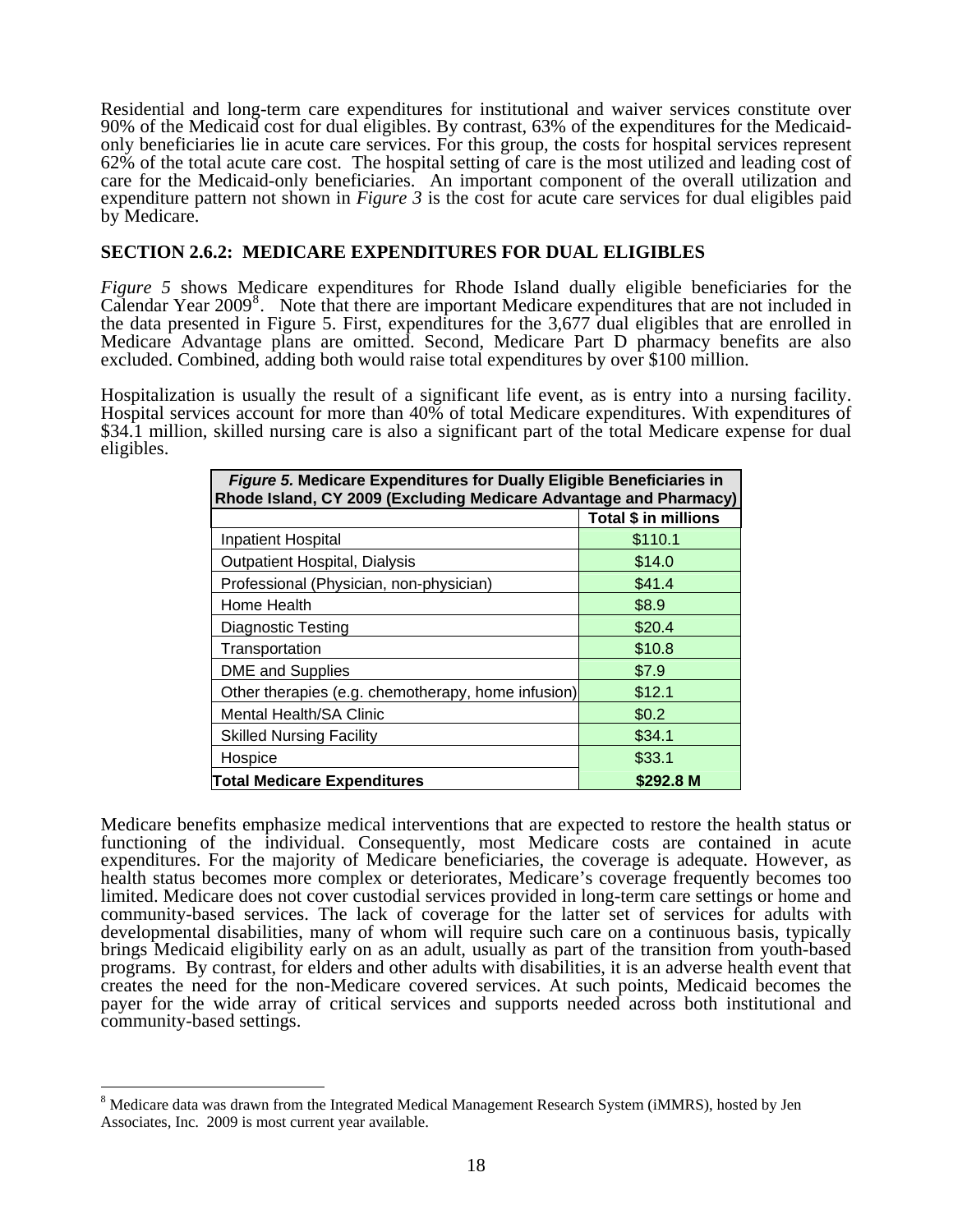Residential and long-term care expenditures for institutional and waiver services constitute over 90% of the Medicaid cost for dual eligibles. By contrast, 63% of the expenditures for the Medicaid-only beneficiaries lie in acute care services. For this group, the costs for hospital services represent 62% of the total acute care cost. The hospital setting of care is the most utilized and leading cost of care for the Medicaid-only beneficiaries. An important component of the overall utilization and expenditure pattern not shown in *Figure 3* is the cost for acute care services for dual eligibles paid by Medicare.

## SECTION 2.6.2: MEDICARE EXPENDITURES FOR DUAL ELIGIBLES

*Figure 5* shows Medicare expenditures for Rhode Island dually eligible beneficiaries for the Calendar Year 2009[8]. Note that there are important Medicare expenditures that are not included in the data presented in Figure 5. First, expenditures for the 3,677 dual eligibles that are enrolled in Medicare Advantage plans are omitted. Second, Medicare Part D pharmacy benefits are also excluded. Combined, adding both would raise total expenditures by over $100 million.

Hospitalization is usually the result of a significant life event, as is entry into a nursing facility. Hospital services account for more than 40% of total Medicare expenditures. With expenditures of $34.1 million, skilled nursing care is also a significant part of the total Medicare expense for dual eligibles.

***Figure 5.*** **Medicare Expenditures for Dually Eligible Beneficiaries in Rhode Island, CY 2009 (Excluding Medicare Advantage and Pharmacy)**

| | Total $ in millions |
|---|---|
| Inpatient Hospital | $110.1 |
| Outpatient Hospital, Dialysis | $14.0 |
| Professional (Physician, non-physician) | $41.4 |
| Home Health | $8.9 |
| Diagnostic Testing | $20.4 |
| Transportation | $10.8 |
| DME and Supplies | $7.9 |
| Other therapies (e.g. chemotherapy, home infusion) | $12.1 |
| Mental Health/SA Clinic | $0.2 |
| Skilled Nursing Facility | $34.1 |
| Hospice | $33.1 |
| **Total Medicare Expenditures** | **$292.8 M** |

Medicare benefits emphasize medical interventions that are expected to restore the health status or functioning of the individual. Consequently, most Medicare costs are contained in acute expenditures. For the majority of Medicare beneficiaries, the coverage is adequate. However, as health status becomes more complex or deteriorates, Medicare's coverage frequently becomes too limited. Medicare does not cover custodial services provided in long-term care settings or home and community-based services. The lack of coverage for the latter set of services for adults with developmental disabilities, many of whom will require such care on a continuous basis, typically brings Medicaid eligibility early on as an adult, usually as part of the transition from youth-based programs. By contrast, for elders and other adults with disabilities, it is an adverse health event that creates the need for the non-Medicare covered services. At such points, Medicaid becomes the payer for the wide array of critical services and supports needed across both institutional and community-based settings.

---

[8] Medicare data was drawn from the Integrated Medical Management Research System (iMMRS), hosted by Jen Associates, Inc. 2009 is most current year available.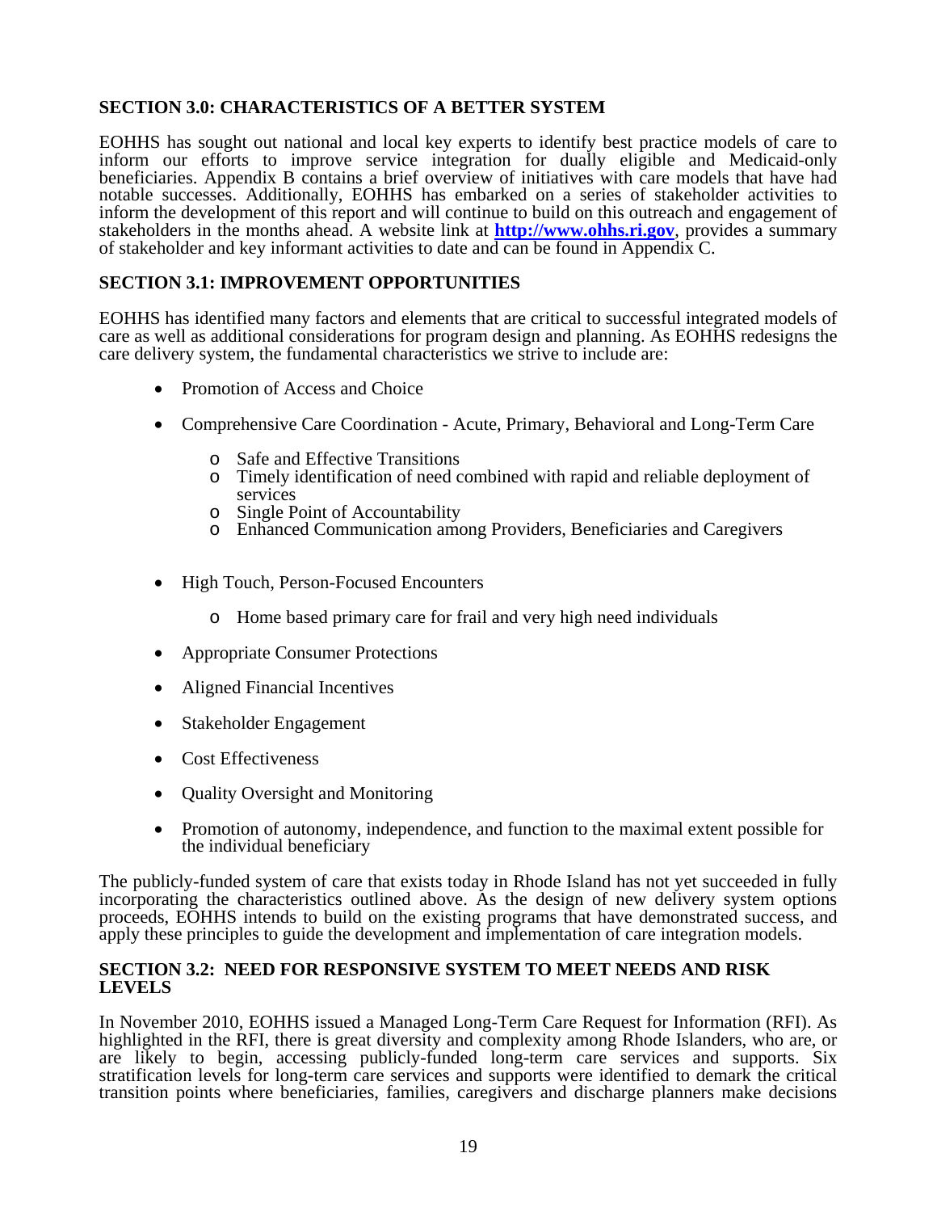## SECTION 3.0: CHARACTERISTICS OF A BETTER SYSTEM

EOHHS has sought out national and local key experts to identify best practice models of care to inform our efforts to improve service integration for dually eligible and Medicaid-only beneficiaries. Appendix B contains a brief overview of initiatives with care models that have had notable successes. Additionally, EOHHS has embarked on a series of stakeholder activities to inform the development of this report and will continue to build on this outreach and engagement of stakeholders in the months ahead. A website link at **http://www.ohhs.ri.gov**, provides a summary of stakeholder and key informant activities to date and can be found in Appendix C.

## SECTION 3.1: IMPROVEMENT OPPORTUNITIES

EOHHS has identified many factors and elements that are critical to successful integrated models of care as well as additional considerations for program design and planning. As EOHHS redesigns the care delivery system, the fundamental characteristics we strive to include are:

- Promotion of Access and Choice
- Comprehensive Care Coordination - Acute, Primary, Behavioral and Long-Term Care
  - Safe and Effective Transitions
  - Timely identification of need combined with rapid and reliable deployment of services
  - Single Point of Accountability
  - Enhanced Communication among Providers, Beneficiaries and Caregivers
- High Touch, Person-Focused Encounters
  - Home based primary care for frail and very high need individuals
- Appropriate Consumer Protections
- Aligned Financial Incentives
- Stakeholder Engagement
- Cost Effectiveness
- Quality Oversight and Monitoring
- Promotion of autonomy, independence, and function to the maximal extent possible for the individual beneficiary

The publicly-funded system of care that exists today in Rhode Island has not yet succeeded in fully incorporating the characteristics outlined above. As the design of new delivery system options proceeds, EOHHS intends to build on the existing programs that have demonstrated success, and apply these principles to guide the development and implementation of care integration models.

## SECTION 3.2: NEED FOR RESPONSIVE SYSTEM TO MEET NEEDS AND RISK LEVELS

In November 2010, EOHHS issued a Managed Long-Term Care Request for Information (RFI). As highlighted in the RFI, there is great diversity and complexity among Rhode Islanders, who are, or are likely to begin, accessing publicly-funded long-term care services and supports. Six stratification levels for long-term care services and supports were identified to demark the critical transition points where beneficiaries, families, caregivers and discharge planners make decisions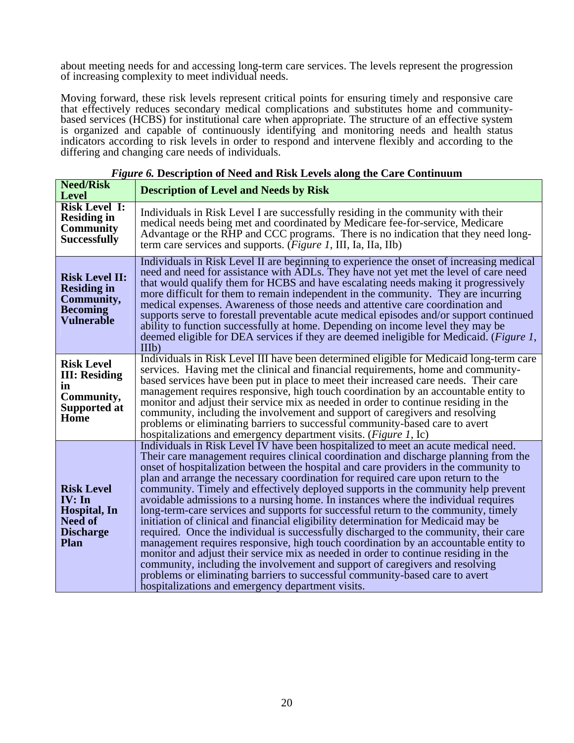about meeting needs for and accessing long-term care services. The levels represent the progression of increasing complexity to meet individual needs.

Moving forward, these risk levels represent critical points for ensuring timely and responsive care that effectively reduces secondary medical complications and substitutes home and community-based services (HCBS) for institutional care when appropriate. The structure of an effective system is organized and capable of continuously identifying and monitoring needs and health status indicators according to risk levels in order to respond and intervene flexibly and according to the differing and changing care needs of individuals.

***Figure 6.* Description of Need and Risk Levels along the Care Continuum**

| Need/Risk Level | Description of Level and Needs by Risk |
|---|---|
| **Risk Level I: Residing in Community Successfully** | Individuals in Risk Level I are successfully residing in the community with their medical needs being met and coordinated by Medicare fee-for-service, Medicare Advantage or the RHP and CCC programs. There is no indication that they need long-term care services and supports. (*Figure 1*, III, Ia, IIa, IIb) |
| **Risk Level II: Residing in Community, Becoming Vulnerable** | Individuals in Risk Level II are beginning to experience the onset of increasing medical need and need for assistance with ADLs. They have not yet met the level of care need that would qualify them for HCBS and have escalating needs making it progressively more difficult for them to remain independent in the community. They are incurring medical expenses. Awareness of those needs and attentive care coordination and supports serve to forestall preventable acute medical episodes and/or support continued ability to function successfully at home. Depending on income level they may be deemed eligible for DEA services if they are deemed ineligible for Medicaid. (*Figure 1*, IIIb) |
| **Risk Level III: Residing in Community, Supported at Home** | Individuals in Risk Level III have been determined eligible for Medicaid long-term care services. Having met the clinical and financial requirements, home and community-based services have been put in place to meet their increased care needs. Their care management requires responsive, high touch coordination by an accountable entity to monitor and adjust their service mix as needed in order to continue residing in the community, including the involvement and support of caregivers and resolving problems or eliminating barriers to successful community-based care to avert hospitalizations and emergency department visits. (*Figure 1*, Ic) |
| **Risk Level IV: In Hospital, In Need of Discharge Plan** | Individuals in Risk Level IV have been hospitalized to meet an acute medical need. Their care management requires clinical coordination and discharge planning from the onset of hospitalization between the hospital and care providers in the community to plan and arrange the necessary coordination for required care upon return to the community. Timely and effectively deployed supports in the community help prevent avoidable admissions to a nursing home. In instances where the individual requires long-term-care services and supports for successful return to the community, timely initiation of clinical and financial eligibility determination for Medicaid may be required. Once the individual is successfully discharged to the community, their care management requires responsive, high touch coordination by an accountable entity to monitor and adjust their service mix as needed in order to continue residing in the community, including the involvement and support of caregivers and resolving problems or eliminating barriers to successful community-based care to avert hospitalizations and emergency department visits. |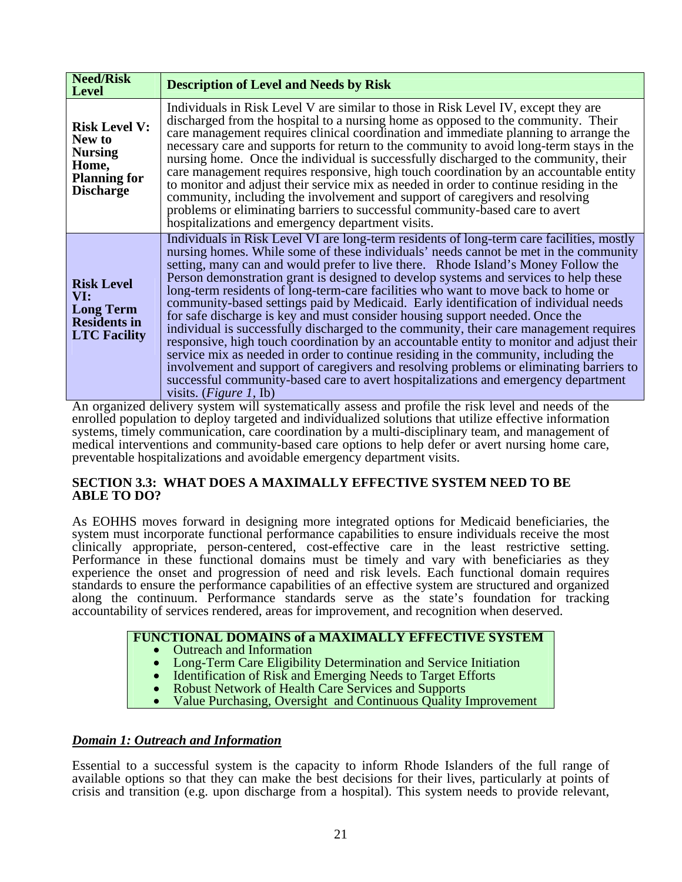| Need/Risk Level | Description of Level and Needs by Risk |
|---|---|
| **Risk Level V: New to Nursing Home, Planning for Discharge** | Individuals in Risk Level V are similar to those in Risk Level IV, except they are discharged from the hospital to a nursing home as opposed to the community. Their care management requires clinical coordination and immediate planning to arrange the necessary care and supports for return to the community to avoid long-term stays in the nursing home. Once the individual is successfully discharged to the community, their care management requires responsive, high touch coordination by an accountable entity to monitor and adjust their service mix as needed in order to continue residing in the community, including the involvement and support of caregivers and resolving problems or eliminating barriers to successful community-based care to avert hospitalizations and emergency department visits. |
| **Risk Level VI: Long Term Residents in LTC Facility** | Individuals in Risk Level VI are long-term residents of long-term care facilities, mostly nursing homes. While some of these individuals' needs cannot be met in the community setting, many can and would prefer to live there. Rhode Island's Money Follow the Person demonstration grant is designed to develop systems and services to help these long-term residents of long-term-care facilities who want to move back to home or community-based settings paid by Medicaid. Early identification of individual needs for safe discharge is key and must consider housing support needed. Once the individual is successfully discharged to the community, their care management requires responsive, high touch coordination by an accountable entity to monitor and adjust their service mix as needed in order to continue residing in the community, including the involvement and support of caregivers and resolving problems or eliminating barriers to successful community-based care to avert hospitalizations and emergency department visits. (*Figure 1*, Ib) |

An organized delivery system will systematically assess and profile the risk level and needs of the enrolled population to deploy targeted and individualized solutions that utilize effective information systems, timely communication, care coordination by a multi-disciplinary team, and management of medical interventions and community-based care options to help defer or avert nursing home care, preventable hospitalizations and avoidable emergency department visits.

## SECTION 3.3: WHAT DOES A MAXIMALLY EFFECTIVE SYSTEM NEED TO BE ABLE TO DO?

As EOHHS moves forward in designing more integrated options for Medicaid beneficiaries, the system must incorporate functional performance capabilities to ensure individuals receive the most clinically appropriate, person-centered, cost-effective care in the least restrictive setting. Performance in these functional domains must be timely and vary with beneficiaries as they experience the onset and progression of need and risk levels. Each functional domain requires standards to ensure the performance capabilities of an effective system are structured and organized along the continuum. Performance standards serve as the state's foundation for tracking accountability of services rendered, areas for improvement, and recognition when deserved.

**FUNCTIONAL DOMAINS of a MAXIMALLY EFFECTIVE SYSTEM**

- Outreach and Information
- Long-Term Care Eligibility Determination and Service Initiation
- Identification of Risk and Emerging Needs to Target Efforts
- Robust Network of Health Care Services and Supports
- Value Purchasing, Oversight and Continuous Quality Improvement

### *Domain 1: Outreach and Information*

Essential to a successful system is the capacity to inform Rhode Islanders of the full range of available options so that they can make the best decisions for their lives, particularly at points of crisis and transition (e.g. upon discharge from a hospital). This system needs to provide relevant,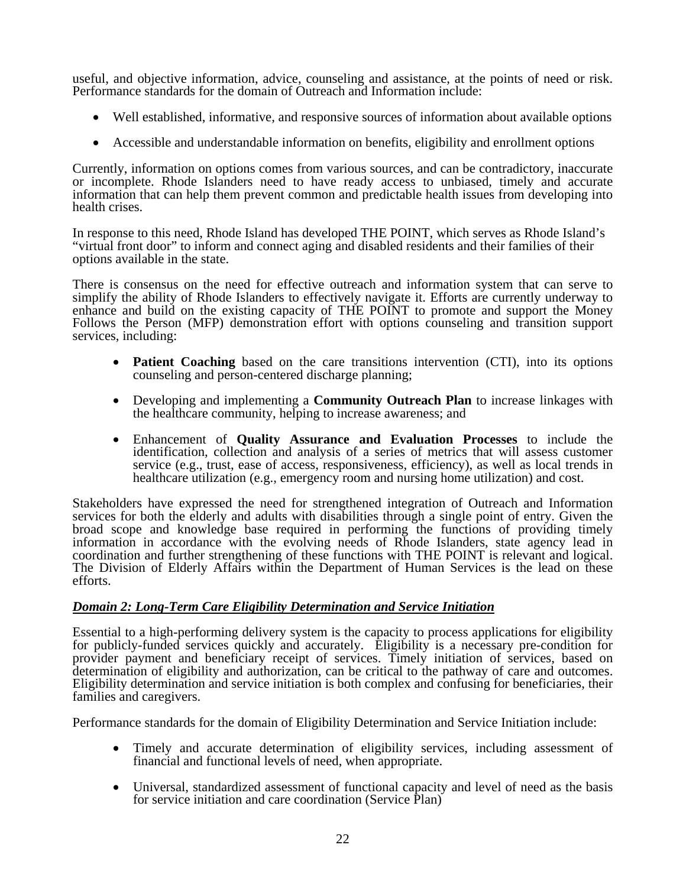useful, and objective information, advice, counseling and assistance, at the points of need or risk. Performance standards for the domain of Outreach and Information include:

- Well established, informative, and responsive sources of information about available options
- Accessible and understandable information on benefits, eligibility and enrollment options

Currently, information on options comes from various sources, and can be contradictory, inaccurate or incomplete. Rhode Islanders need to have ready access to unbiased, timely and accurate information that can help them prevent common and predictable health issues from developing into health crises.

In response to this need, Rhode Island has developed THE POINT, which serves as Rhode Island's "virtual front door" to inform and connect aging and disabled residents and their families of their options available in the state.

There is consensus on the need for effective outreach and information system that can serve to simplify the ability of Rhode Islanders to effectively navigate it. Efforts are currently underway to enhance and build on the existing capacity of THE POINT to promote and support the Money Follows the Person (MFP) demonstration effort with options counseling and transition support services, including:

- **Patient Coaching** based on the care transitions intervention (CTI), into its options counseling and person-centered discharge planning;
- Developing and implementing a **Community Outreach Plan** to increase linkages with the healthcare community, helping to increase awareness; and
- Enhancement of **Quality Assurance and Evaluation Processes** to include the identification, collection and analysis of a series of metrics that will assess customer service (e.g., trust, ease of access, responsiveness, efficiency), as well as local trends in healthcare utilization (e.g., emergency room and nursing home utilization) and cost.

Stakeholders have expressed the need for strengthened integration of Outreach and Information services for both the elderly and adults with disabilities through a single point of entry. Given the broad scope and knowledge base required in performing the functions of providing timely information in accordance with the evolving needs of Rhode Islanders, state agency lead in coordination and further strengthening of these functions with THE POINT is relevant and logical. The Division of Elderly Affairs within the Department of Human Services is the lead on these efforts.

### ***Domain 2: Long-Term Care Eligibility Determination and Service Initiation***

Essential to a high-performing delivery system is the capacity to process applications for eligibility for publicly-funded services quickly and accurately. Eligibility is a necessary pre-condition for provider payment and beneficiary receipt of services. Timely initiation of services, based on determination of eligibility and authorization, can be critical to the pathway of care and outcomes. Eligibility determination and service initiation is both complex and confusing for beneficiaries, their families and caregivers.

Performance standards for the domain of Eligibility Determination and Service Initiation include:

- Timely and accurate determination of eligibility services, including assessment of financial and functional levels of need, when appropriate.
- Universal, standardized assessment of functional capacity and level of need as the basis for service initiation and care coordination (Service Plan)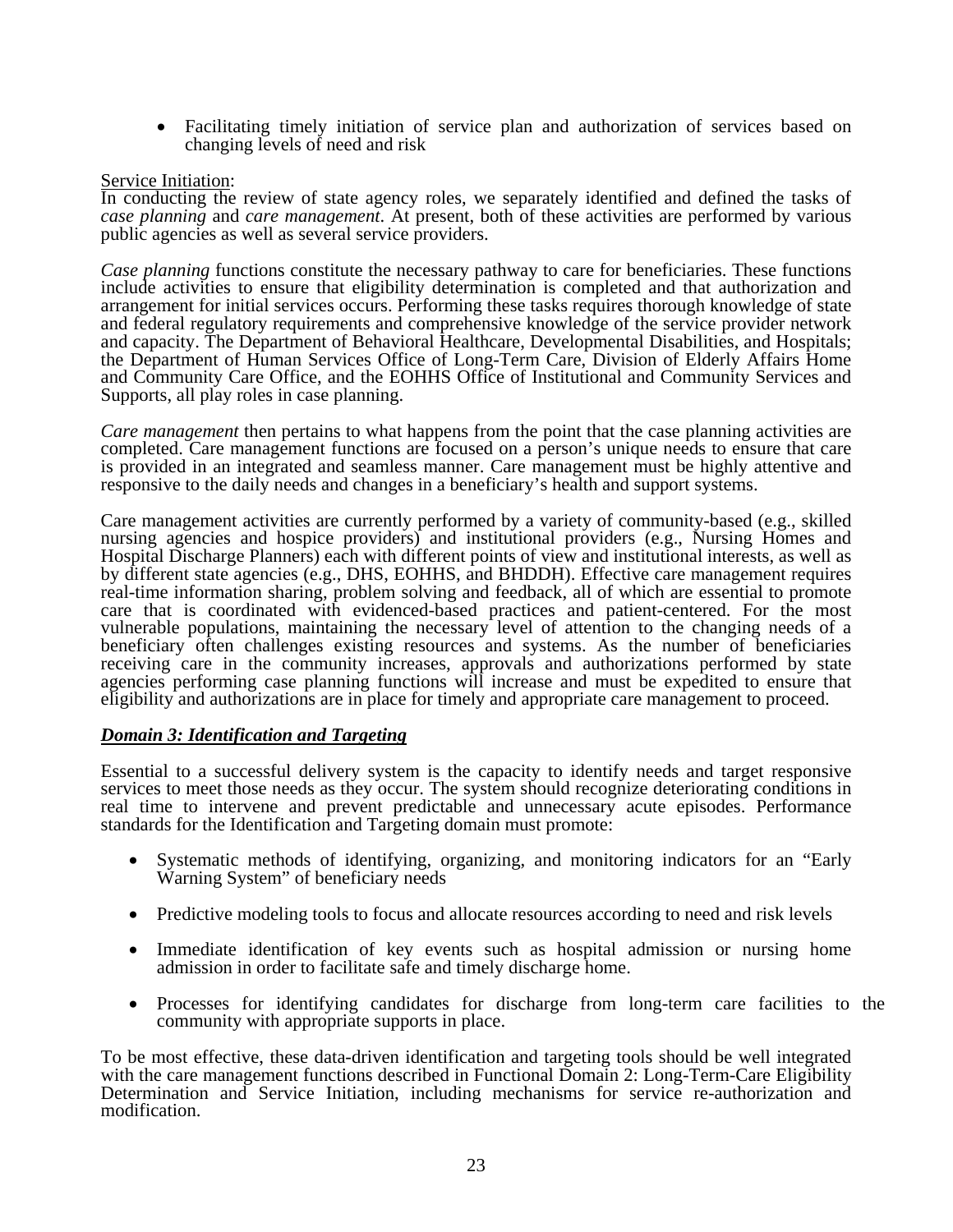- Facilitating timely initiation of service plan and authorization of services based on changing levels of need and risk

Service Initiation:
In conducting the review of state agency roles, we separately identified and defined the tasks of *case planning* and *care management*. At present, both of these activities are performed by various public agencies as well as several service providers.

*Case planning* functions constitute the necessary pathway to care for beneficiaries. These functions include activities to ensure that eligibility determination is completed and that authorization and arrangement for initial services occurs. Performing these tasks requires thorough knowledge of state and federal regulatory requirements and comprehensive knowledge of the service provider network and capacity. The Department of Behavioral Healthcare, Developmental Disabilities, and Hospitals; the Department of Human Services Office of Long-Term Care, Division of Elderly Affairs Home and Community Care Office, and the EOHHS Office of Institutional and Community Services and Supports, all play roles in case planning.

*Care management* then pertains to what happens from the point that the case planning activities are completed. Care management functions are focused on a person's unique needs to ensure that care is provided in an integrated and seamless manner. Care management must be highly attentive and responsive to the daily needs and changes in a beneficiary's health and support systems.

Care management activities are currently performed by a variety of community-based (e.g., skilled nursing agencies and hospice providers) and institutional providers (e.g., Nursing Homes and Hospital Discharge Planners) each with different points of view and institutional interests, as well as by different state agencies (e.g., DHS, EOHHS, and BHDDH). Effective care management requires real-time information sharing, problem solving and feedback, all of which are essential to promote care that is coordinated with evidenced-based practices and patient-centered. For the most vulnerable populations, maintaining the necessary level of attention to the changing needs of a beneficiary often challenges existing resources and systems. As the number of beneficiaries receiving care in the community increases, approvals and authorizations performed by state agencies performing case planning functions will increase and must be expedited to ensure that eligibility and authorizations are in place for timely and appropriate care management to proceed.

### ***Domain 3: Identification and Targeting***

Essential to a successful delivery system is the capacity to identify needs and target responsive services to meet those needs as they occur. The system should recognize deteriorating conditions in real time to intervene and prevent predictable and unnecessary acute episodes. Performance standards for the Identification and Targeting domain must promote:

- Systematic methods of identifying, organizing, and monitoring indicators for an "Early Warning System" of beneficiary needs
- Predictive modeling tools to focus and allocate resources according to need and risk levels
- Immediate identification of key events such as hospital admission or nursing home admission in order to facilitate safe and timely discharge home.
- Processes for identifying candidates for discharge from long-term care facilities to the community with appropriate supports in place.

To be most effective, these data-driven identification and targeting tools should be well integrated with the care management functions described in Functional Domain 2: Long-Term-Care Eligibility Determination and Service Initiation, including mechanisms for service re-authorization and modification.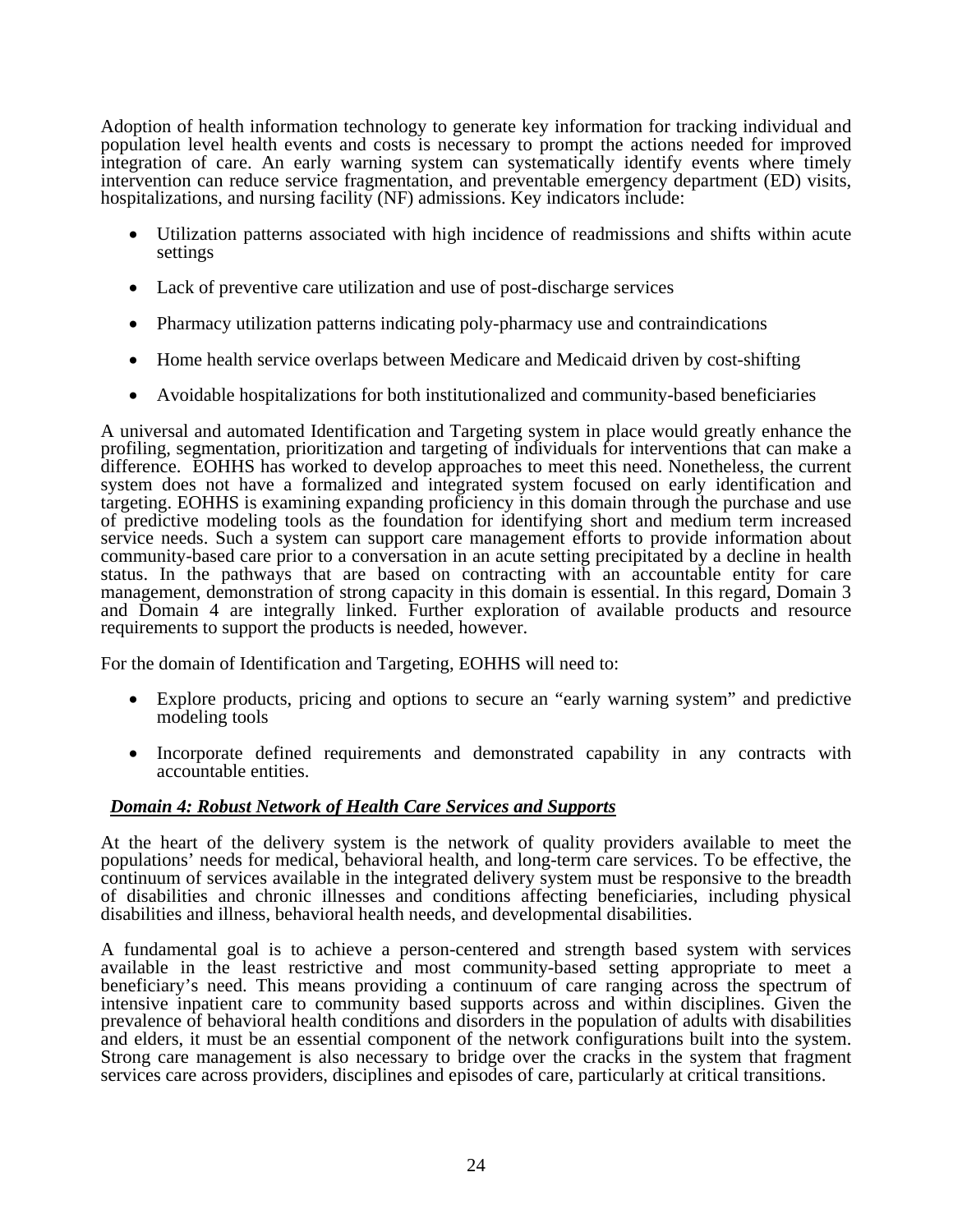Adoption of health information technology to generate key information for tracking individual and population level health events and costs is necessary to prompt the actions needed for improved integration of care. An early warning system can systematically identify events where timely intervention can reduce service fragmentation, and preventable emergency department (ED) visits, hospitalizations, and nursing facility (NF) admissions. Key indicators include:

- Utilization patterns associated with high incidence of readmissions and shifts within acute settings
- Lack of preventive care utilization and use of post-discharge services
- Pharmacy utilization patterns indicating poly-pharmacy use and contraindications
- Home health service overlaps between Medicare and Medicaid driven by cost-shifting
- Avoidable hospitalizations for both institutionalized and community-based beneficiaries

A universal and automated Identification and Targeting system in place would greatly enhance the profiling, segmentation, prioritization and targeting of individuals for interventions that can make a difference. EOHHS has worked to develop approaches to meet this need. Nonetheless, the current system does not have a formalized and integrated system focused on early identification and targeting. EOHHS is examining expanding proficiency in this domain through the purchase and use of predictive modeling tools as the foundation for identifying short and medium term increased service needs. Such a system can support care management efforts to provide information about community-based care prior to a conversation in an acute setting precipitated by a decline in health status. In the pathways that are based on contracting with an accountable entity for care management, demonstration of strong capacity in this domain is essential. In this regard, Domain 3 and Domain 4 are integrally linked. Further exploration of available products and resource requirements to support the products is needed, however.

For the domain of Identification and Targeting, EOHHS will need to:

- Explore products, pricing and options to secure an "early warning system" and predictive modeling tools
- Incorporate defined requirements and demonstrated capability in any contracts with accountable entities.

### ***Domain 4: Robust Network of Health Care Services and Supports***

At the heart of the delivery system is the network of quality providers available to meet the populations' needs for medical, behavioral health, and long-term care services. To be effective, the continuum of services available in the integrated delivery system must be responsive to the breadth of disabilities and chronic illnesses and conditions affecting beneficiaries, including physical disabilities and illness, behavioral health needs, and developmental disabilities.

A fundamental goal is to achieve a person-centered and strength based system with services available in the least restrictive and most community-based setting appropriate to meet a beneficiary's need. This means providing a continuum of care ranging across the spectrum of intensive inpatient care to community based supports across and within disciplines. Given the prevalence of behavioral health conditions and disorders in the population of adults with disabilities and elders, it must be an essential component of the network configurations built into the system. Strong care management is also necessary to bridge over the cracks in the system that fragment services care across providers, disciplines and episodes of care, particularly at critical transitions.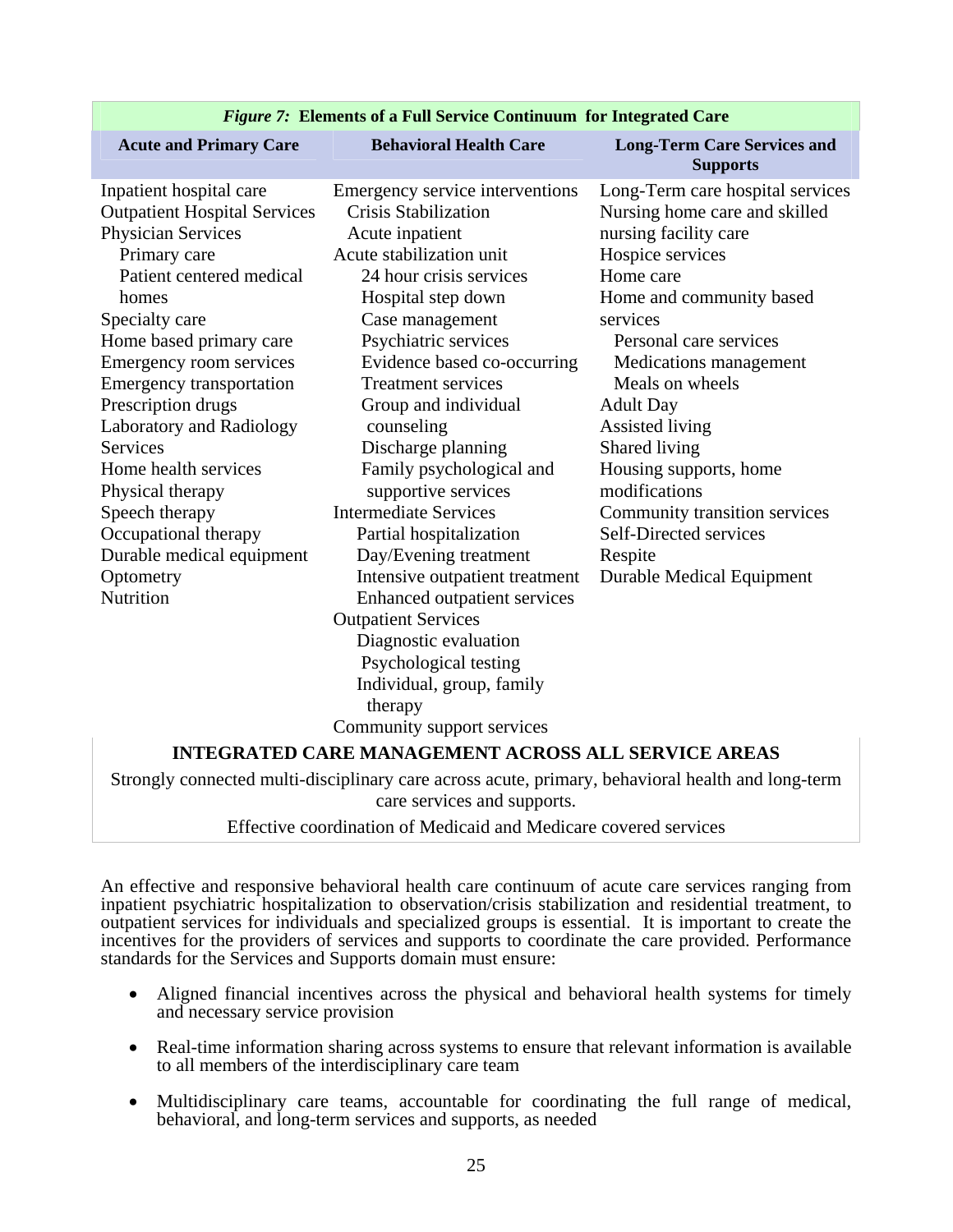*Figure 7:* **Elements of a Full Service Continuum for Integrated Care**

| Acute and Primary Care | Behavioral Health Care | Long-Term Care Services and Supports |
|---|---|---|
| Inpatient hospital care<br>Outpatient Hospital Services<br>Physician Services<br>Primary care<br>Patient centered medical homes<br>Specialty care<br>Home based primary care<br>Emergency room services<br>Emergency transportation<br>Prescription drugs<br>Laboratory and Radiology Services<br>Home health services<br>Physical therapy<br>Speech therapy<br>Occupational therapy<br>Durable medical equipment<br>Optometry<br>Nutrition | Emergency service interventions<br>Crisis Stabilization<br>Acute inpatient<br>Acute stabilization unit<br>24 hour crisis services<br>Hospital step down<br>Case management<br>Psychiatric services<br>Evidence based co-occurring Treatment services<br>Group and individual counseling<br>Discharge planning<br>Family psychological and supportive services<br>Intermediate Services<br>Partial hospitalization<br>Day/Evening treatment<br>Intensive outpatient treatment<br>Enhanced outpatient services<br>Outpatient Services<br>Diagnostic evaluation<br>Psychological testing<br>Individual, group, family therapy<br>Community support services | Long-Term care hospital services<br>Nursing home care and skilled nursing facility care<br>Hospice services<br>Home care<br>Home and community based services<br>Personal care services<br>Medications management<br>Meals on wheels<br>Adult Day<br>Assisted living<br>Shared living<br>Housing supports, home modifications<br>Community transition services<br>Self-Directed services<br>Respite<br>Durable Medical Equipment |

**INTEGRATED CARE MANAGEMENT ACROSS ALL SERVICE AREAS**

Strongly connected multi-disciplinary care across acute, primary, behavioral health and long-term care services and supports.

Effective coordination of Medicaid and Medicare covered services

An effective and responsive behavioral health care continuum of acute care services ranging from inpatient psychiatric hospitalization to observation/crisis stabilization and residential treatment, to outpatient services for individuals and specialized groups is essential. It is important to create the incentives for the providers of services and supports to coordinate the care provided. Performance standards for the Services and Supports domain must ensure:

- Aligned financial incentives across the physical and behavioral health systems for timely and necessary service provision
- Real-time information sharing across systems to ensure that relevant information is available to all members of the interdisciplinary care team
- Multidisciplinary care teams, accountable for coordinating the full range of medical, behavioral, and long-term services and supports, as needed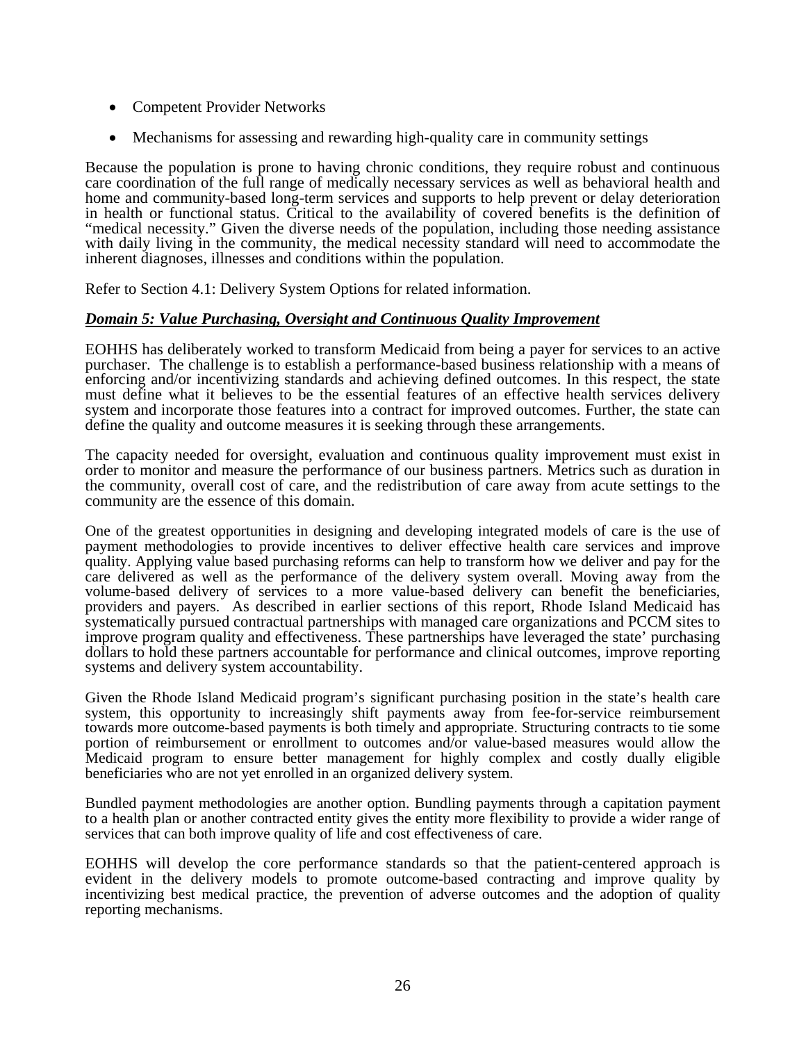- Competent Provider Networks
- Mechanisms for assessing and rewarding high-quality care in community settings

Because the population is prone to having chronic conditions, they require robust and continuous care coordination of the full range of medically necessary services as well as behavioral health and home and community-based long-term services and supports to help prevent or delay deterioration in health or functional status. Critical to the availability of covered benefits is the definition of "medical necessity." Given the diverse needs of the population, including those needing assistance with daily living in the community, the medical necessity standard will need to accommodate the inherent diagnoses, illnesses and conditions within the population.

Refer to Section 4.1: Delivery System Options for related information.

***Domain 5: Value Purchasing, Oversight and Continuous Quality Improvement***

EOHHS has deliberately worked to transform Medicaid from being a payer for services to an active purchaser. The challenge is to establish a performance-based business relationship with a means of enforcing and/or incentivizing standards and achieving defined outcomes. In this respect, the state must define what it believes to be the essential features of an effective health services delivery system and incorporate those features into a contract for improved outcomes. Further, the state can define the quality and outcome measures it is seeking through these arrangements.

The capacity needed for oversight, evaluation and continuous quality improvement must exist in order to monitor and measure the performance of our business partners. Metrics such as duration in the community, overall cost of care, and the redistribution of care away from acute settings to the community are the essence of this domain.

One of the greatest opportunities in designing and developing integrated models of care is the use of payment methodologies to provide incentives to deliver effective health care services and improve quality. Applying value based purchasing reforms can help to transform how we deliver and pay for the care delivered as well as the performance of the delivery system overall. Moving away from the volume-based delivery of services to a more value-based delivery can benefit the beneficiaries, providers and payers. As described in earlier sections of this report, Rhode Island Medicaid has systematically pursued contractual partnerships with managed care organizations and PCCM sites to improve program quality and effectiveness. These partnerships have leveraged the state' purchasing dollars to hold these partners accountable for performance and clinical outcomes, improve reporting systems and delivery system accountability.

Given the Rhode Island Medicaid program's significant purchasing position in the state's health care system, this opportunity to increasingly shift payments away from fee-for-service reimbursement towards more outcome-based payments is both timely and appropriate. Structuring contracts to tie some portion of reimbursement or enrollment to outcomes and/or value-based measures would allow the Medicaid program to ensure better management for highly complex and costly dually eligible beneficiaries who are not yet enrolled in an organized delivery system.

Bundled payment methodologies are another option. Bundling payments through a capitation payment to a health plan or another contracted entity gives the entity more flexibility to provide a wider range of services that can both improve quality of life and cost effectiveness of care.

EOHHS will develop the core performance standards so that the patient-centered approach is evident in the delivery models to promote outcome-based contracting and improve quality by incentivizing best medical practice, the prevention of adverse outcomes and the adoption of quality reporting mechanisms.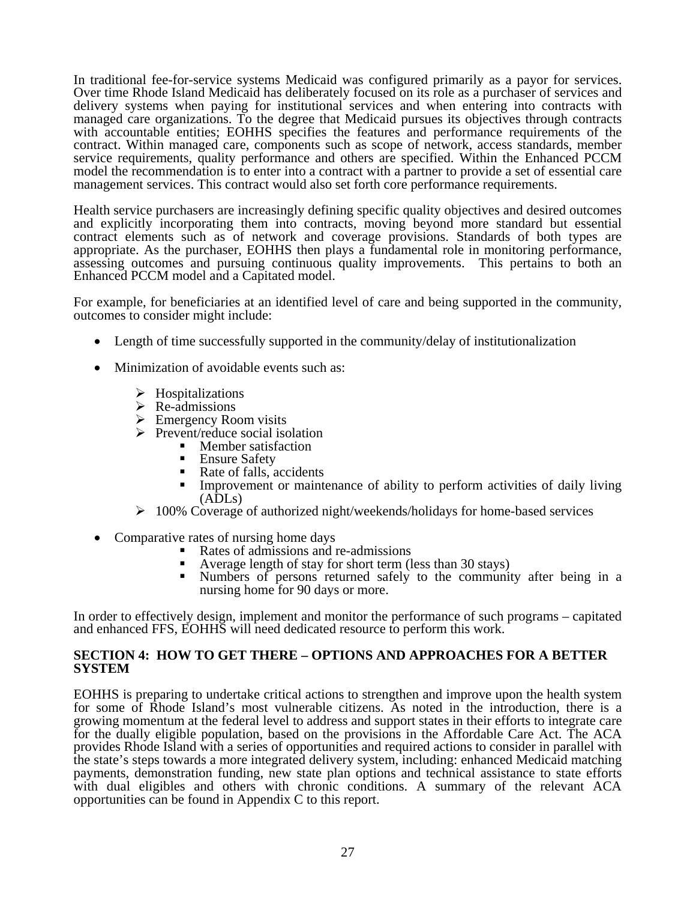In traditional fee-for-service systems Medicaid was configured primarily as a payor for services. Over time Rhode Island Medicaid has deliberately focused on its role as a purchaser of services and delivery systems when paying for institutional services and when entering into contracts with managed care organizations. To the degree that Medicaid pursues its objectives through contracts with accountable entities; EOHHS specifies the features and performance requirements of the contract. Within managed care, components such as scope of network, access standards, member service requirements, quality performance and others are specified. Within the Enhanced PCCM model the recommendation is to enter into a contract with a partner to provide a set of essential care management services. This contract would also set forth core performance requirements.

Health service purchasers are increasingly defining specific quality objectives and desired outcomes and explicitly incorporating them into contracts, moving beyond more standard but essential contract elements such as of network and coverage provisions. Standards of both types are appropriate. As the purchaser, EOHHS then plays a fundamental role in monitoring performance, assessing outcomes and pursuing continuous quality improvements. This pertains to both an Enhanced PCCM model and a Capitated model.

For example, for beneficiaries at an identified level of care and being supported in the community, outcomes to consider might include:

- Length of time successfully supported in the community/delay of institutionalization
- Minimization of avoidable events such as:
  - Hospitalizations
  - Re-admissions
  - Emergency Room visits
  - Prevent/reduce social isolation
    - Member satisfaction
    - Ensure Safety
    - Rate of falls, accidents
    - Improvement or maintenance of ability to perform activities of daily living (ADLs)
  - 100% Coverage of authorized night/weekends/holidays for home-based services
- Comparative rates of nursing home days
  - Rates of admissions and re-admissions
  - Average length of stay for short term (less than 30 stays)
  - Numbers of persons returned safely to the community after being in a nursing home for 90 days or more.

In order to effectively design, implement and monitor the performance of such programs – capitated and enhanced FFS, EOHHS will need dedicated resource to perform this work.

## SECTION 4: HOW TO GET THERE – OPTIONS AND APPROACHES FOR A BETTER SYSTEM

EOHHS is preparing to undertake critical actions to strengthen and improve upon the health system for some of Rhode Island's most vulnerable citizens. As noted in the introduction, there is a growing momentum at the federal level to address and support states in their efforts to integrate care for the dually eligible population, based on the provisions in the Affordable Care Act. The ACA provides Rhode Island with a series of opportunities and required actions to consider in parallel with the state's steps towards a more integrated delivery system, including: enhanced Medicaid matching payments, demonstration funding, new state plan options and technical assistance to state efforts with dual eligibles and others with chronic conditions. A summary of the relevant ACA opportunities can be found in Appendix C to this report.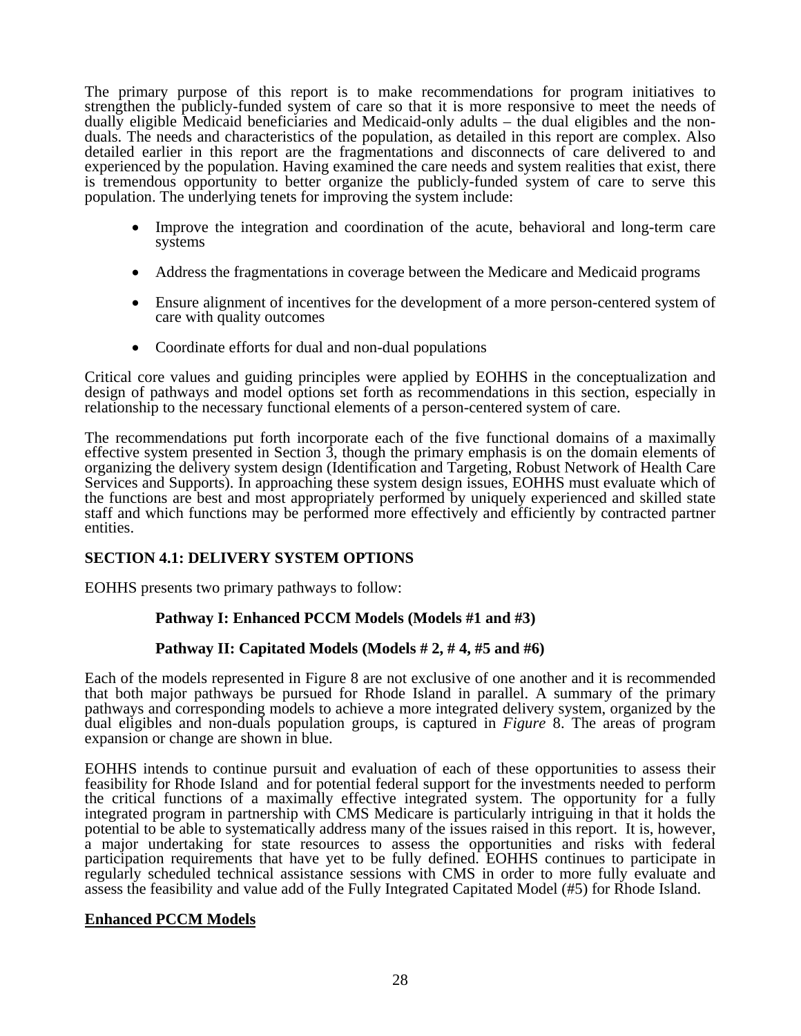The primary purpose of this report is to make recommendations for program initiatives to strengthen the publicly-funded system of care so that it is more responsive to meet the needs of dually eligible Medicaid beneficiaries and Medicaid-only adults – the dual eligibles and the non-duals. The needs and characteristics of the population, as detailed in this report are complex. Also detailed earlier in this report are the fragmentations and disconnects of care delivered to and experienced by the population. Having examined the care needs and system realities that exist, there is tremendous opportunity to better organize the publicly-funded system of care to serve this population. The underlying tenets for improving the system include:

- Improve the integration and coordination of the acute, behavioral and long-term care systems
- Address the fragmentations in coverage between the Medicare and Medicaid programs
- Ensure alignment of incentives for the development of a more person-centered system of care with quality outcomes
- Coordinate efforts for dual and non-dual populations

Critical core values and guiding principles were applied by EOHHS in the conceptualization and design of pathways and model options set forth as recommendations in this section, especially in relationship to the necessary functional elements of a person-centered system of care.

The recommendations put forth incorporate each of the five functional domains of a maximally effective system presented in Section 3, though the primary emphasis is on the domain elements of organizing the delivery system design (Identification and Targeting, Robust Network of Health Care Services and Supports). In approaching these system design issues, EOHHS must evaluate which of the functions are best and most appropriately performed by uniquely experienced and skilled state staff and which functions may be performed more effectively and efficiently by contracted partner entities.

## SECTION 4.1: DELIVERY SYSTEM OPTIONS

EOHHS presents two primary pathways to follow:

**Pathway I: Enhanced PCCM Models (Models #1 and #3)**

**Pathway II: Capitated Models (Models # 2, # 4, #5 and #6)**

Each of the models represented in Figure 8 are not exclusive of one another and it is recommended that both major pathways be pursued for Rhode Island in parallel. A summary of the primary pathways and corresponding models to achieve a more integrated delivery system, organized by the dual eligibles and non-duals population groups, is captured in *Figure* 8. The areas of program expansion or change are shown in blue.

EOHHS intends to continue pursuit and evaluation of each of these opportunities to assess their feasibility for Rhode Island and for potential federal support for the investments needed to perform the critical functions of a maximally effective integrated system. The opportunity for a fully integrated program in partnership with CMS Medicare is particularly intriguing in that it holds the potential to be able to systematically address many of the issues raised in this report. It is, however, a major undertaking for state resources to assess the opportunities and risks with federal participation requirements that have yet to be fully defined. EOHHS continues to participate in regularly scheduled technical assistance sessions with CMS in order to more fully evaluate and assess the feasibility and value add of the Fully Integrated Capitated Model (#5) for Rhode Island.

### Enhanced PCCM Models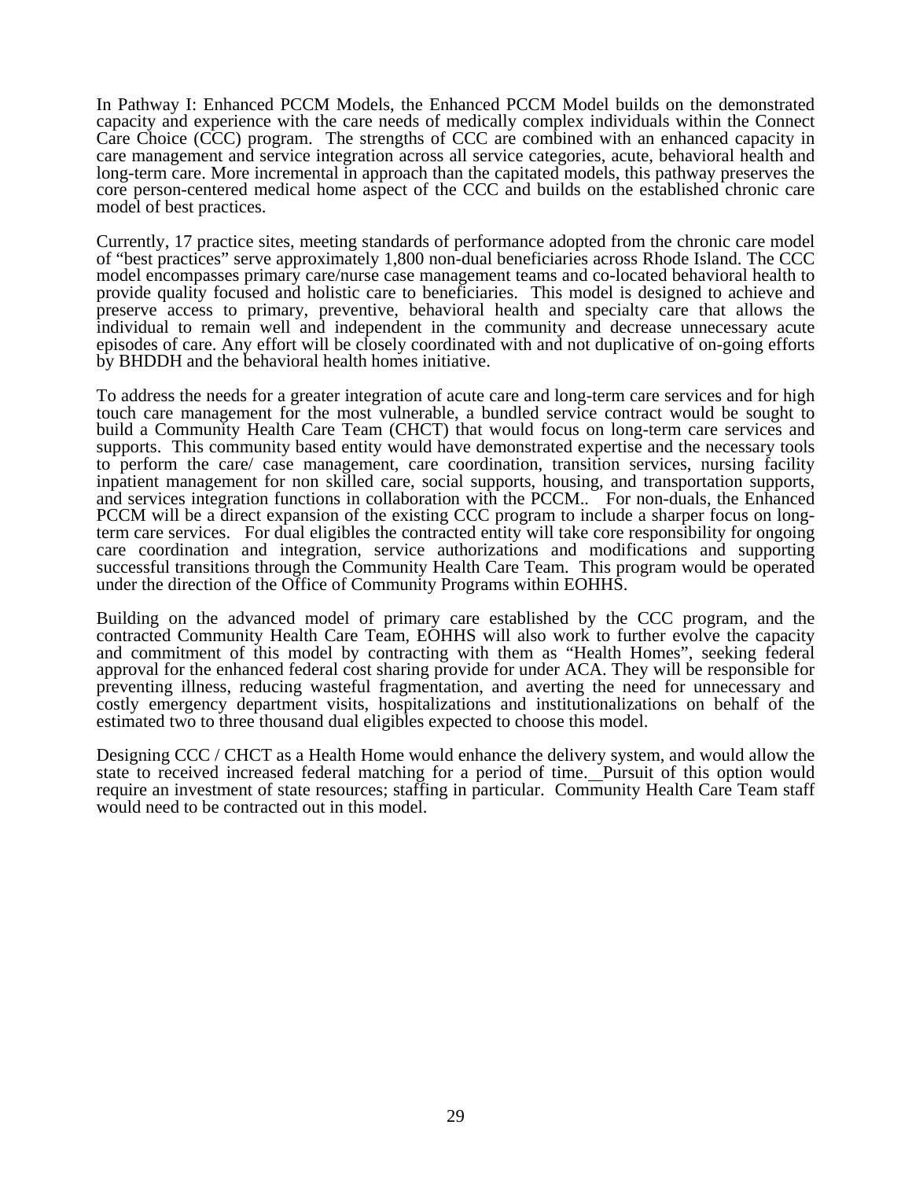In Pathway I: Enhanced PCCM Models, the Enhanced PCCM Model builds on the demonstrated capacity and experience with the care needs of medically complex individuals within the Connect Care Choice (CCC) program. The strengths of CCC are combined with an enhanced capacity in care management and service integration across all service categories, acute, behavioral health and long-term care. More incremental in approach than the capitated models, this pathway preserves the core person-centered medical home aspect of the CCC and builds on the established chronic care model of best practices.

Currently, 17 practice sites, meeting standards of performance adopted from the chronic care model of "best practices" serve approximately 1,800 non-dual beneficiaries across Rhode Island. The CCC model encompasses primary care/nurse case management teams and co-located behavioral health to provide quality focused and holistic care to beneficiaries. This model is designed to achieve and preserve access to primary, preventive, behavioral health and specialty care that allows the individual to remain well and independent in the community and decrease unnecessary acute episodes of care. Any effort will be closely coordinated with and not duplicative of on-going efforts by BHDDH and the behavioral health homes initiative.

To address the needs for a greater integration of acute care and long-term care services and for high touch care management for the most vulnerable, a bundled service contract would be sought to build a Community Health Care Team (CHCT) that would focus on long-term care services and supports. This community based entity would have demonstrated expertise and the necessary tools to perform the care/ case management, care coordination, transition services, nursing facility inpatient management for non skilled care, social supports, housing, and transportation supports, and services integration functions in collaboration with the PCCM.. For non-duals, the Enhanced PCCM will be a direct expansion of the existing CCC program to include a sharper focus on long-term care services. For dual eligibles the contracted entity will take core responsibility for ongoing care coordination and integration, service authorizations and modifications and supporting successful transitions through the Community Health Care Team. This program would be operated under the direction of the Office of Community Programs within EOHHS.

Building on the advanced model of primary care established by the CCC program, and the contracted Community Health Care Team, EOHHS will also work to further evolve the capacity and commitment of this model by contracting with them as "Health Homes", seeking federal approval for the enhanced federal cost sharing provide for under ACA. They will be responsible for preventing illness, reducing wasteful fragmentation, and averting the need for unnecessary and costly emergency department visits, hospitalizations and institutionalizations on behalf of the estimated two to three thousand dual eligibles expected to choose this model.

Designing CCC / CHCT as a Health Home would enhance the delivery system, and would allow the state to received increased federal matching for a period of time. Pursuit of this option would require an investment of state resources; staffing in particular. Community Health Care Team staff would need to be contracted out in this model.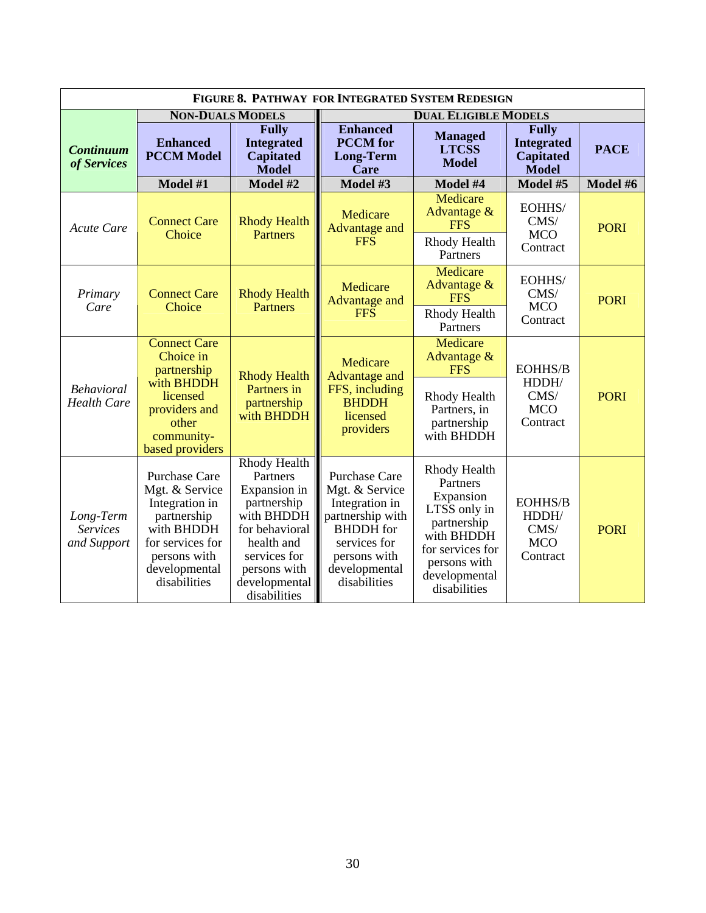**FIGURE 8. PATHWAY FOR INTEGRATED SYSTEM REDESIGN**

| *Continuum of Services* | **NON-DUALS MODELS** | | **DUAL ELIGIBLE MODELS** | | | |
|---|---|---|---|---|---|---|
| | **Enhanced PCCM Model** | **Fully Integrated Capitated Model** | **Enhanced PCCM for Long-Term Care** | **Managed LTCSS Model** | **Fully Integrated Capitated Model** | **PACE** |
| | **Model #1** | **Model #2** | **Model #3** | **Model #4** | **Model #5** | **Model #6** |
| *Acute Care* | Connect Care Choice | Rhody Health Partners | Medicare Advantage and FFS | Medicare Advantage & FFS / Rhody Health Partners | EOHHS/ CMS/ MCO Contract | PORI |
| *Primary Care* | Connect Care Choice | Rhody Health Partners | Medicare Advantage and FFS | Medicare Advantage & FFS / Rhody Health Partners | EOHHS/ CMS/ MCO Contract | PORI |
| *Behavioral Health Care* | Connect Care Choice in partnership with BHDDH licensed providers and other community-based providers | Rhody Health Partners in partnership with BHDDH | Medicare Advantage and FFS, including BHDDH licensed providers | Medicare Advantage & FFS / Rhody Health Partners, in partnership with BHDDH | EOHHS/BHDDH/ CMS/ MCO Contract | PORI |
| *Long-Term Services and Support* | Purchase Care Mgt. & Service Integration in partnership with BHDDH for services for persons with developmental disabilities | Rhody Health Partners Expansion in partnership with BHDDH for behavioral health and services for persons with developmental disabilities | Purchase Care Mgt. & Service Integration in partnership with BHDDH for services for persons with developmental disabilities | Rhody Health Partners Expansion LTSS only in partnership with BHDDH for services for persons with developmental disabilities | EOHHS/BHDDH/ CMS/ MCO Contract | PORI |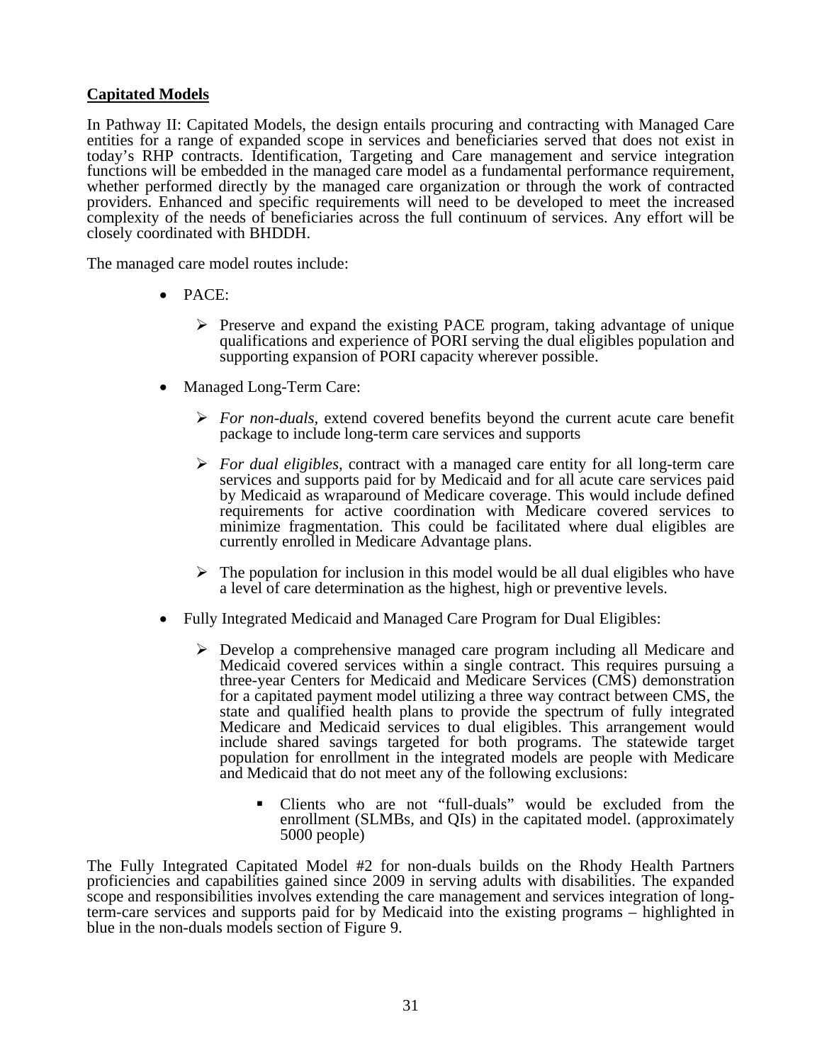**Capitated Models**

In Pathway II: Capitated Models, the design entails procuring and contracting with Managed Care entities for a range of expanded scope in services and beneficiaries served that does not exist in today's RHP contracts. Identification, Targeting and Care management and service integration functions will be embedded in the managed care model as a fundamental performance requirement, whether performed directly by the managed care organization or through the work of contracted providers. Enhanced and specific requirements will need to be developed to meet the increased complexity of the needs of beneficiaries across the full continuum of services. Any effort will be closely coordinated with BHDDH.

The managed care model routes include:

- PACE:
  - Preserve and expand the existing PACE program, taking advantage of unique qualifications and experience of PORI serving the dual eligibles population and supporting expansion of PORI capacity wherever possible.
- Managed Long-Term Care:
  - *For non-duals,* extend covered benefits beyond the current acute care benefit package to include long-term care services and supports
  - *For dual eligibles,* contract with a managed care entity for all long-term care services and supports paid for by Medicaid and for all acute care services paid by Medicaid as wraparound of Medicare coverage. This would include defined requirements for active coordination with Medicare covered services to minimize fragmentation. This could be facilitated where dual eligibles are currently enrolled in Medicare Advantage plans.
  - The population for inclusion in this model would be all dual eligibles who have a level of care determination as the highest, high or preventive levels.
- Fully Integrated Medicaid and Managed Care Program for Dual Eligibles:
  - Develop a comprehensive managed care program including all Medicare and Medicaid covered services within a single contract. This requires pursuing a three-year Centers for Medicaid and Medicare Services (CMS) demonstration for a capitated payment model utilizing a three way contract between CMS, the state and qualified health plans to provide the spectrum of fully integrated Medicare and Medicaid services to dual eligibles. This arrangement would include shared savings targeted for both programs. The statewide target population for enrollment in the integrated models are people with Medicare and Medicaid that do not meet any of the following exclusions:
    - Clients who are not "full-duals" would be excluded from the enrollment (SLMBs, and QIs) in the capitated model. (approximately 5000 people)

The Fully Integrated Capitated Model #2 for non-duals builds on the Rhody Health Partners proficiencies and capabilities gained since 2009 in serving adults with disabilities. The expanded scope and responsibilities involves extending the care management and services integration of long-term-care services and supports paid for by Medicaid into the existing programs – highlighted in blue in the non-duals models section of Figure 9.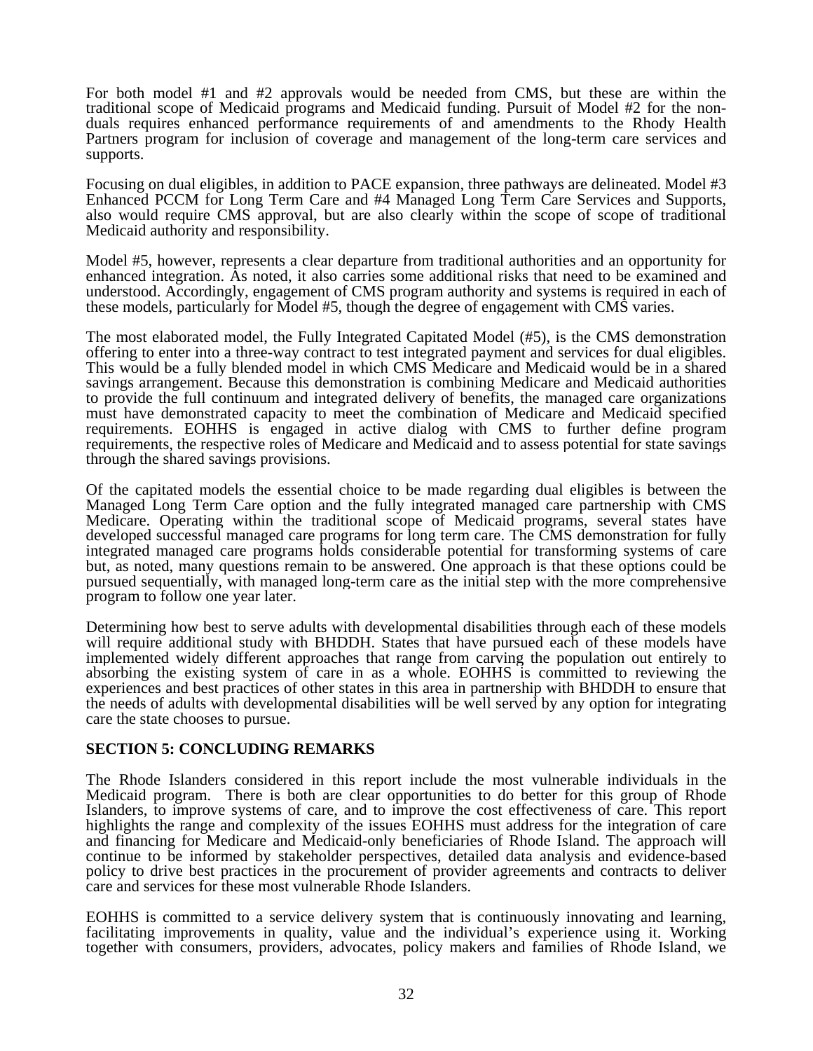For both model #1 and #2 approvals would be needed from CMS, but these are within the traditional scope of Medicaid programs and Medicaid funding. Pursuit of Model #2 for the non-duals requires enhanced performance requirements of and amendments to the Rhody Health Partners program for inclusion of coverage and management of the long-term care services and supports.

Focusing on dual eligibles, in addition to PACE expansion, three pathways are delineated. Model #3 Enhanced PCCM for Long Term Care and #4 Managed Long Term Care Services and Supports, also would require CMS approval, but are also clearly within the scope of scope of traditional Medicaid authority and responsibility.

Model #5, however, represents a clear departure from traditional authorities and an opportunity for enhanced integration. As noted, it also carries some additional risks that need to be examined and understood. Accordingly, engagement of CMS program authority and systems is required in each of these models, particularly for Model #5, though the degree of engagement with CMS varies.

The most elaborated model, the Fully Integrated Capitated Model (#5), is the CMS demonstration offering to enter into a three-way contract to test integrated payment and services for dual eligibles. This would be a fully blended model in which CMS Medicare and Medicaid would be in a shared savings arrangement. Because this demonstration is combining Medicare and Medicaid authorities to provide the full continuum and integrated delivery of benefits, the managed care organizations must have demonstrated capacity to meet the combination of Medicare and Medicaid specified requirements. EOHHS is engaged in active dialog with CMS to further define program requirements, the respective roles of Medicare and Medicaid and to assess potential for state savings through the shared savings provisions.

Of the capitated models the essential choice to be made regarding dual eligibles is between the Managed Long Term Care option and the fully integrated managed care partnership with CMS Medicare. Operating within the traditional scope of Medicaid programs, several states have developed successful managed care programs for long term care. The CMS demonstration for fully integrated managed care programs holds considerable potential for transforming systems of care but, as noted, many questions remain to be answered. One approach is that these options could be pursued sequentially, with managed long-term care as the initial step with the more comprehensive program to follow one year later.

Determining how best to serve adults with developmental disabilities through each of these models will require additional study with BHDDH. States that have pursued each of these models have implemented widely different approaches that range from carving the population out entirely to absorbing the existing system of care in as a whole. EOHHS is committed to reviewing the experiences and best practices of other states in this area in partnership with BHDDH to ensure that the needs of adults with developmental disabilities will be well served by any option for integrating care the state chooses to pursue.

## SECTION 5: CONCLUDING REMARKS

The Rhode Islanders considered in this report include the most vulnerable individuals in the Medicaid program. There is both are clear opportunities to do better for this group of Rhode Islanders, to improve systems of care, and to improve the cost effectiveness of care. This report highlights the range and complexity of the issues EOHHS must address for the integration of care and financing for Medicare and Medicaid-only beneficiaries of Rhode Island. The approach will continue to be informed by stakeholder perspectives, detailed data analysis and evidence-based policy to drive best practices in the procurement of provider agreements and contracts to deliver care and services for these most vulnerable Rhode Islanders.

EOHHS is committed to a service delivery system that is continuously innovating and learning, facilitating improvements in quality, value and the individual's experience using it. Working together with consumers, providers, advocates, policy makers and families of Rhode Island, we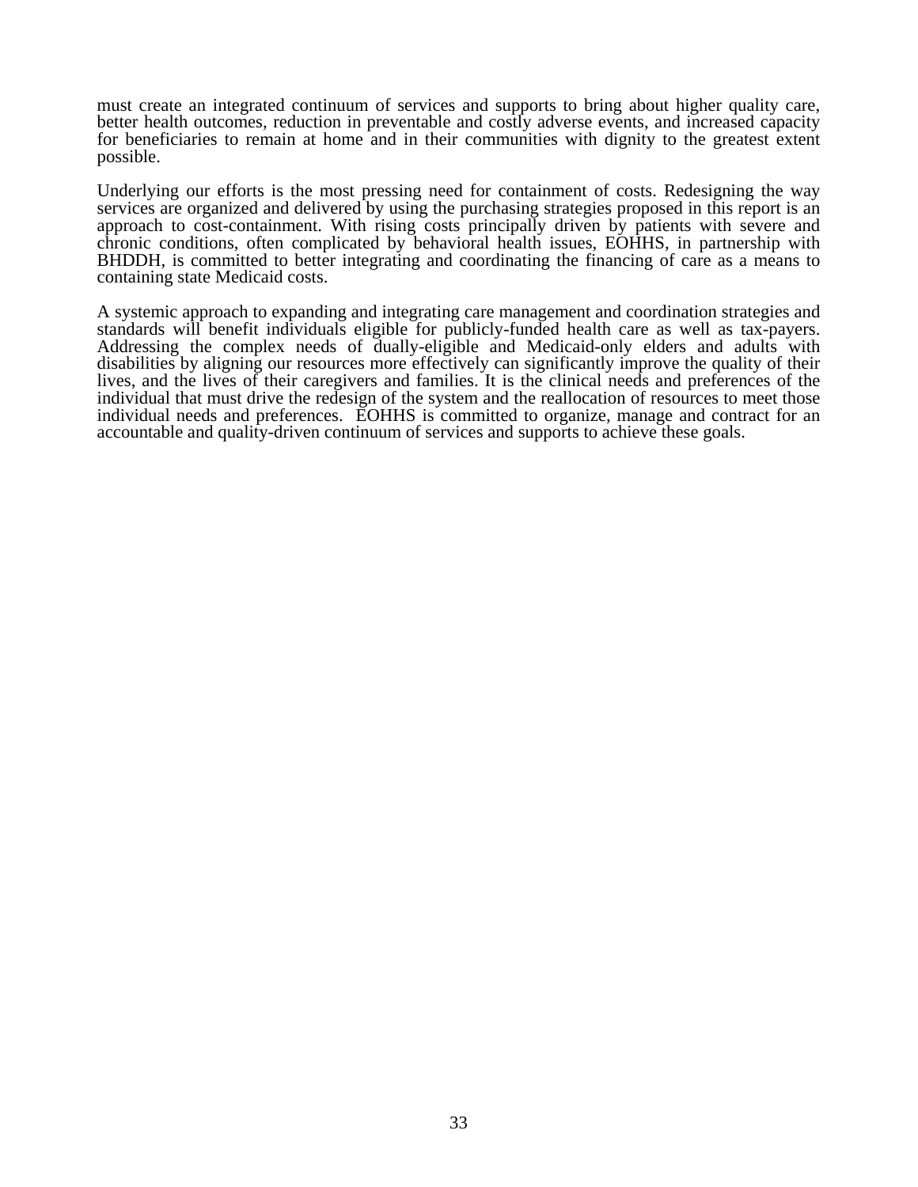must create an integrated continuum of services and supports to bring about higher quality care, better health outcomes, reduction in preventable and costly adverse events, and increased capacity for beneficiaries to remain at home and in their communities with dignity to the greatest extent possible.

Underlying our efforts is the most pressing need for containment of costs. Redesigning the way services are organized and delivered by using the purchasing strategies proposed in this report is an approach to cost-containment. With rising costs principally driven by patients with severe and chronic conditions, often complicated by behavioral health issues, EOHHS, in partnership with BHDDH, is committed to better integrating and coordinating the financing of care as a means to containing state Medicaid costs.

A systemic approach to expanding and integrating care management and coordination strategies and standards will benefit individuals eligible for publicly-funded health care as well as tax-payers. Addressing the complex needs of dually-eligible and Medicaid-only elders and adults with disabilities by aligning our resources more effectively can significantly improve the quality of their lives, and the lives of their caregivers and families. It is the clinical needs and preferences of the individual that must drive the redesign of the system and the reallocation of resources to meet those individual needs and preferences. EOHHS is committed to organize, manage and contract for an accountable and quality-driven continuum of services and supports to achieve these goals.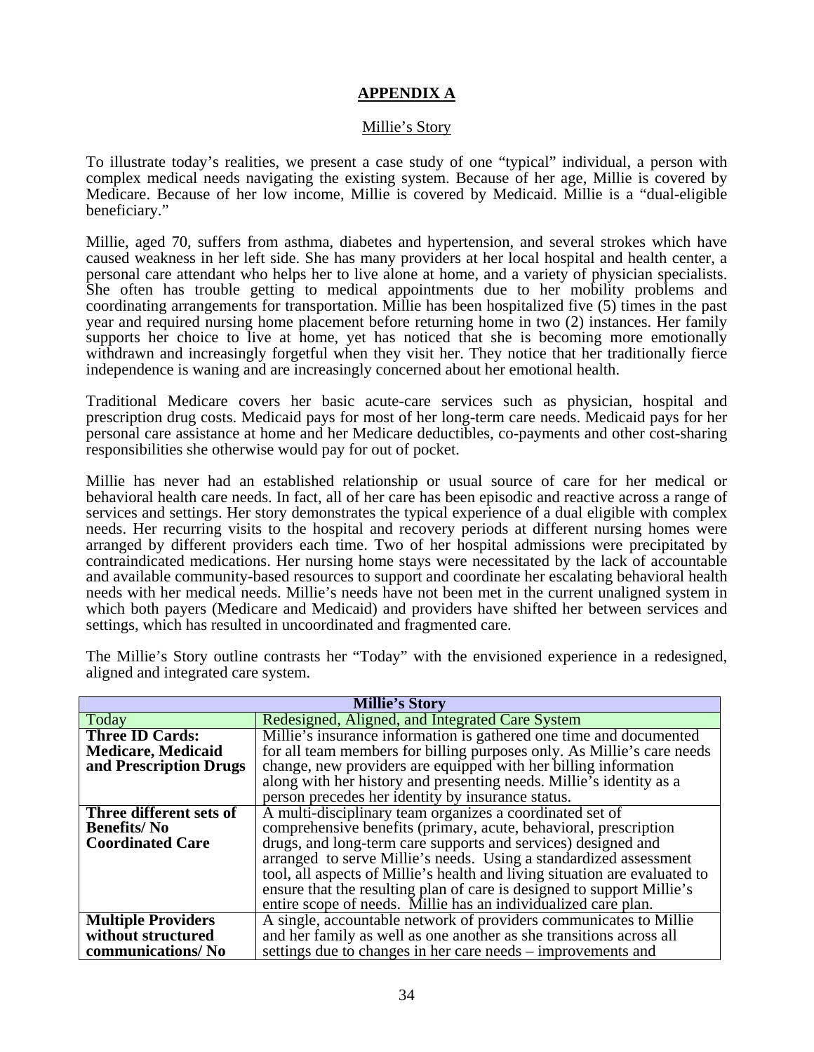## APPENDIX A

### Millie's Story

To illustrate today's realities, we present a case study of one "typical" individual, a person with complex medical needs navigating the existing system. Because of her age, Millie is covered by Medicare. Because of her low income, Millie is covered by Medicaid. Millie is a "dual-eligible beneficiary."

Millie, aged 70, suffers from asthma, diabetes and hypertension, and several strokes which have caused weakness in her left side. She has many providers at her local hospital and health center, a personal care attendant who helps her to live alone at home, and a variety of physician specialists. She often has trouble getting to medical appointments due to her mobility problems and coordinating arrangements for transportation. Millie has been hospitalized five (5) times in the past year and required nursing home placement before returning home in two (2) instances. Her family supports her choice to live at home, yet has noticed that she is becoming more emotionally withdrawn and increasingly forgetful when they visit her. They notice that her traditionally fierce independence is waning and are increasingly concerned about her emotional health.

Traditional Medicare covers her basic acute-care services such as physician, hospital and prescription drug costs. Medicaid pays for most of her long-term care needs. Medicaid pays for her personal care assistance at home and her Medicare deductibles, co-payments and other cost-sharing responsibilities she otherwise would pay for out of pocket.

Millie has never had an established relationship or usual source of care for her medical or behavioral health care needs. In fact, all of her care has been episodic and reactive across a range of services and settings. Her story demonstrates the typical experience of a dual eligible with complex needs. Her recurring visits to the hospital and recovery periods at different nursing homes were arranged by different providers each time. Two of her hospital admissions were precipitated by contraindicated medications. Her nursing home stays were necessitated by the lack of accountable and available community-based resources to support and coordinate her escalating behavioral health needs with her medical needs. Millie's needs have not been met in the current unaligned system in which both payers (Medicare and Medicaid) and providers have shifted her between services and settings, which has resulted in uncoordinated and fragmented care.

The Millie's Story outline contrasts her "Today" with the envisioned experience in a redesigned, aligned and integrated care system.

| **Millie's Story** | |
|---|---|
| Today | Redesigned, Aligned, and Integrated Care System |
| **Three ID Cards: Medicare, Medicaid and Prescription Drugs** | Millie's insurance information is gathered one time and documented for all team members for billing purposes only. As Millie's care needs change, new providers are equipped with her billing information along with her history and presenting needs. Millie's identity as a person precedes her identity by insurance status. |
| **Three different sets of Benefits/ No Coordinated Care** | A multi-disciplinary team organizes a coordinated set of comprehensive benefits (primary, acute, behavioral, prescription drugs, and long-term care supports and services) designed and arranged to serve Millie's needs. Using a standardized assessment tool, all aspects of Millie's health and living situation are evaluated to ensure that the resulting plan of care is designed to support Millie's entire scope of needs. Millie has an individualized care plan. |
| **Multiple Providers without structured communications/ No** | A single, accountable network of providers communicates to Millie and her family as well as one another as she transitions across all settings due to changes in her care needs – improvements and |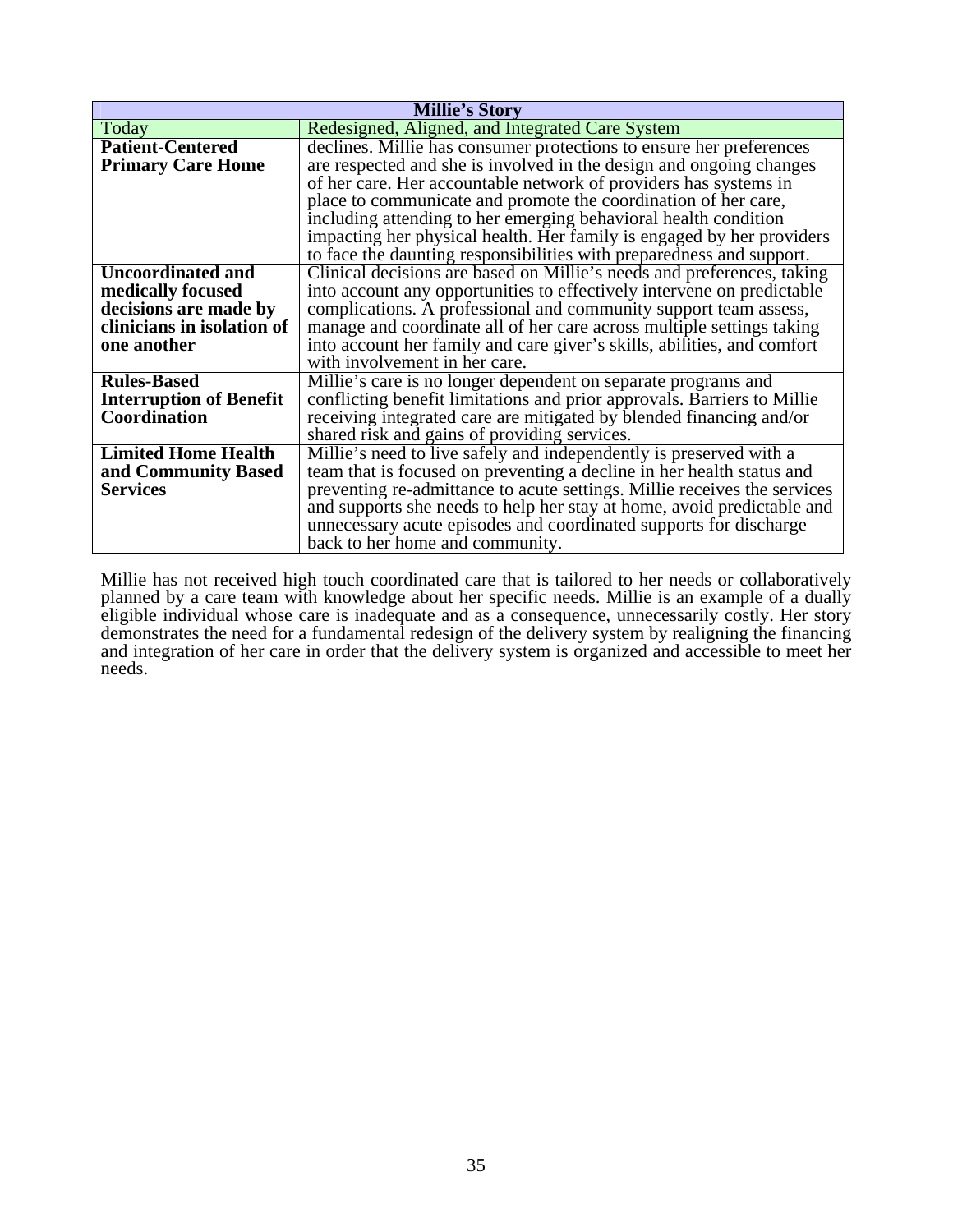| Millie's Story | |
|---|---|
| Today | Redesigned, Aligned, and Integrated Care System |
| **Patient-Centered Primary Care Home** | declines. Millie has consumer protections to ensure her preferences are respected and she is involved in the design and ongoing changes of her care. Her accountable network of providers has systems in place to communicate and promote the coordination of her care, including attending to her emerging behavioral health condition impacting her physical health. Her family is engaged by her providers to face the daunting responsibilities with preparedness and support. |
| **Uncoordinated and medically focused decisions are made by clinicians in isolation of one another** | Clinical decisions are based on Millie's needs and preferences, taking into account any opportunities to effectively intervene on predictable complications. A professional and community support team assess, manage and coordinate all of her care across multiple settings taking into account her family and care giver's skills, abilities, and comfort with involvement in her care. |
| **Rules-Based Interruption of Benefit Coordination** | Millie's care is no longer dependent on separate programs and conflicting benefit limitations and prior approvals. Barriers to Millie receiving integrated care are mitigated by blended financing and/or shared risk and gains of providing services. |
| **Limited Home Health and Community Based Services** | Millie's need to live safely and independently is preserved with a team that is focused on preventing a decline in her health status and preventing re-admittance to acute settings. Millie receives the services and supports she needs to help her stay at home, avoid predictable and unnecessary acute episodes and coordinated supports for discharge back to her home and community. |

Millie has not received high touch coordinated care that is tailored to her needs or collaboratively planned by a care team with knowledge about her specific needs. Millie is an example of a dually eligible individual whose care is inadequate and as a consequence, unnecessarily costly. Her story demonstrates the need for a fundamental redesign of the delivery system by realigning the financing and integration of her care in order that the delivery system is organized and accessible to meet her needs.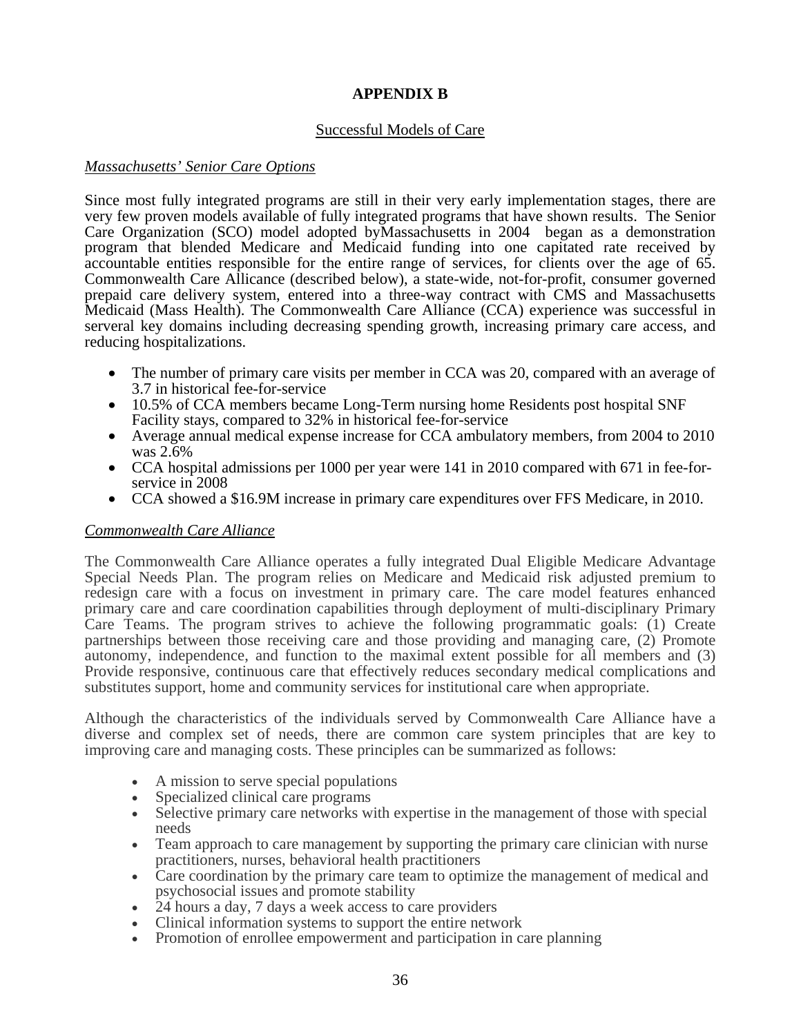# APPENDIX B

## Successful Models of Care

### *Massachusetts' Senior Care Options*

Since most fully integrated programs are still in their very early implementation stages, there are very few proven models available of fully integrated programs that have shown results. The Senior Care Organization (SCO) model adopted byMassachusetts in 2004 began as a demonstration program that blended Medicare and Medicaid funding into one capitated rate received by accountable entities responsible for the entire range of services, for clients over the age of 65. Commonwealth Care Allicance (described below), a state-wide, not-for-profit, consumer governed prepaid care delivery system, entered into a three-way contract with CMS and Massachusetts Medicaid (Mass Health). The Commonwealth Care Alliance (CCA) experience was successful in serveral key domains including decreasing spending growth, increasing primary care access, and reducing hospitalizations.

- The number of primary care visits per member in CCA was 20, compared with an average of 3.7 in historical fee-for-service
- 10.5% of CCA members became Long-Term nursing home Residents post hospital SNF Facility stays, compared to 32% in historical fee-for-service
- Average annual medical expense increase for CCA ambulatory members, from 2004 to 2010 was 2.6%
- CCA hospital admissions per 1000 per year were 141 in 2010 compared with 671 in fee-for-service in 2008
- CCA showed a $16.9M increase in primary care expenditures over FFS Medicare, in 2010.

### *Commonwealth Care Alliance*

The Commonwealth Care Alliance operates a fully integrated Dual Eligible Medicare Advantage Special Needs Plan. The program relies on Medicare and Medicaid risk adjusted premium to redesign care with a focus on investment in primary care. The care model features enhanced primary care and care coordination capabilities through deployment of multi-disciplinary Primary Care Teams. The program strives to achieve the following programmatic goals: (1) Create partnerships between those receiving care and those providing and managing care, (2) Promote autonomy, independence, and function to the maximal extent possible for all members and (3) Provide responsive, continuous care that effectively reduces secondary medical complications and substitutes support, home and community services for institutional care when appropriate.

Although the characteristics of the individuals served by Commonwealth Care Alliance have a diverse and complex set of needs, there are common care system principles that are key to improving care and managing costs. These principles can be summarized as follows:

- A mission to serve special populations
- Specialized clinical care programs
- Selective primary care networks with expertise in the management of those with special needs
- Team approach to care management by supporting the primary care clinician with nurse practitioners, nurses, behavioral health practitioners
- Care coordination by the primary care team to optimize the management of medical and psychosocial issues and promote stability
- 24 hours a day, 7 days a week access to care providers
- Clinical information systems to support the entire network
- Promotion of enrollee empowerment and participation in care planning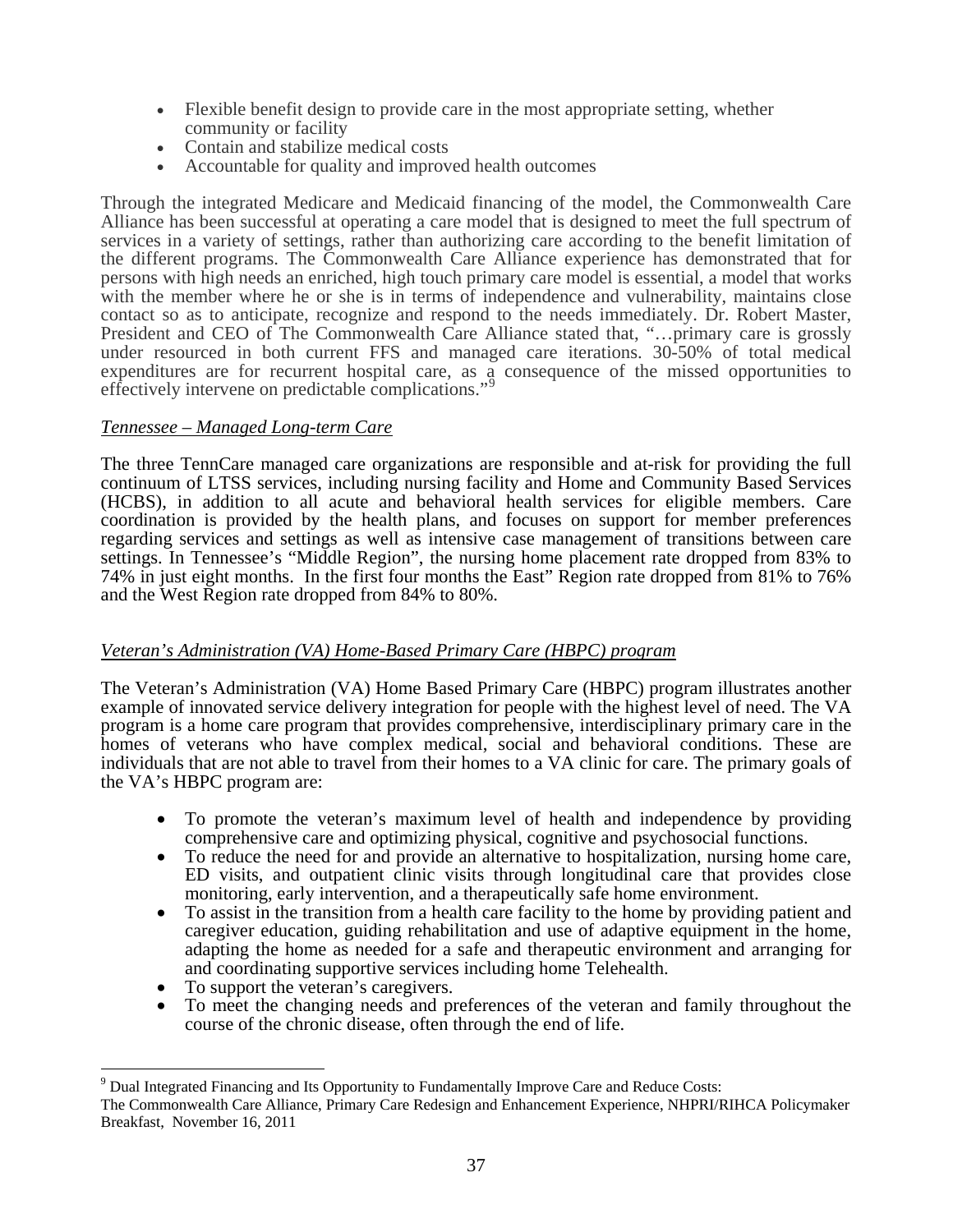- Flexible benefit design to provide care in the most appropriate setting, whether community or facility
- Contain and stabilize medical costs
- Accountable for quality and improved health outcomes

Through the integrated Medicare and Medicaid financing of the model, the Commonwealth Care Alliance has been successful at operating a care model that is designed to meet the full spectrum of services in a variety of settings, rather than authorizing care according to the benefit limitation of the different programs. The Commonwealth Care Alliance experience has demonstrated that for persons with high needs an enriched, high touch primary care model is essential, a model that works with the member where he or she is in terms of independence and vulnerability, maintains close contact so as to anticipate, recognize and respond to the needs immediately. Dr. Robert Master, President and CEO of The Commonwealth Care Alliance stated that, "…primary care is grossly under resourced in both current FFS and managed care iterations. 30-50% of total medical expenditures are for recurrent hospital care, as a consequence of the missed opportunities to effectively intervene on predictable complications."[9]

*Tennessee – Managed Long-term Care*

The three TennCare managed care organizations are responsible and at-risk for providing the full continuum of LTSS services, including nursing facility and Home and Community Based Services (HCBS), in addition to all acute and behavioral health services for eligible members. Care coordination is provided by the health plans, and focuses on support for member preferences regarding services and settings as well as intensive case management of transitions between care settings. In Tennessee's "Middle Region", the nursing home placement rate dropped from 83% to 74% in just eight months. In the first four months the East" Region rate dropped from 81% to 76% and the West Region rate dropped from 84% to 80%.

*Veteran's Administration (VA) Home-Based Primary Care (HBPC) program*

The Veteran's Administration (VA) Home Based Primary Care (HBPC) program illustrates another example of innovated service delivery integration for people with the highest level of need. The VA program is a home care program that provides comprehensive, interdisciplinary primary care in the homes of veterans who have complex medical, social and behavioral conditions. These are individuals that are not able to travel from their homes to a VA clinic for care. The primary goals of the VA's HBPC program are:

- To promote the veteran's maximum level of health and independence by providing comprehensive care and optimizing physical, cognitive and psychosocial functions.
- To reduce the need for and provide an alternative to hospitalization, nursing home care, ED visits, and outpatient clinic visits through longitudinal care that provides close monitoring, early intervention, and a therapeutically safe home environment.
- To assist in the transition from a health care facility to the home by providing patient and caregiver education, guiding rehabilitation and use of adaptive equipment in the home, adapting the home as needed for a safe and therapeutic environment and arranging for and coordinating supportive services including home Telehealth.
- To support the veteran's caregivers.
- To meet the changing needs and preferences of the veteran and family throughout the course of the chronic disease, often through the end of life.

[9] Dual Integrated Financing and Its Opportunity to Fundamentally Improve Care and Reduce Costs: The Commonwealth Care Alliance, Primary Care Redesign and Enhancement Experience, NHPRI/RIHCA Policymaker Breakfast, November 16, 2011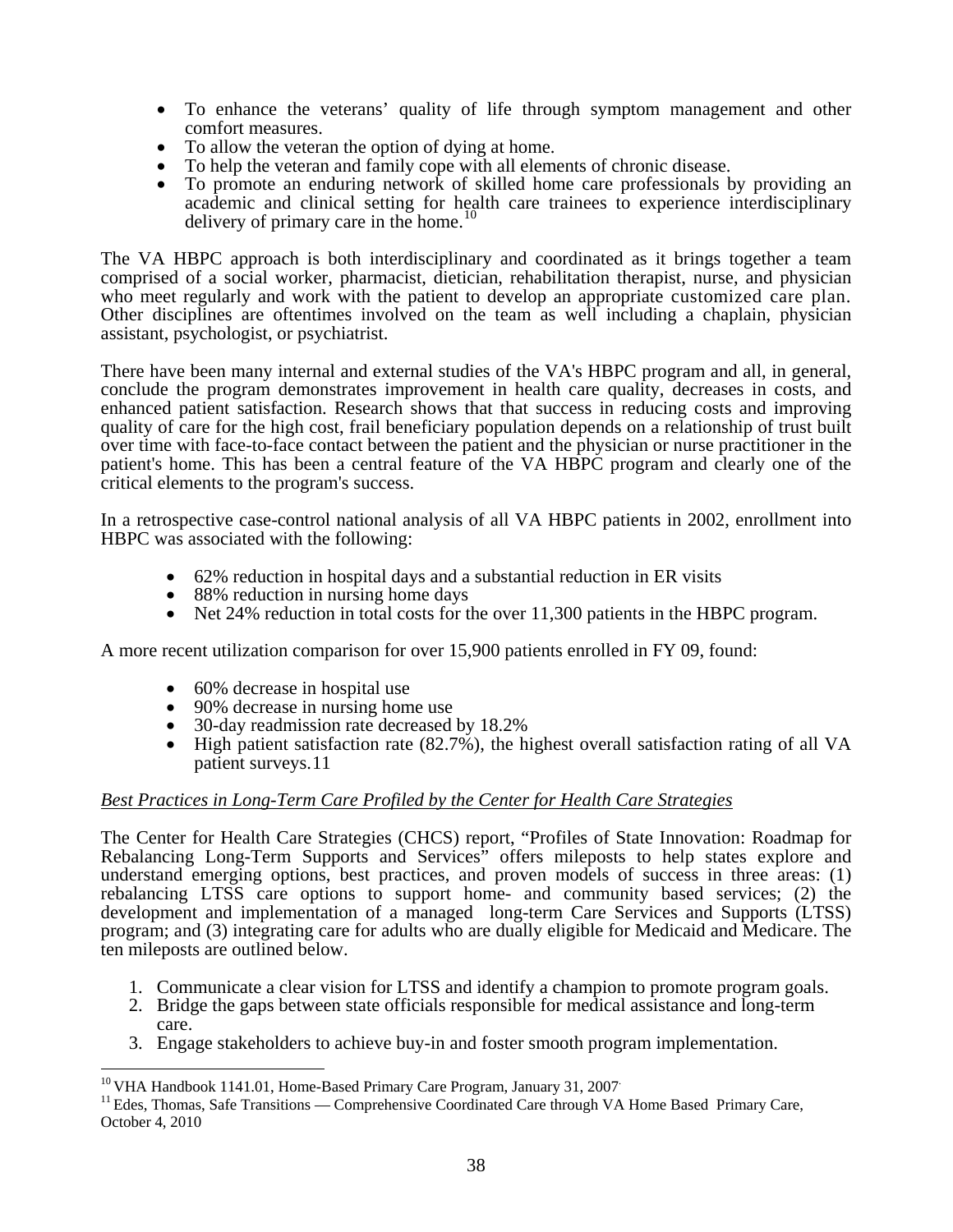- To enhance the veterans' quality of life through symptom management and other comfort measures.
- To allow the veteran the option of dying at home.
- To help the veteran and family cope with all elements of chronic disease.
- To promote an enduring network of skilled home care professionals by providing an academic and clinical setting for health care trainees to experience interdisciplinary delivery of primary care in the home.[10]

The VA HBPC approach is both interdisciplinary and coordinated as it brings together a team comprised of a social worker, pharmacist, dietician, rehabilitation therapist, nurse, and physician who meet regularly and work with the patient to develop an appropriate customized care plan. Other disciplines are oftentimes involved on the team as well including a chaplain, physician assistant, psychologist, or psychiatrist.

There have been many internal and external studies of the VA's HBPC program and all, in general, conclude the program demonstrates improvement in health care quality, decreases in costs, and enhanced patient satisfaction. Research shows that that success in reducing costs and improving quality of care for the high cost, frail beneficiary population depends on a relationship of trust built over time with face-to-face contact between the patient and the physician or nurse practitioner in the patient's home. This has been a central feature of the VA HBPC program and clearly one of the critical elements to the program's success.

In a retrospective case-control national analysis of all VA HBPC patients in 2002, enrollment into HBPC was associated with the following:

- 62% reduction in hospital days and a substantial reduction in ER visits
- 88% reduction in nursing home days
- Net 24% reduction in total costs for the over 11,300 patients in the HBPC program.

A more recent utilization comparison for over 15,900 patients enrolled in FY 09, found:

- 60% decrease in hospital use
- 90% decrease in nursing home use
- 30-day readmission rate decreased by 18.2%
- High patient satisfaction rate (82.7%), the highest overall satisfaction rating of all VA patient surveys.11

*Best Practices in Long-Term Care Profiled by the Center for Health Care Strategies*

The Center for Health Care Strategies (CHCS) report, "Profiles of State Innovation: Roadmap for Rebalancing Long-Term Supports and Services" offers mileposts to help states explore and understand emerging options, best practices, and proven models of success in three areas: (1) rebalancing LTSS care options to support home- and community based services; (2) the development and implementation of a managed long-term Care Services and Supports (LTSS) program; and (3) integrating care for adults who are dually eligible for Medicaid and Medicare. The ten mileposts are outlined below.

1. Communicate a clear vision for LTSS and identify a champion to promote program goals.
2. Bridge the gaps between state officials responsible for medical assistance and long-term care.
3. Engage stakeholders to achieve buy-in and foster smooth program implementation.

[10] VHA Handbook 1141.01, Home-Based Primary Care Program, January 31, 2007.

[11] Edes, Thomas, Safe Transitions — Comprehensive Coordinated Care through VA Home Based Primary Care, October 4, 2010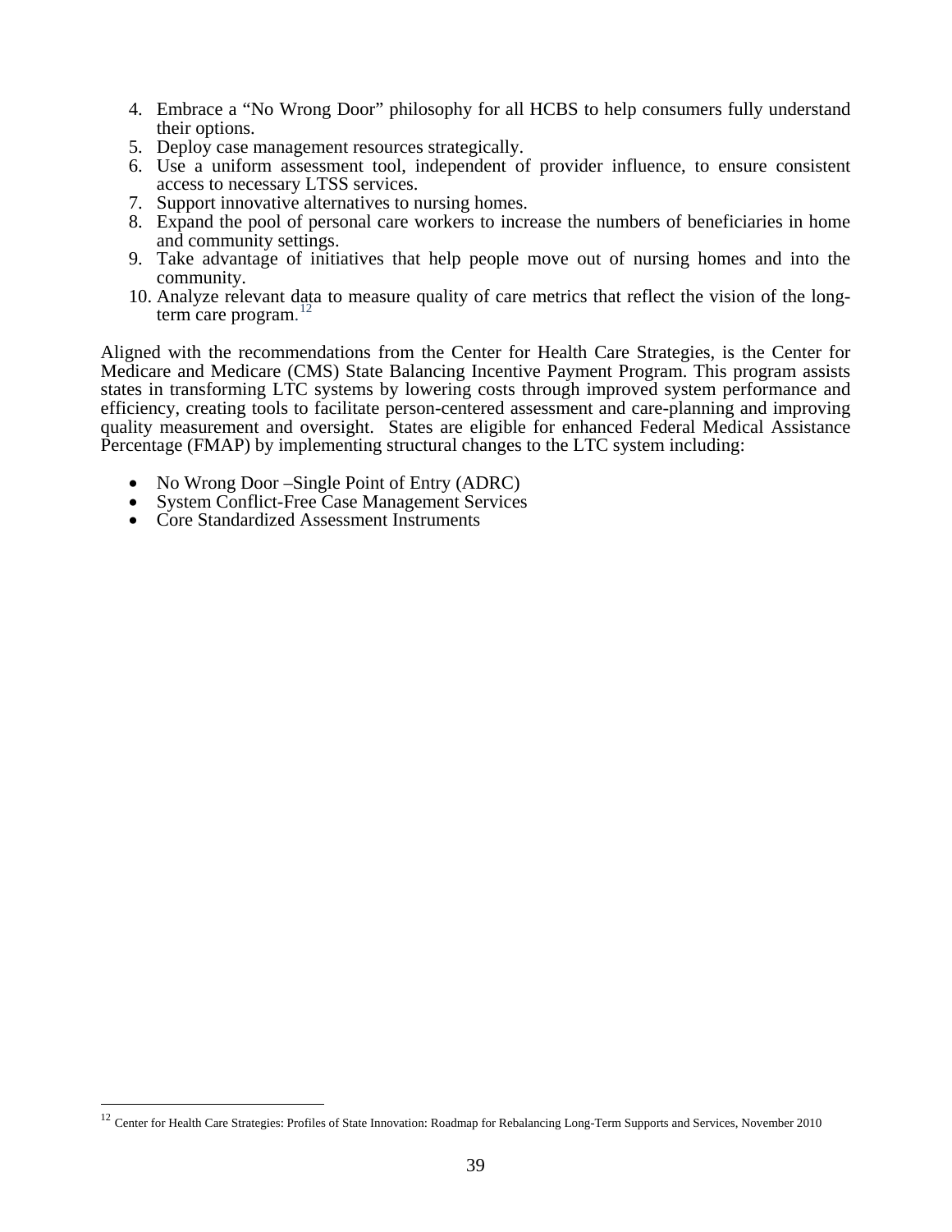4. Embrace a "No Wrong Door" philosophy for all HCBS to help consumers fully understand their options.
5. Deploy case management resources strategically.
6. Use a uniform assessment tool, independent of provider influence, to ensure consistent access to necessary LTSS services.
7. Support innovative alternatives to nursing homes.
8. Expand the pool of personal care workers to increase the numbers of beneficiaries in home and community settings.
9. Take advantage of initiatives that help people move out of nursing homes and into the community.
10. Analyze relevant data to measure quality of care metrics that reflect the vision of the long-term care program.[12]

Aligned with the recommendations from the Center for Health Care Strategies, is the Center for Medicare and Medicare (CMS) State Balancing Incentive Payment Program. This program assists states in transforming LTC systems by lowering costs through improved system performance and efficiency, creating tools to facilitate person-centered assessment and care-planning and improving quality measurement and oversight. States are eligible for enhanced Federal Medical Assistance Percentage (FMAP) by implementing structural changes to the LTC system including:

- No Wrong Door –Single Point of Entry (ADRC)
- System Conflict-Free Case Management Services
- Core Standardized Assessment Instruments

[12] Center for Health Care Strategies: Profiles of State Innovation: Roadmap for Rebalancing Long-Term Supports and Services, November 2010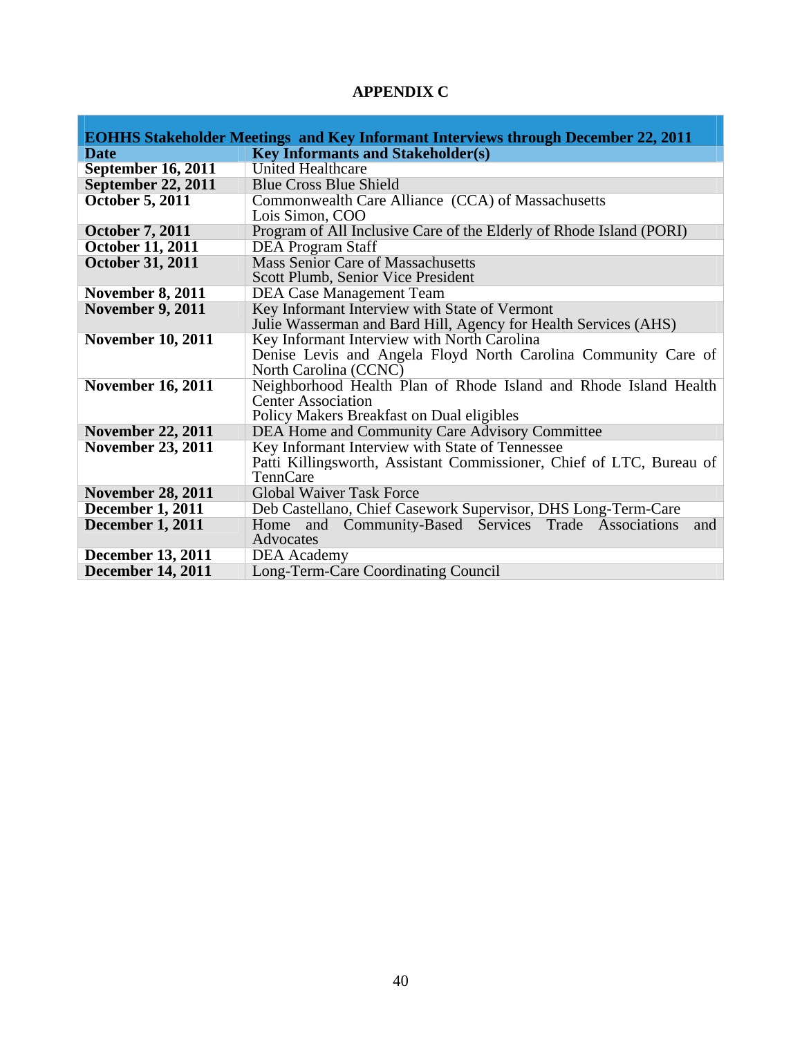# APPENDIX C

| EOHHS Stakeholder Meetings and Key Informant Interviews through December 22, 2011 | |
|---|---|
| **Date** | **Key Informants and Stakeholder(s)** |
| **September 16, 2011** | United Healthcare |
| **September 22, 2011** | Blue Cross Blue Shield |
| **October 5, 2011** | Commonwealth Care Alliance (CCA) of Massachusetts<br>Lois Simon, COO |
| **October 7, 2011** | Program of All Inclusive Care of the Elderly of Rhode Island (PORI) |
| **October 11, 2011** | DEA Program Staff |
| **October 31, 2011** | Mass Senior Care of Massachusetts<br>Scott Plumb, Senior Vice President |
| **November 8, 2011** | DEA Case Management Team |
| **November 9, 2011** | Key Informant Interview with State of Vermont<br>Julie Wasserman and Bard Hill, Agency for Health Services (AHS) |
| **November 10, 2011** | Key Informant Interview with North Carolina<br>Denise Levis and Angela Floyd North Carolina Community Care of North Carolina (CCNC) |
| **November 16, 2011** | Neighborhood Health Plan of Rhode Island and Rhode Island Health Center Association<br>Policy Makers Breakfast on Dual eligibles |
| **November 22, 2011** | DEA Home and Community Care Advisory Committee |
| **November 23, 2011** | Key Informant Interview with State of Tennessee<br>Patti Killingsworth, Assistant Commissioner, Chief of LTC, Bureau of TennCare |
| **November 28, 2011** | Global Waiver Task Force |
| **December 1, 2011** | Deb Castellano, Chief Casework Supervisor, DHS Long-Term-Care |
| **December 1, 2011** | Home and Community-Based Services Trade Associations and Advocates |
| **December 13, 2011** | DEA Academy |
| **December 14, 2011** | Long-Term-Care Coordinating Council |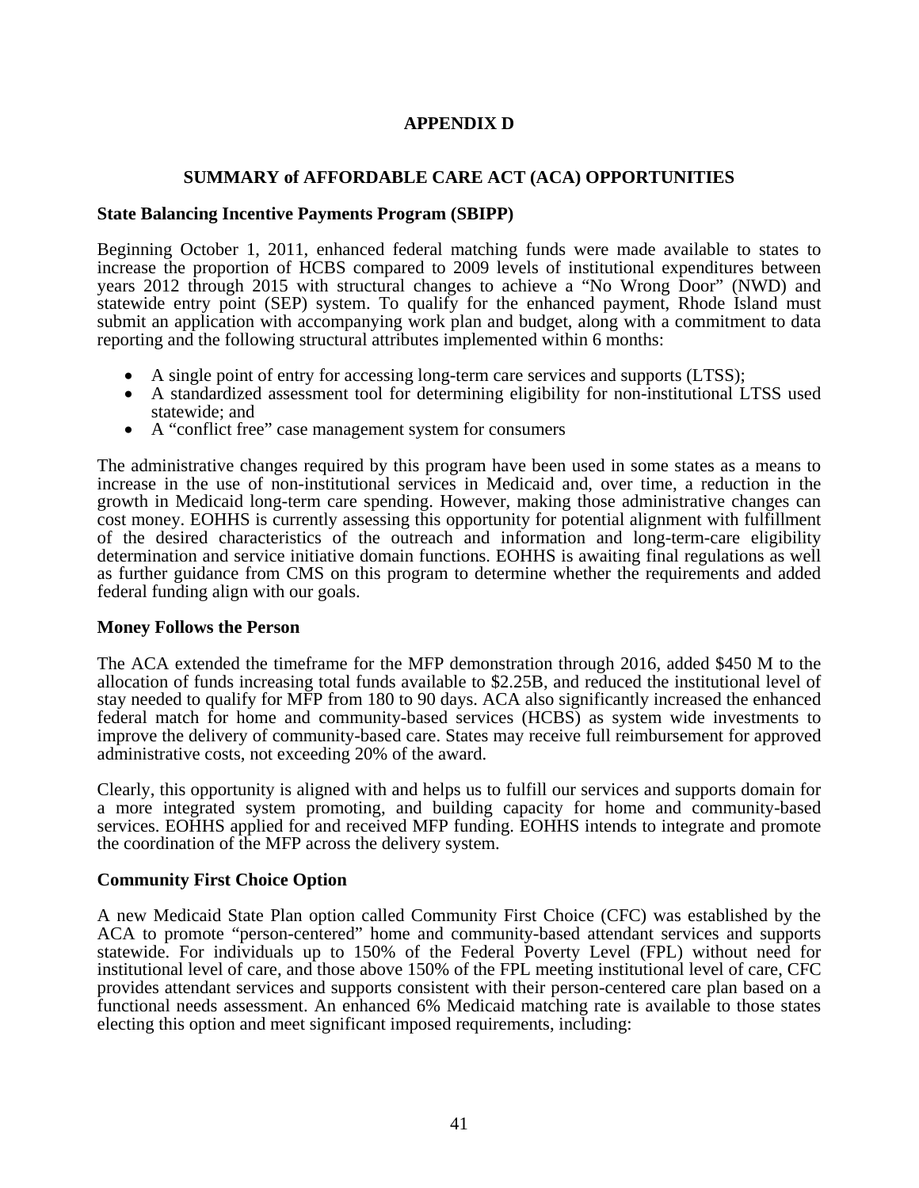# APPENDIX D

## SUMMARY of AFFORDABLE CARE ACT (ACA) OPPORTUNITIES

### State Balancing Incentive Payments Program (SBIPP)

Beginning October 1, 2011, enhanced federal matching funds were made available to states to increase the proportion of HCBS compared to 2009 levels of institutional expenditures between years 2012 through 2015 with structural changes to achieve a "No Wrong Door" (NWD) and statewide entry point (SEP) system. To qualify for the enhanced payment, Rhode Island must submit an application with accompanying work plan and budget, along with a commitment to data reporting and the following structural attributes implemented within 6 months:

- A single point of entry for accessing long-term care services and supports (LTSS);
- A standardized assessment tool for determining eligibility for non-institutional LTSS used statewide; and
- A "conflict free" case management system for consumers

The administrative changes required by this program have been used in some states as a means to increase in the use of non-institutional services in Medicaid and, over time, a reduction in the growth in Medicaid long-term care spending. However, making those administrative changes can cost money. EOHHS is currently assessing this opportunity for potential alignment with fulfillment of the desired characteristics of the outreach and information and long-term-care eligibility determination and service initiative domain functions. EOHHS is awaiting final regulations as well as further guidance from CMS on this program to determine whether the requirements and added federal funding align with our goals.

### Money Follows the Person

The ACA extended the timeframe for the MFP demonstration through 2016, added $450 M to the allocation of funds increasing total funds available to $2.25B, and reduced the institutional level of stay needed to qualify for MFP from 180 to 90 days. ACA also significantly increased the enhanced federal match for home and community-based services (HCBS) as system wide investments to improve the delivery of community-based care. States may receive full reimbursement for approved administrative costs, not exceeding 20% of the award.

Clearly, this opportunity is aligned with and helps us to fulfill our services and supports domain for a more integrated system promoting, and building capacity for home and community-based services. EOHHS applied for and received MFP funding. EOHHS intends to integrate and promote the coordination of the MFP across the delivery system.

### Community First Choice Option

A new Medicaid State Plan option called Community First Choice (CFC) was established by the ACA to promote "person-centered" home and community-based attendant services and supports statewide. For individuals up to 150% of the Federal Poverty Level (FPL) without need for institutional level of care, and those above 150% of the FPL meeting institutional level of care, CFC provides attendant services and supports consistent with their person-centered care plan based on a functional needs assessment. An enhanced 6% Medicaid matching rate is available to those states electing this option and meet significant imposed requirements, including: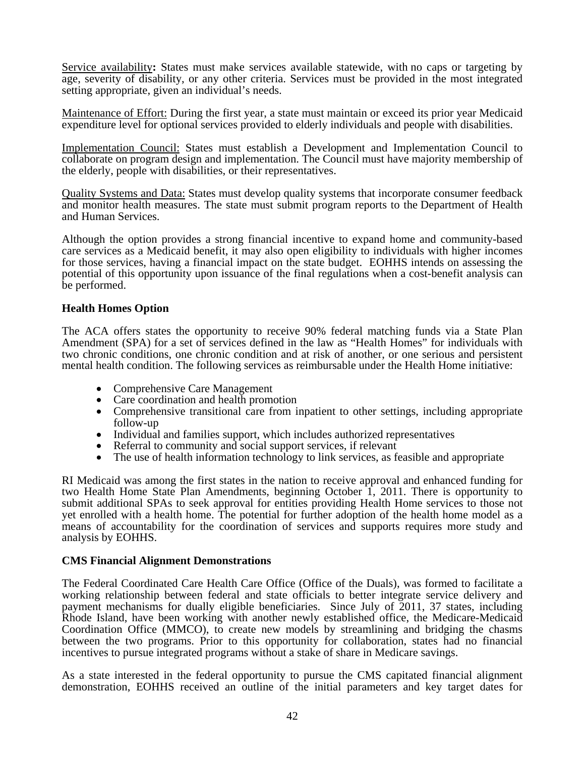Service availability**:** States must make services available statewide, with no caps or targeting by age, severity of disability, or any other criteria. Services must be provided in the most integrated setting appropriate, given an individual's needs.

Maintenance of Effort: During the first year, a state must maintain or exceed its prior year Medicaid expenditure level for optional services provided to elderly individuals and people with disabilities.

Implementation Council: States must establish a Development and Implementation Council to collaborate on program design and implementation. The Council must have majority membership of the elderly, people with disabilities, or their representatives.

Quality Systems and Data: States must develop quality systems that incorporate consumer feedback and monitor health measures. The state must submit program reports to the Department of Health and Human Services.

Although the option provides a strong financial incentive to expand home and community-based care services as a Medicaid benefit, it may also open eligibility to individuals with higher incomes for those services, having a financial impact on the state budget. EOHHS intends on assessing the potential of this opportunity upon issuance of the final regulations when a cost-benefit analysis can be performed.

**Health Homes Option**

The ACA offers states the opportunity to receive 90% federal matching funds via a State Plan Amendment (SPA) for a set of services defined in the law as "Health Homes" for individuals with two chronic conditions, one chronic condition and at risk of another, or one serious and persistent mental health condition. The following services as reimbursable under the Health Home initiative:

- Comprehensive Care Management
- Care coordination and health promotion
- Comprehensive transitional care from inpatient to other settings, including appropriate follow-up
- Individual and families support, which includes authorized representatives
- Referral to community and social support services, if relevant
- The use of health information technology to link services, as feasible and appropriate

RI Medicaid was among the first states in the nation to receive approval and enhanced funding for two Health Home State Plan Amendments, beginning October 1, 2011. There is opportunity to submit additional SPAs to seek approval for entities providing Health Home services to those not yet enrolled with a health home. The potential for further adoption of the health home model as a means of accountability for the coordination of services and supports requires more study and analysis by EOHHS.

**CMS Financial Alignment Demonstrations**

The Federal Coordinated Care Health Care Office (Office of the Duals), was formed to facilitate a working relationship between federal and state officials to better integrate service delivery and payment mechanisms for dually eligible beneficiaries. Since July of 2011, 37 states, including Rhode Island, have been working with another newly established office, the Medicare-Medicaid Coordination Office (MMCO), to create new models by streamlining and bridging the chasms between the two programs. Prior to this opportunity for collaboration, states had no financial incentives to pursue integrated programs without a stake of share in Medicare savings.

As a state interested in the federal opportunity to pursue the CMS capitated financial alignment demonstration, EOHHS received an outline of the initial parameters and key target dates for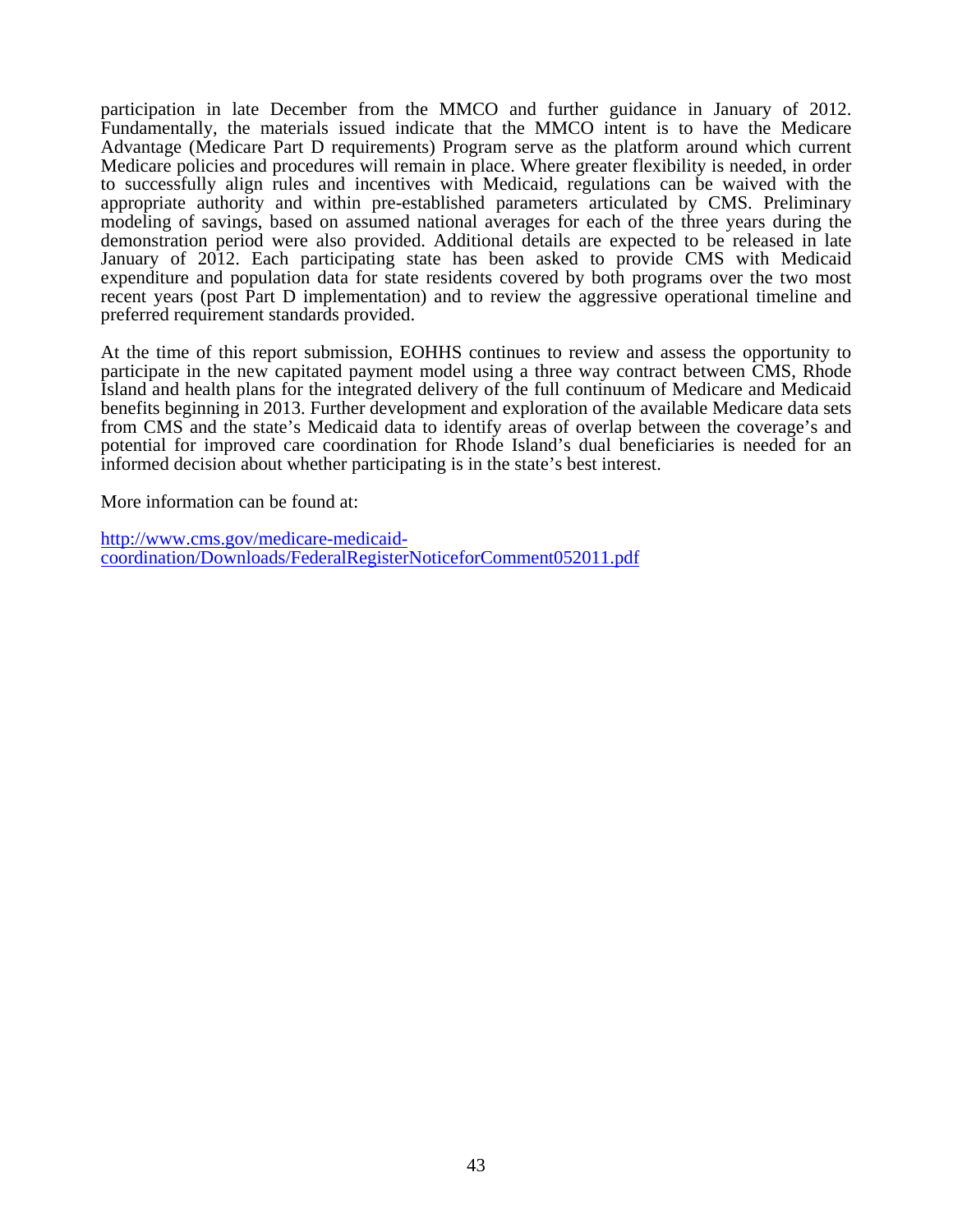participation in late December from the MMCO and further guidance in January of 2012. Fundamentally, the materials issued indicate that the MMCO intent is to have the Medicare Advantage (Medicare Part D requirements) Program serve as the platform around which current Medicare policies and procedures will remain in place. Where greater flexibility is needed, in order to successfully align rules and incentives with Medicaid, regulations can be waived with the appropriate authority and within pre-established parameters articulated by CMS. Preliminary modeling of savings, based on assumed national averages for each of the three years during the demonstration period were also provided. Additional details are expected to be released in late January of 2012. Each participating state has been asked to provide CMS with Medicaid expenditure and population data for state residents covered by both programs over the two most recent years (post Part D implementation) and to review the aggressive operational timeline and preferred requirement standards provided.

At the time of this report submission, EOHHS continues to review and assess the opportunity to participate in the new capitated payment model using a three way contract between CMS, Rhode Island and health plans for the integrated delivery of the full continuum of Medicare and Medicaid benefits beginning in 2013. Further development and exploration of the available Medicare data sets from CMS and the state's Medicaid data to identify areas of overlap between the coverage's and potential for improved care coordination for Rhode Island's dual beneficiaries is needed for an informed decision about whether participating is in the state's best interest.

More information can be found at:

http://www.cms.gov/medicare-medicaid-coordination/Downloads/FederalRegisterNoticeforComment052011.pdf